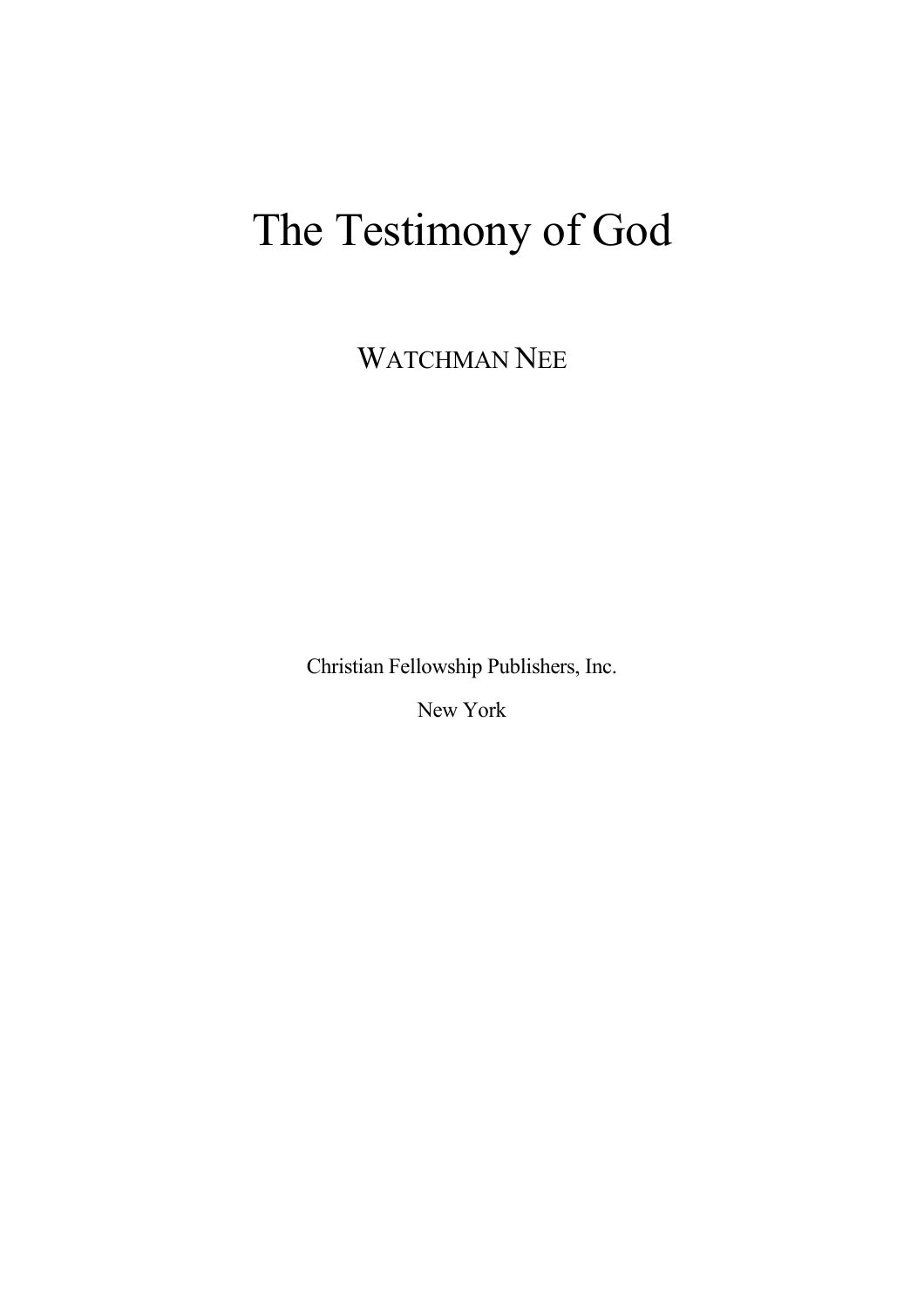# The Testimony of God

WATCHMAN NEE

Christian Fellowship Publishers, Inc.

New York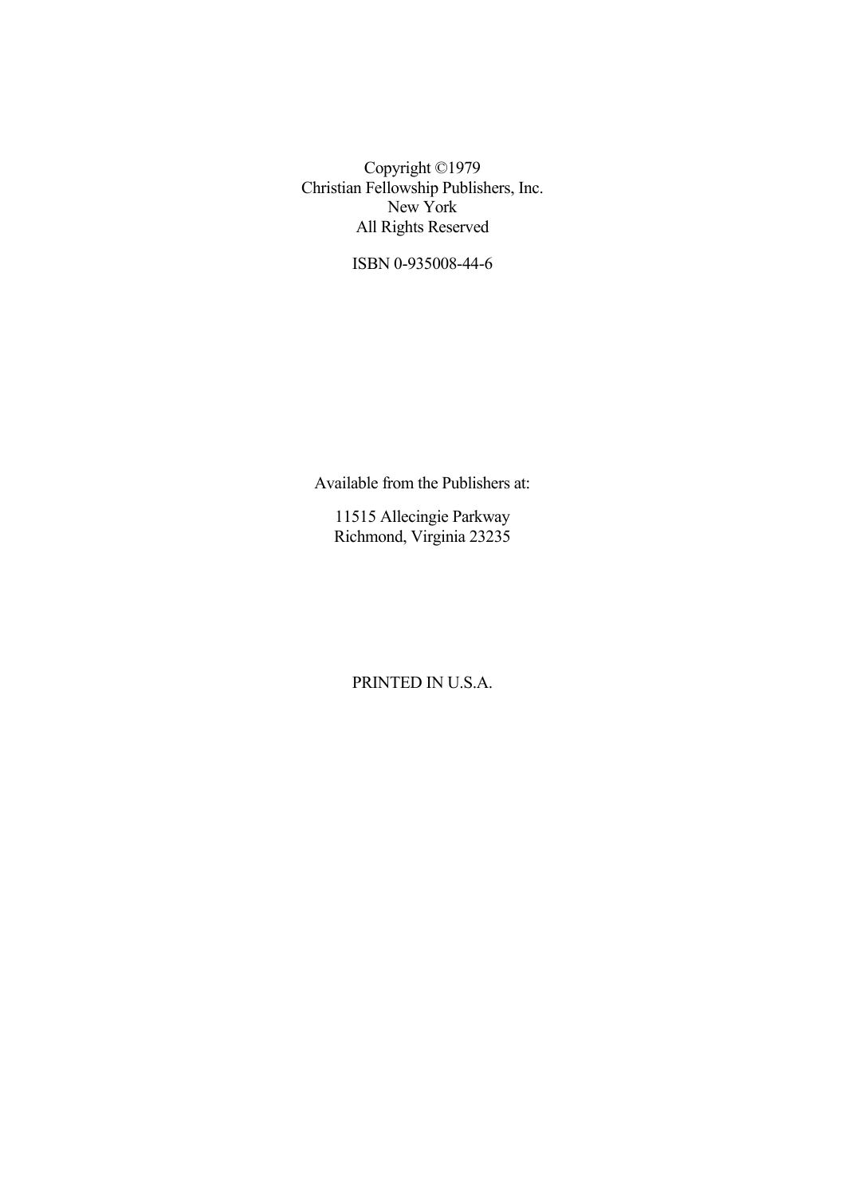Copyright ©1979
Christian Fellowship Publishers, Inc.
New York
All Rights Reserved

ISBN 0-935008-44-6

Available from the Publishers at:

11515 Allecingie Parkway
Richmond, Virginia 23235

PRINTED IN U.S.A.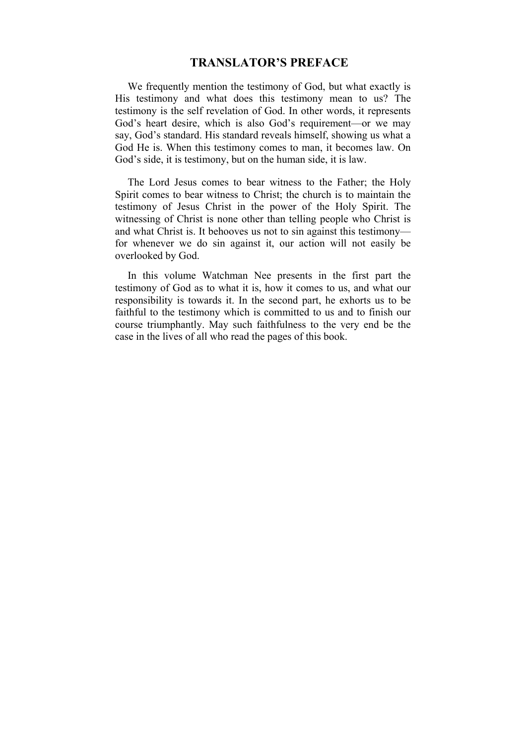# TRANSLATOR'S PREFACE

We frequently mention the testimony of God, but what exactly is His testimony and what does this testimony mean to us? The testimony is the self revelation of God. In other words, it represents God's heart desire, which is also God's requirement—or we may say, God's standard. His standard reveals himself, showing us what a God He is. When this testimony comes to man, it becomes law. On God's side, it is testimony, but on the human side, it is law.

The Lord Jesus comes to bear witness to the Father; the Holy Spirit comes to bear witness to Christ; the church is to maintain the testimony of Jesus Christ in the power of the Holy Spirit. The witnessing of Christ is none other than telling people who Christ is and what Christ is. It behooves us not to sin against this testimony—for whenever we do sin against it, our action will not easily be overlooked by God.

In this volume Watchman Nee presents in the first part the testimony of God as to what it is, how it comes to us, and what our responsibility is towards it. In the second part, he exhorts us to be faithful to the testimony which is committed to us and to finish our course triumphantly. May such faithfulness to the very end be the case in the lives of all who read the pages of this book.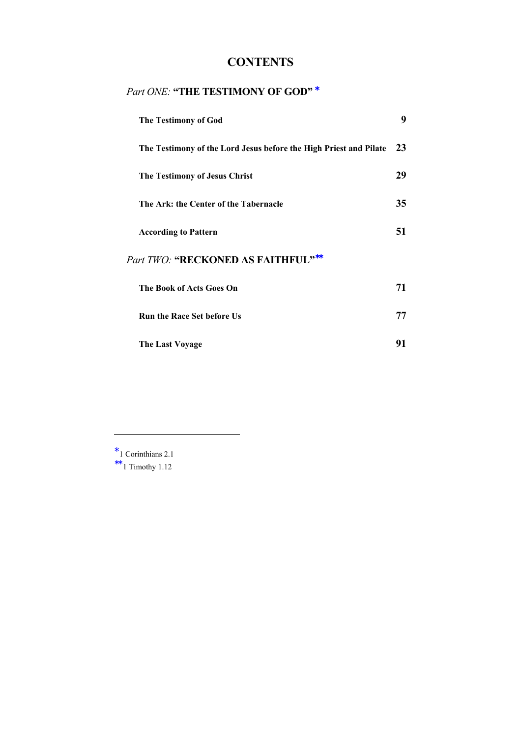# CONTENTS

## *Part ONE:* **"THE TESTIMONY OF GOD"** *

| | |
|---|---|
| **The Testimony of God** | **9** |
| **The Testimony of the Lord Jesus before the High Priest and Pilate** | **23** |
| **The Testimony of Jesus Christ** | **29** |
| **The Ark: the Center of the Tabernacle** | **35** |
| **According to Pattern** | **51** |

## *Part TWO:* **"RECKONED AS FAITHFUL"****

| | |
|---|---|
| **The Book of Acts Goes On** | **71** |
| **Run the Race Set before Us** | **77** |
| **The Last Voyage** | **91** |

---

* 1 Corinthians 2.1
** 1 Timothy 1.12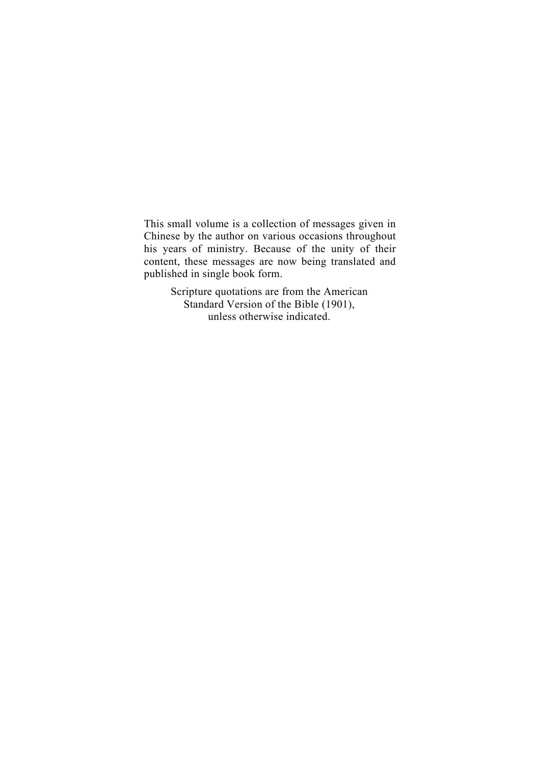This small volume is a collection of messages given in Chinese by the author on various occasions throughout his years of ministry. Because of the unity of their content, these messages are now being translated and published in single book form.

Scripture quotations are from the American Standard Version of the Bible (1901), unless otherwise indicated.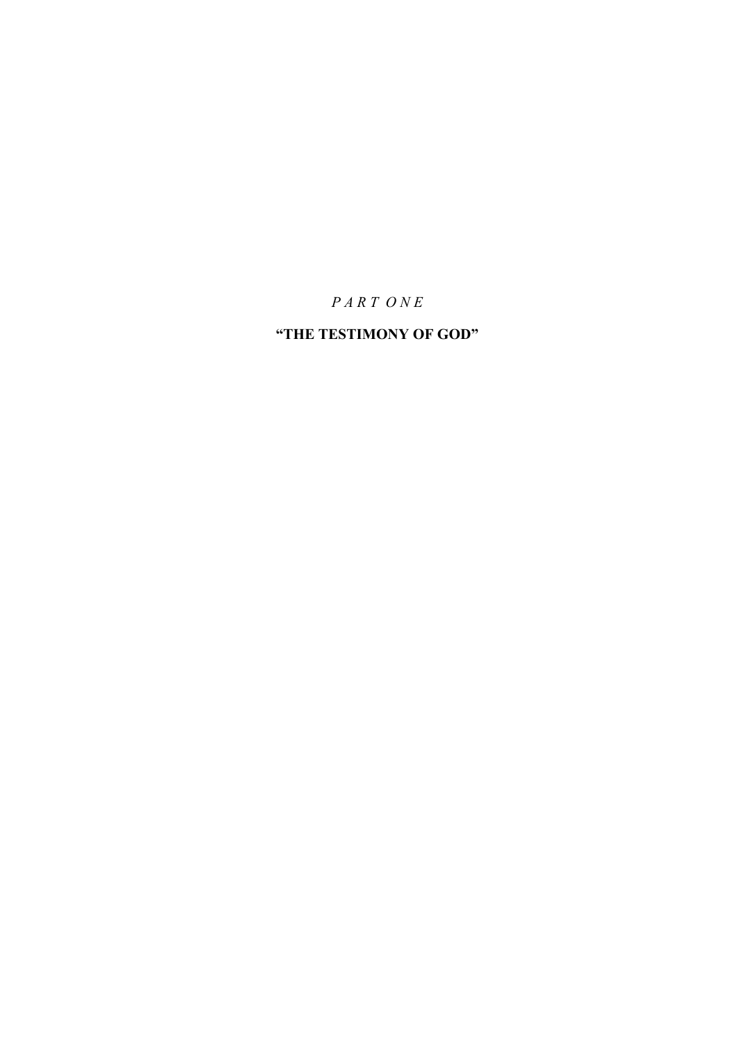*P A R T O N E*

# "THE TESTIMONY OF GOD"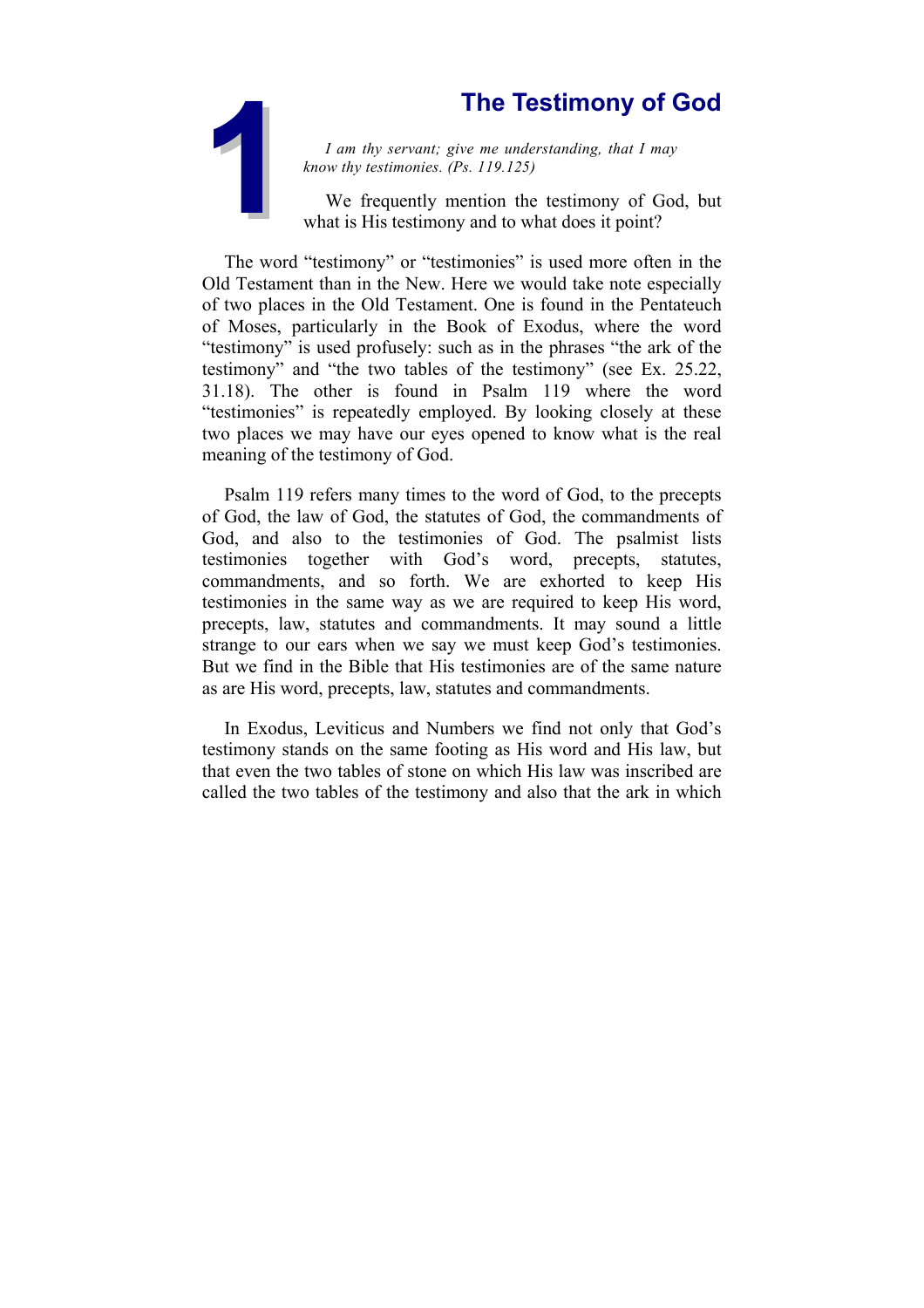# 1 The Testimony of God

*I am thy servant; give me understanding, that I may know thy testimonies. (Ps. 119.125)*

We frequently mention the testimony of God, but what is His testimony and to what does it point?

The word "testimony" or "testimonies" is used more often in the Old Testament than in the New. Here we would take note especially of two places in the Old Testament. One is found in the Pentateuch of Moses, particularly in the Book of Exodus, where the word "testimony" is used profusely: such as in the phrases "the ark of the testimony" and "the two tables of the testimony" (see Ex. 25.22, 31.18). The other is found in Psalm 119 where the word "testimonies" is repeatedly employed. By looking closely at these two places we may have our eyes opened to know what is the real meaning of the testimony of God.

Psalm 119 refers many times to the word of God, to the precepts of God, the law of God, the statutes of God, the commandments of God, and also to the testimonies of God. The psalmist lists testimonies together with God's word, precepts, statutes, commandments, and so forth. We are exhorted to keep His testimonies in the same way as we are required to keep His word, precepts, law, statutes and commandments. It may sound a little strange to our ears when we say we must keep God's testimonies. But we find in the Bible that His testimonies are of the same nature as are His word, precepts, law, statutes and commandments.

In Exodus, Leviticus and Numbers we find not only that God's testimony stands on the same footing as His word and His law, but that even the two tables of stone on which His law was inscribed are called the two tables of the testimony and also that the ark in which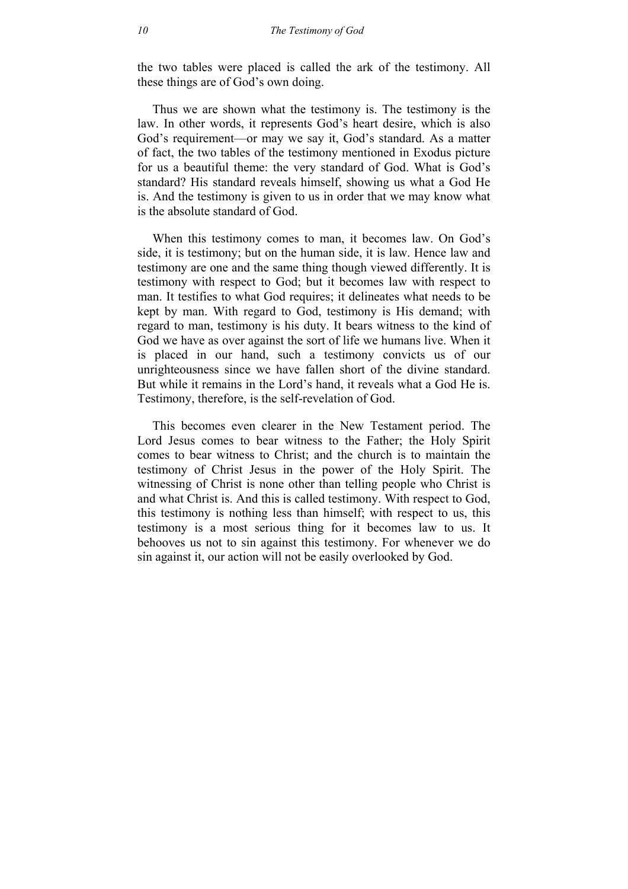the two tables were placed is called the ark of the testimony. All these things are of God's own doing.

Thus we are shown what the testimony is. The testimony is the law. In other words, it represents God's heart desire, which is also God's requirement—or may we say it, God's standard. As a matter of fact, the two tables of the testimony mentioned in Exodus picture for us a beautiful theme: the very standard of God. What is God's standard? His standard reveals himself, showing us what a God He is. And the testimony is given to us in order that we may know what is the absolute standard of God.

When this testimony comes to man, it becomes law. On God's side, it is testimony; but on the human side, it is law. Hence law and testimony are one and the same thing though viewed differently. It is testimony with respect to God; but it becomes law with respect to man. It testifies to what God requires; it delineates what needs to be kept by man. With regard to God, testimony is His demand; with regard to man, testimony is his duty. It bears witness to the kind of God we have as over against the sort of life we humans live. When it is placed in our hand, such a testimony convicts us of our unrighteousness since we have fallen short of the divine standard. But while it remains in the Lord's hand, it reveals what a God He is. Testimony, therefore, is the self-revelation of God.

This becomes even clearer in the New Testament period. The Lord Jesus comes to bear witness to the Father; the Holy Spirit comes to bear witness to Christ; and the church is to maintain the testimony of Christ Jesus in the power of the Holy Spirit. The witnessing of Christ is none other than telling people who Christ is and what Christ is. And this is called testimony. With respect to God, this testimony is nothing less than himself; with respect to us, this testimony is a most serious thing for it becomes law to us. It behooves us not to sin against this testimony. For whenever we do sin against it, our action will not be easily overlooked by God.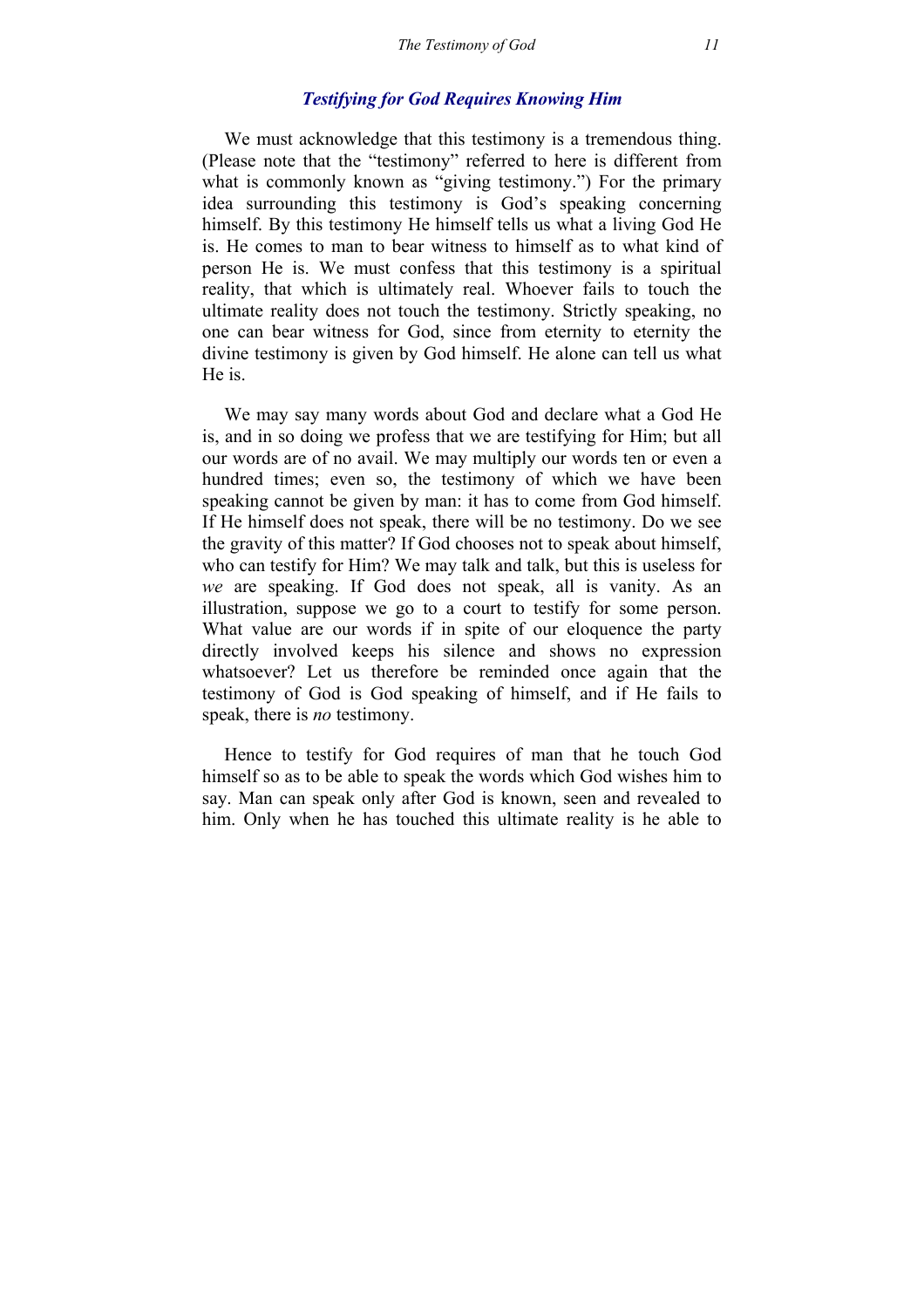### *Testifying for God Requires Knowing Him*

We must acknowledge that this testimony is a tremendous thing. (Please note that the "testimony" referred to here is different from what is commonly known as "giving testimony.") For the primary idea surrounding this testimony is God's speaking concerning himself. By this testimony He himself tells us what a living God He is. He comes to man to bear witness to himself as to what kind of person He is. We must confess that this testimony is a spiritual reality, that which is ultimately real. Whoever fails to touch the ultimate reality does not touch the testimony. Strictly speaking, no one can bear witness for God, since from eternity to eternity the divine testimony is given by God himself. He alone can tell us what He is.

We may say many words about God and declare what a God He is, and in so doing we profess that we are testifying for Him; but all our words are of no avail. We may multiply our words ten or even a hundred times; even so, the testimony of which we have been speaking cannot be given by man: it has to come from God himself. If He himself does not speak, there will be no testimony. Do we see the gravity of this matter? If God chooses not to speak about himself, who can testify for Him? We may talk and talk, but this is useless for *we* are speaking. If God does not speak, all is vanity. As an illustration, suppose we go to a court to testify for some person. What value are our words if in spite of our eloquence the party directly involved keeps his silence and shows no expression whatsoever? Let us therefore be reminded once again that the testimony of God is God speaking of himself, and if He fails to speak, there is *no* testimony.

Hence to testify for God requires of man that he touch God himself so as to be able to speak the words which God wishes him to say. Man can speak only after God is known, seen and revealed to him. Only when he has touched this ultimate reality is he able to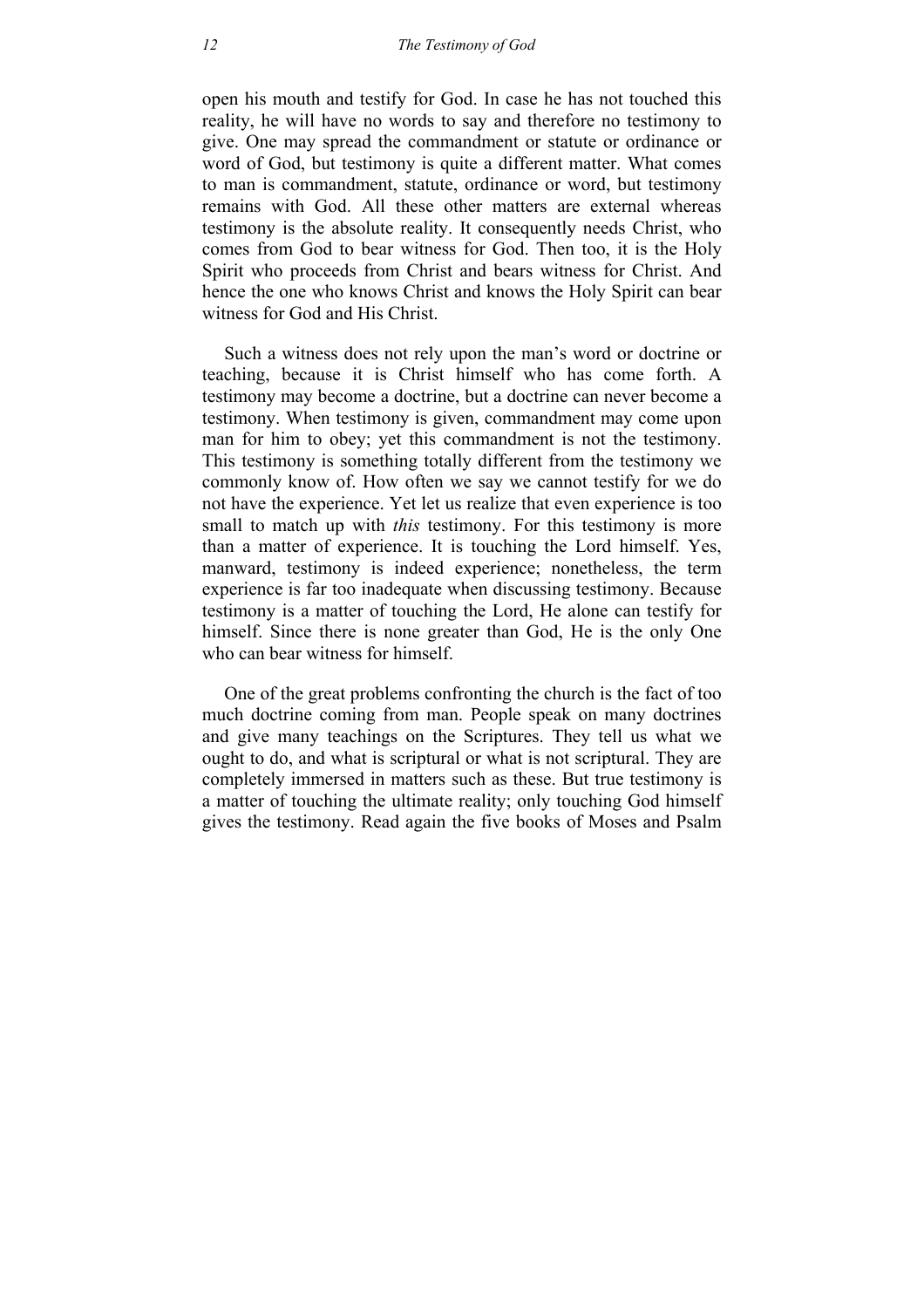open his mouth and testify for God. In case he has not touched this reality, he will have no words to say and therefore no testimony to give. One may spread the commandment or statute or ordinance or word of God, but testimony is quite a different matter. What comes to man is commandment, statute, ordinance or word, but testimony remains with God. All these other matters are external whereas testimony is the absolute reality. It consequently needs Christ, who comes from God to bear witness for God. Then too, it is the Holy Spirit who proceeds from Christ and bears witness for Christ. And hence the one who knows Christ and knows the Holy Spirit can bear witness for God and His Christ.

Such a witness does not rely upon the man's word or doctrine or teaching, because it is Christ himself who has come forth. A testimony may become a doctrine, but a doctrine can never become a testimony. When testimony is given, commandment may come upon man for him to obey; yet this commandment is not the testimony. This testimony is something totally different from the testimony we commonly know of. How often we say we cannot testify for we do not have the experience. Yet let us realize that even experience is too small to match up with *this* testimony. For this testimony is more than a matter of experience. It is touching the Lord himself. Yes, manward, testimony is indeed experience; nonetheless, the term experience is far too inadequate when discussing testimony. Because testimony is a matter of touching the Lord, He alone can testify for himself. Since there is none greater than God, He is the only One who can bear witness for himself.

One of the great problems confronting the church is the fact of too much doctrine coming from man. People speak on many doctrines and give many teachings on the Scriptures. They tell us what we ought to do, and what is scriptural or what is not scriptural. They are completely immersed in matters such as these. But true testimony is a matter of touching the ultimate reality; only touching God himself gives the testimony. Read again the five books of Moses and Psalm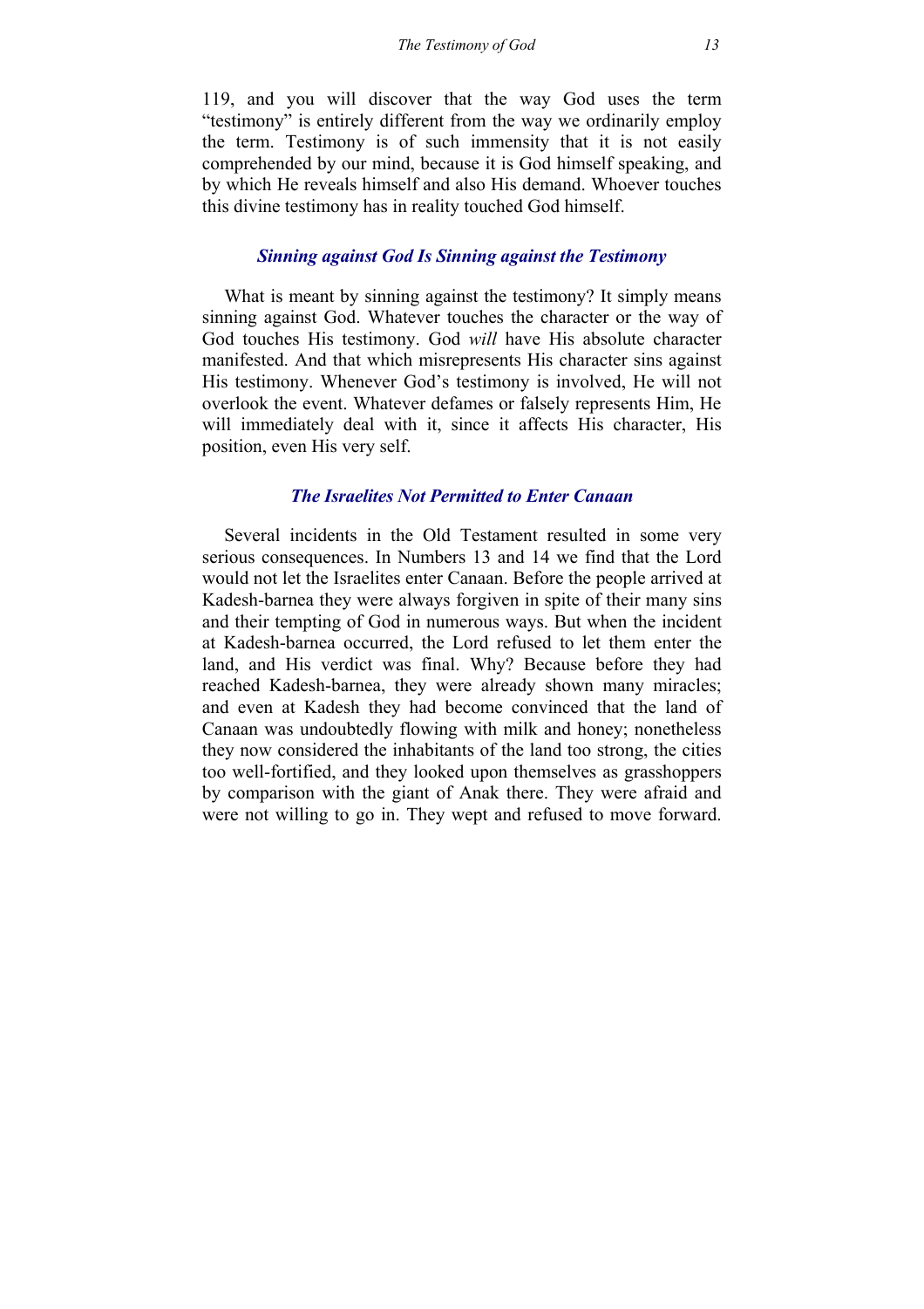119, and you will discover that the way God uses the term "testimony" is entirely different from the way we ordinarily employ the term. Testimony is of such immensity that it is not easily comprehended by our mind, because it is God himself speaking, and by which He reveals himself and also His demand. Whoever touches this divine testimony has in reality touched God himself.

### *Sinning against God Is Sinning against the Testimony*

What is meant by sinning against the testimony? It simply means sinning against God. Whatever touches the character or the way of God touches His testimony. God *will* have His absolute character manifested. And that which misrepresents His character sins against His testimony. Whenever God's testimony is involved, He will not overlook the event. Whatever defames or falsely represents Him, He will immediately deal with it, since it affects His character, His position, even His very self.

### *The Israelites Not Permitted to Enter Canaan*

Several incidents in the Old Testament resulted in some very serious consequences. In Numbers 13 and 14 we find that the Lord would not let the Israelites enter Canaan. Before the people arrived at Kadesh-barnea they were always forgiven in spite of their many sins and their tempting of God in numerous ways. But when the incident at Kadesh-barnea occurred, the Lord refused to let them enter the land, and His verdict was final. Why? Because before they had reached Kadesh-barnea, they were already shown many miracles; and even at Kadesh they had become convinced that the land of Canaan was undoubtedly flowing with milk and honey; nonetheless they now considered the inhabitants of the land too strong, the cities too well-fortified, and they looked upon themselves as grasshoppers by comparison with the giant of Anak there. They were afraid and were not willing to go in. They wept and refused to move forward.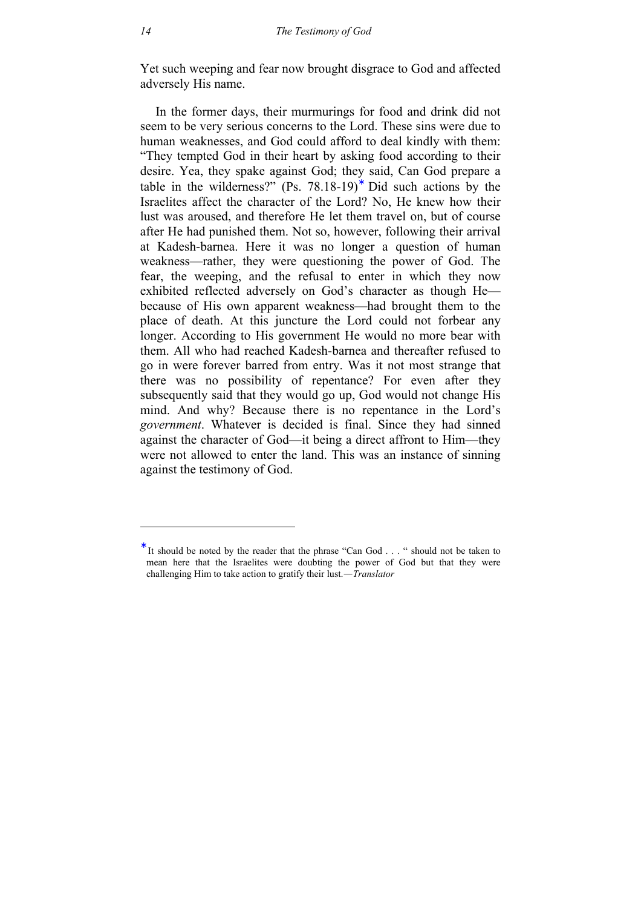Yet such weeping and fear now brought disgrace to God and affected adversely His name.

In the former days, their murmurings for food and drink did not seem to be very serious concerns to the Lord. These sins were due to human weaknesses, and God could afford to deal kindly with them: "They tempted God in their heart by asking food according to their desire. Yea, they spake against God; they said, Can God prepare a table in the wilderness?" (Ps. 78.18-19)* Did such actions by the Israelites affect the character of the Lord? No, He knew how their lust was aroused, and therefore He let them travel on, but of course after He had punished them. Not so, however, following their arrival at Kadesh-barnea. Here it was no longer a question of human weakness—rather, they were questioning the power of God. The fear, the weeping, and the refusal to enter in which they now exhibited reflected adversely on God's character as though He—because of His own apparent weakness—had brought them to the place of death. At this juncture the Lord could not forbear any longer. According to His government He would no more bear with them. All who had reached Kadesh-barnea and thereafter refused to go in were forever barred from entry. Was it not most strange that there was no possibility of repentance? For even after they subsequently said that they would go up, God would not change His mind. And why? Because there is no repentance in the Lord's *government*. Whatever is decided is final. Since they had sinned against the character of God—it being a direct affront to Him—they were not allowed to enter the land. This was an instance of sinning against the testimony of God.

---

* It should be noted by the reader that the phrase "Can God . . . " should not be taken to mean here that the Israelites were doubting the power of God but that they were challenging Him to take action to gratify their lust.—*Translator*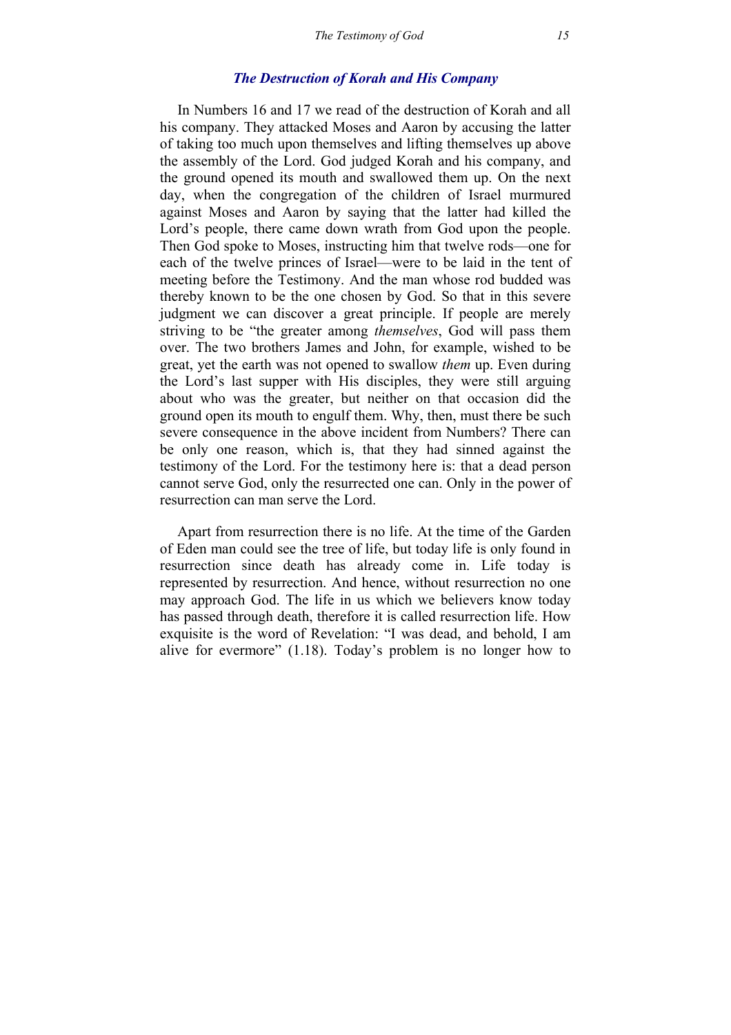### *The Destruction of Korah and His Company*

In Numbers 16 and 17 we read of the destruction of Korah and all his company. They attacked Moses and Aaron by accusing the latter of taking too much upon themselves and lifting themselves up above the assembly of the Lord. God judged Korah and his company, and the ground opened its mouth and swallowed them up. On the next day, when the congregation of the children of Israel murmured against Moses and Aaron by saying that the latter had killed the Lord's people, there came down wrath from God upon the people. Then God spoke to Moses, instructing him that twelve rods—one for each of the twelve princes of Israel—were to be laid in the tent of meeting before the Testimony. And the man whose rod budded was thereby known to be the one chosen by God. So that in this severe judgment we can discover a great principle. If people are merely striving to be "the greater among *themselves*, God will pass them over. The two brothers James and John, for example, wished to be great, yet the earth was not opened to swallow *them* up. Even during the Lord's last supper with His disciples, they were still arguing about who was the greater, but neither on that occasion did the ground open its mouth to engulf them. Why, then, must there be such severe consequence in the above incident from Numbers? There can be only one reason, which is, that they had sinned against the testimony of the Lord. For the testimony here is: that a dead person cannot serve God, only the resurrected one can. Only in the power of resurrection can man serve the Lord.

Apart from resurrection there is no life. At the time of the Garden of Eden man could see the tree of life, but today life is only found in resurrection since death has already come in. Life today is represented by resurrection. And hence, without resurrection no one may approach God. The life in us which we believers know today has passed through death, therefore it is called resurrection life. How exquisite is the word of Revelation: "I was dead, and behold, I am alive for evermore" (1.18). Today's problem is no longer how to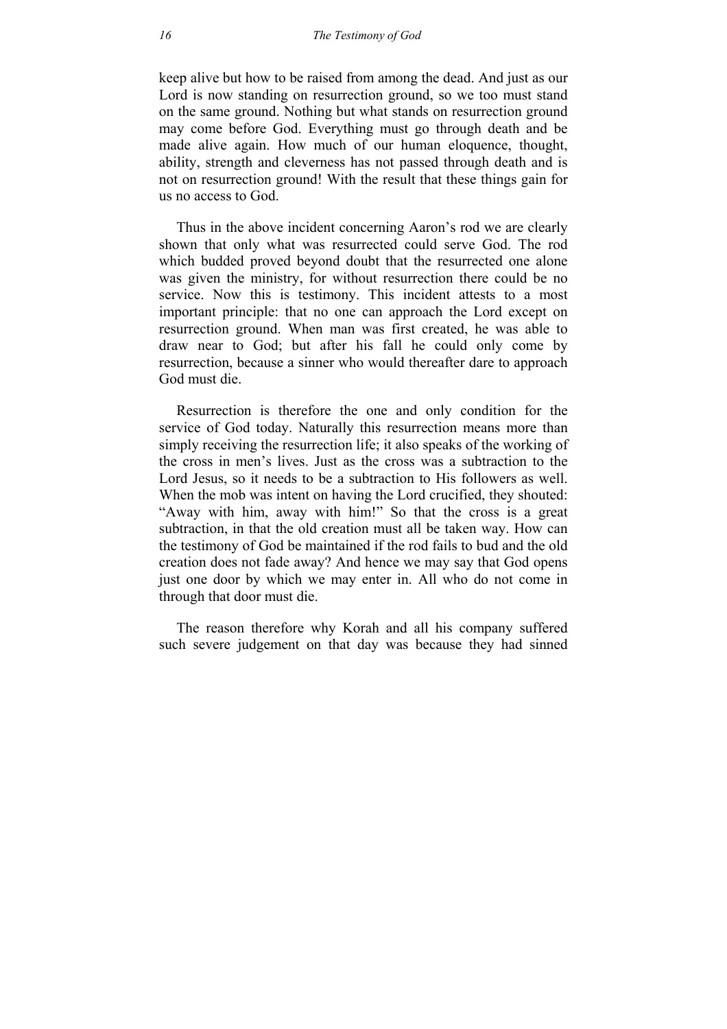keep alive but how to be raised from among the dead. And just as our Lord is now standing on resurrection ground, so we too must stand on the same ground. Nothing but what stands on resurrection ground may come before God. Everything must go through death and be made alive again. How much of our human eloquence, thought, ability, strength and cleverness has not passed through death and is not on resurrection ground! With the result that these things gain for us no access to God.

Thus in the above incident concerning Aaron's rod we are clearly shown that only what was resurrected could serve God. The rod which budded proved beyond doubt that the resurrected one alone was given the ministry, for without resurrection there could be no service. Now this is testimony. This incident attests to a most important principle: that no one can approach the Lord except on resurrection ground. When man was first created, he was able to draw near to God; but after his fall he could only come by resurrection, because a sinner who would thereafter dare to approach God must die.

Resurrection is therefore the one and only condition for the service of God today. Naturally this resurrection means more than simply receiving the resurrection life; it also speaks of the working of the cross in men's lives. Just as the cross was a subtraction to the Lord Jesus, so it needs to be a subtraction to His followers as well. When the mob was intent on having the Lord crucified, they shouted: "Away with him, away with him!" So that the cross is a great subtraction, in that the old creation must all be taken way. How can the testimony of God be maintained if the rod fails to bud and the old creation does not fade away? And hence we may say that God opens just one door by which we may enter in. All who do not come in through that door must die.

The reason therefore why Korah and all his company suffered such severe judgement on that day was because they had sinned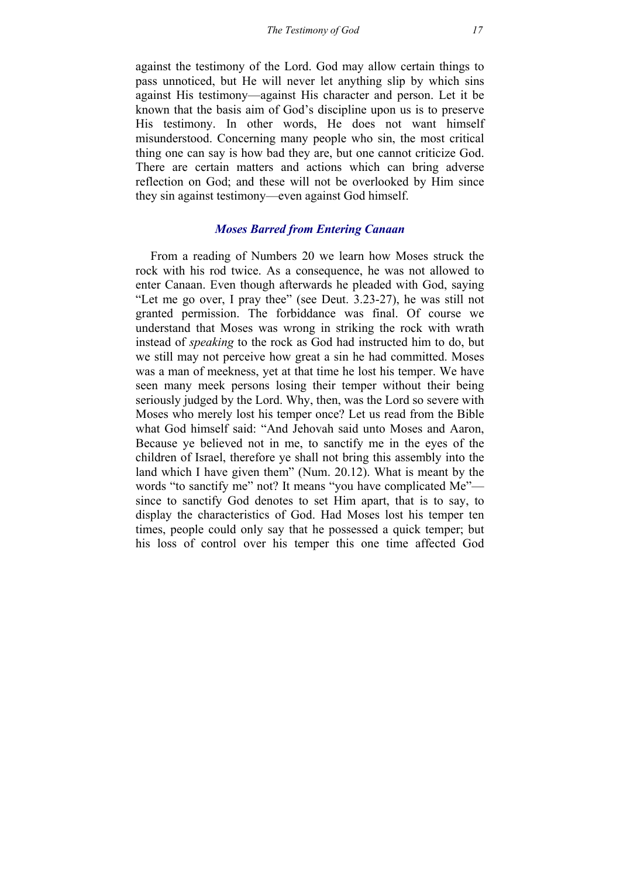against the testimony of the Lord. God may allow certain things to pass unnoticed, but He will never let anything slip by which sins against His testimony—against His character and person. Let it be known that the basis aim of God's discipline upon us is to preserve His testimony. In other words, He does not want himself misunderstood. Concerning many people who sin, the most critical thing one can say is how bad they are, but one cannot criticize God. There are certain matters and actions which can bring adverse reflection on God; and these will not be overlooked by Him since they sin against testimony—even against God himself.

### *Moses Barred from Entering Canaan*

From a reading of Numbers 20 we learn how Moses struck the rock with his rod twice. As a consequence, he was not allowed to enter Canaan. Even though afterwards he pleaded with God, saying "Let me go over, I pray thee" (see Deut. 3.23-27), he was still not granted permission. The forbiddance was final. Of course we understand that Moses was wrong in striking the rock with wrath instead of *speaking* to the rock as God had instructed him to do, but we still may not perceive how great a sin he had committed. Moses was a man of meekness, yet at that time he lost his temper. We have seen many meek persons losing their temper without their being seriously judged by the Lord. Why, then, was the Lord so severe with Moses who merely lost his temper once? Let us read from the Bible what God himself said: "And Jehovah said unto Moses and Aaron, Because ye believed not in me, to sanctify me in the eyes of the children of Israel, therefore ye shall not bring this assembly into the land which I have given them" (Num. 20.12). What is meant by the words "to sanctify me" not? It means "you have complicated Me"—since to sanctify God denotes to set Him apart, that is to say, to display the characteristics of God. Had Moses lost his temper ten times, people could only say that he possessed a quick temper; but his loss of control over his temper this one time affected God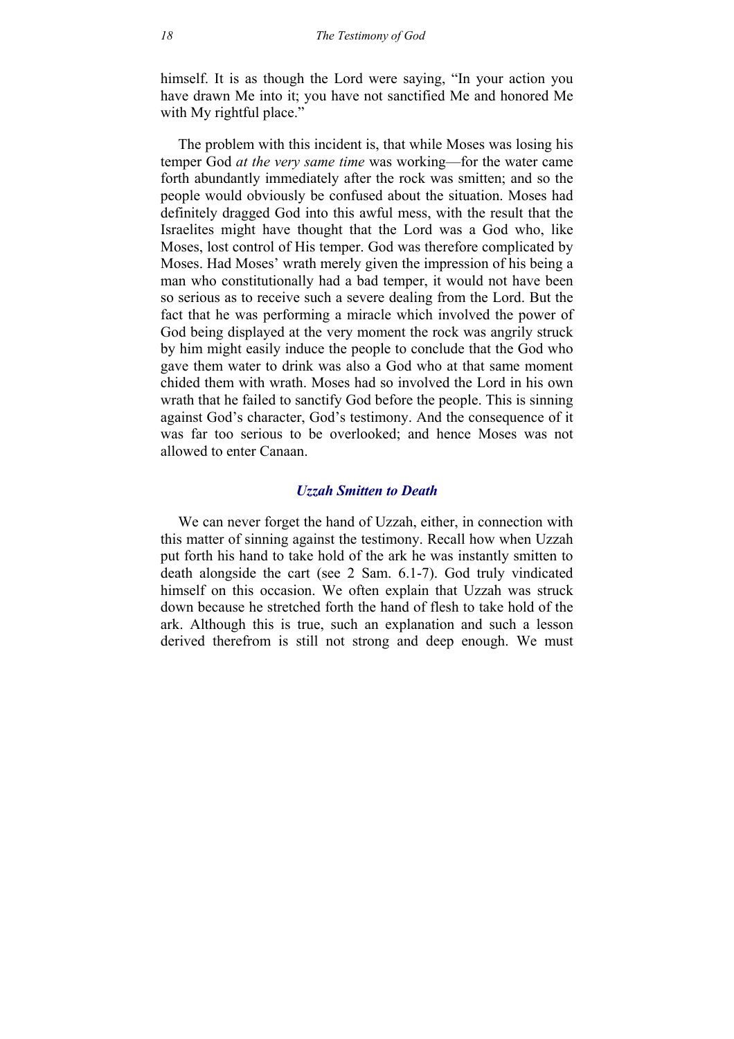himself. It is as though the Lord were saying, "In your action you have drawn Me into it; you have not sanctified Me and honored Me with My rightful place."

The problem with this incident is, that while Moses was losing his temper God *at the very same time* was working—for the water came forth abundantly immediately after the rock was smitten; and so the people would obviously be confused about the situation. Moses had definitely dragged God into this awful mess, with the result that the Israelites might have thought that the Lord was a God who, like Moses, lost control of His temper. God was therefore complicated by Moses. Had Moses' wrath merely given the impression of his being a man who constitutionally had a bad temper, it would not have been so serious as to receive such a severe dealing from the Lord. But the fact that he was performing a miracle which involved the power of God being displayed at the very moment the rock was angrily struck by him might easily induce the people to conclude that the God who gave them water to drink was also a God who at that same moment chided them with wrath. Moses had so involved the Lord in his own wrath that he failed to sanctify God before the people. This is sinning against God's character, God's testimony. And the consequence of it was far too serious to be overlooked; and hence Moses was not allowed to enter Canaan.

### *Uzzah Smitten to Death*

We can never forget the hand of Uzzah, either, in connection with this matter of sinning against the testimony. Recall how when Uzzah put forth his hand to take hold of the ark he was instantly smitten to death alongside the cart (see 2 Sam. 6.1-7). God truly vindicated himself on this occasion. We often explain that Uzzah was struck down because he stretched forth the hand of flesh to take hold of the ark. Although this is true, such an explanation and such a lesson derived therefrom is still not strong and deep enough. We must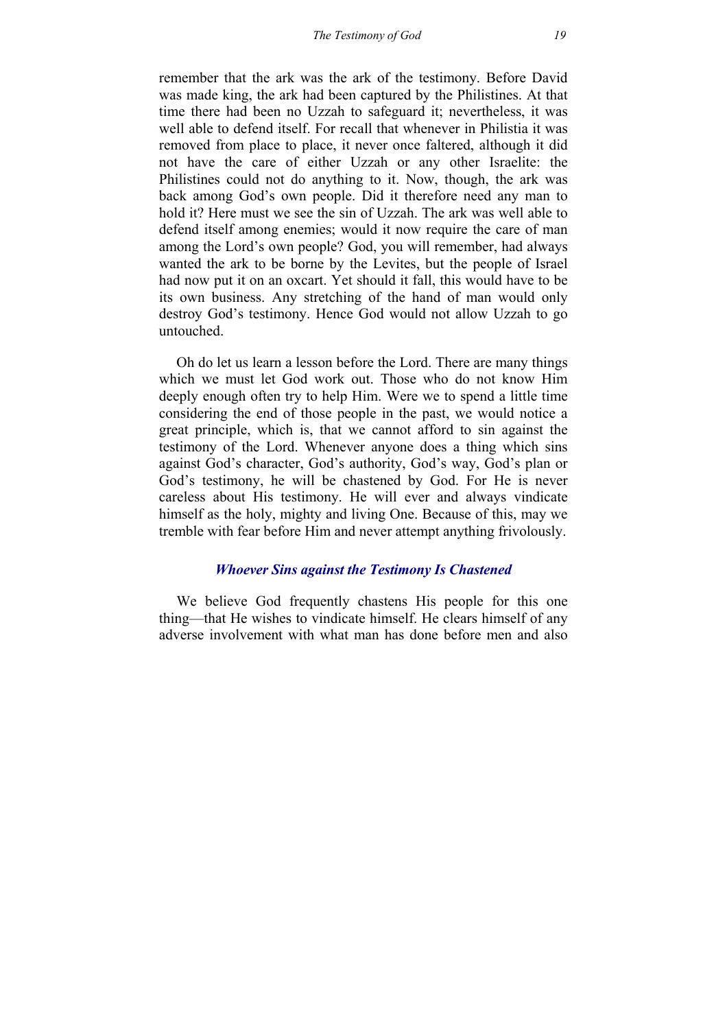remember that the ark was the ark of the testimony. Before David was made king, the ark had been captured by the Philistines. At that time there had been no Uzzah to safeguard it; nevertheless, it was well able to defend itself. For recall that whenever in Philistia it was removed from place to place, it never once faltered, although it did not have the care of either Uzzah or any other Israelite: the Philistines could not do anything to it. Now, though, the ark was back among God's own people. Did it therefore need any man to hold it? Here must we see the sin of Uzzah. The ark was well able to defend itself among enemies; would it now require the care of man among the Lord's own people? God, you will remember, had always wanted the ark to be borne by the Levites, but the people of Israel had now put it on an oxcart. Yet should it fall, this would have to be its own business. Any stretching of the hand of man would only destroy God's testimony. Hence God would not allow Uzzah to go untouched.

Oh do let us learn a lesson before the Lord. There are many things which we must let God work out. Those who do not know Him deeply enough often try to help Him. Were we to spend a little time considering the end of those people in the past, we would notice a great principle, which is, that we cannot afford to sin against the testimony of the Lord. Whenever anyone does a thing which sins against God's character, God's authority, God's way, God's plan or God's testimony, he will be chastened by God. For He is never careless about His testimony. He will ever and always vindicate himself as the holy, mighty and living One. Because of this, may we tremble with fear before Him and never attempt anything frivolously.

### *Whoever Sins against the Testimony Is Chastened*

We believe God frequently chastens His people for this one thing—that He wishes to vindicate himself. He clears himself of any adverse involvement with what man has done before men and also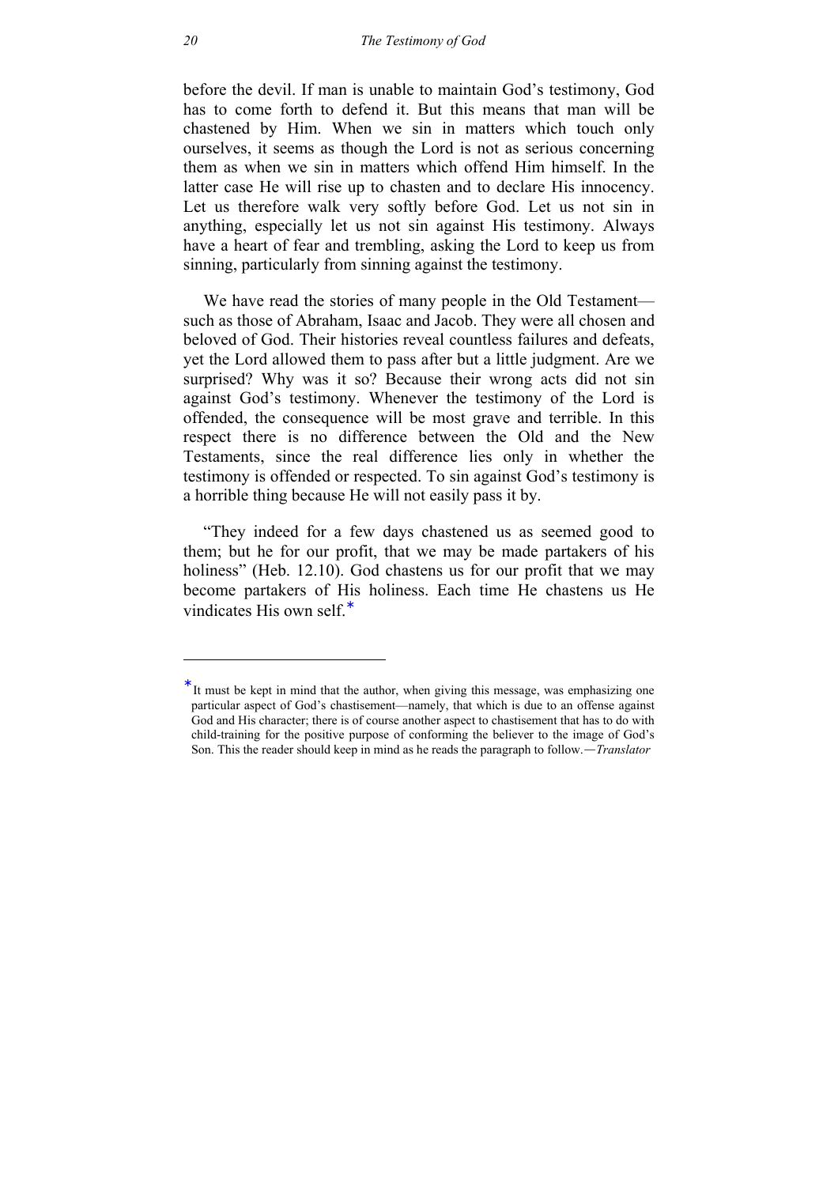before the devil. If man is unable to maintain God's testimony, God has to come forth to defend it. But this means that man will be chastened by Him. When we sin in matters which touch only ourselves, it seems as though the Lord is not as serious concerning them as when we sin in matters which offend Him himself. In the latter case He will rise up to chasten and to declare His innocency. Let us therefore walk very softly before God. Let us not sin in anything, especially let us not sin against His testimony. Always have a heart of fear and trembling, asking the Lord to keep us from sinning, particularly from sinning against the testimony.

We have read the stories of many people in the Old Testament—such as those of Abraham, Isaac and Jacob. They were all chosen and beloved of God. Their histories reveal countless failures and defeats, yet the Lord allowed them to pass after but a little judgment. Are we surprised? Why was it so? Because their wrong acts did not sin against God's testimony. Whenever the testimony of the Lord is offended, the consequence will be most grave and terrible. In this respect there is no difference between the Old and the New Testaments, since the real difference lies only in whether the testimony is offended or respected. To sin against God's testimony is a horrible thing because He will not easily pass it by.

"They indeed for a few days chastened us as seemed good to them; but he for our profit, that we may be made partakers of his holiness" (Heb. 12.10). God chastens us for our profit that we may become partakers of His holiness. Each time He chastens us He vindicates His own self.*

---

* It must be kept in mind that the author, when giving this message, was emphasizing one particular aspect of God's chastisement—namely, that which is due to an offense against God and His character; there is of course another aspect to chastisement that has to do with child-training for the positive purpose of conforming the believer to the image of God's Son. This the reader should keep in mind as he reads the paragraph to follow.—*Translator*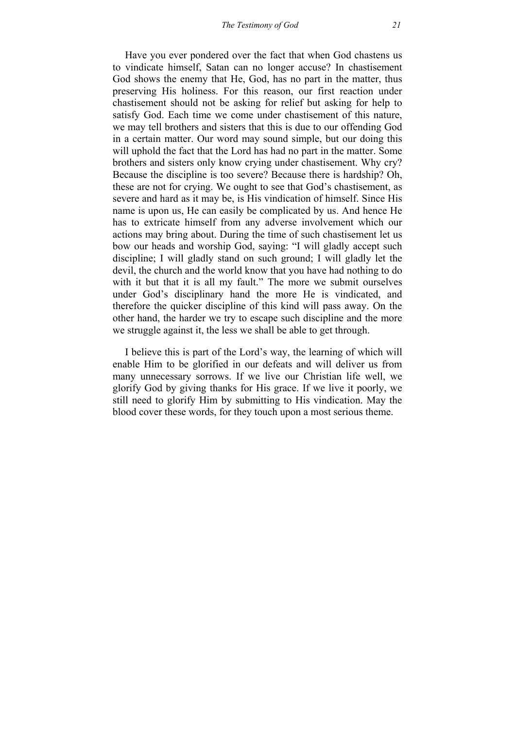Have you ever pondered over the fact that when God chastens us to vindicate himself, Satan can no longer accuse? In chastisement God shows the enemy that He, God, has no part in the matter, thus preserving His holiness. For this reason, our first reaction under chastisement should not be asking for relief but asking for help to satisfy God. Each time we come under chastisement of this nature, we may tell brothers and sisters that this is due to our offending God in a certain matter. Our word may sound simple, but our doing this will uphold the fact that the Lord has had no part in the matter. Some brothers and sisters only know crying under chastisement. Why cry? Because the discipline is too severe? Because there is hardship? Oh, these are not for crying. We ought to see that God's chastisement, as severe and hard as it may be, is His vindication of himself. Since His name is upon us, He can easily be complicated by us. And hence He has to extricate himself from any adverse involvement which our actions may bring about. During the time of such chastisement let us bow our heads and worship God, saying: "I will gladly accept such discipline; I will gladly stand on such ground; I will gladly let the devil, the church and the world know that you have had nothing to do with it but that it is all my fault." The more we submit ourselves under God's disciplinary hand the more He is vindicated, and therefore the quicker discipline of this kind will pass away. On the other hand, the harder we try to escape such discipline and the more we struggle against it, the less we shall be able to get through.

I believe this is part of the Lord's way, the learning of which will enable Him to be glorified in our defeats and will deliver us from many unnecessary sorrows. If we live our Christian life well, we glorify God by giving thanks for His grace. If we live it poorly, we still need to glorify Him by submitting to His vindication. May the blood cover these words, for they touch upon a most serious theme.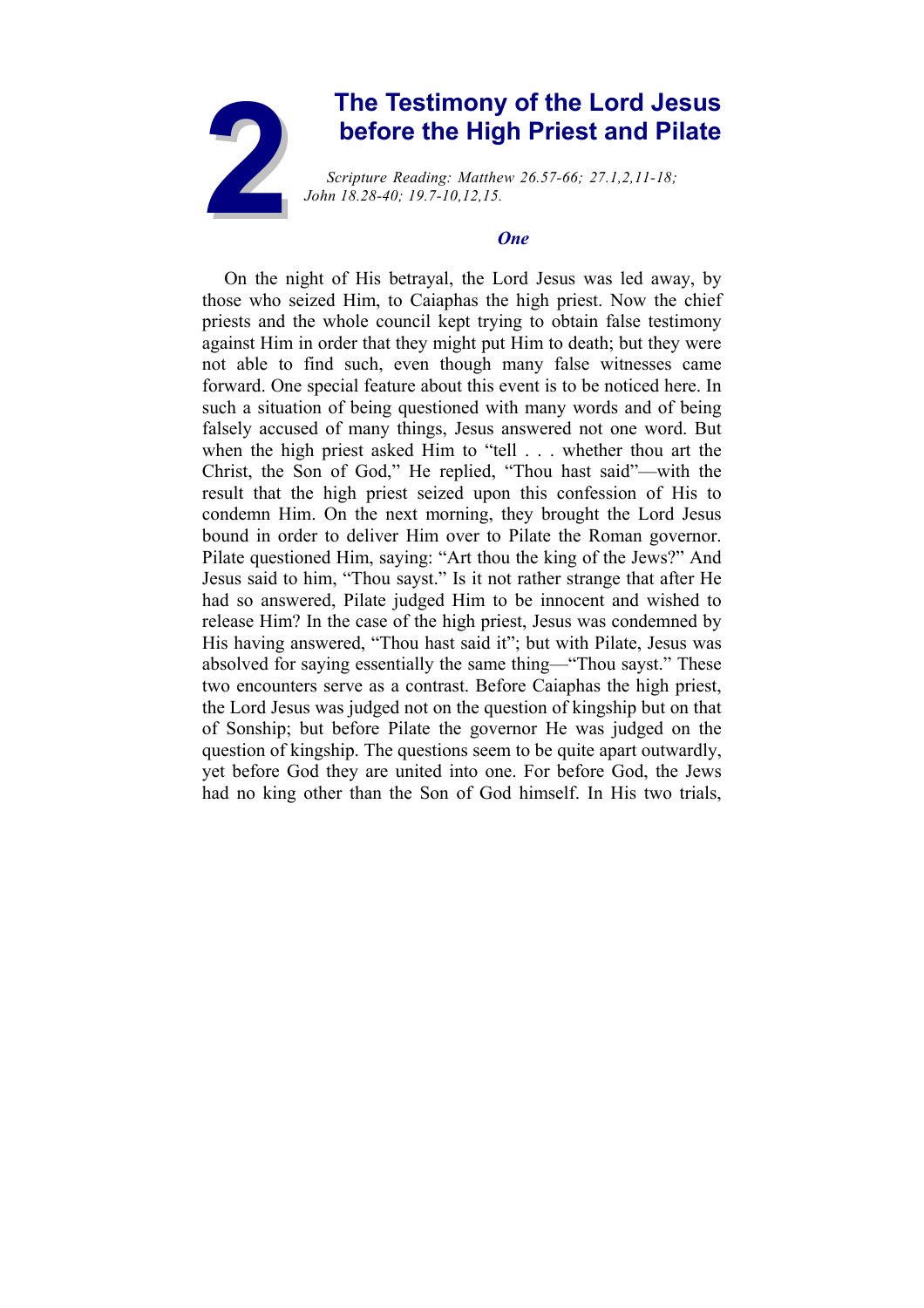# 2 The Testimony of the Lord Jesus before the High Priest and Pilate

*Scripture Reading: Matthew 26.57-66; 27.1,2,11-18; John 18.28-40; 19.7-10,12,15.*

## *One*

On the night of His betrayal, the Lord Jesus was led away, by those who seized Him, to Caiaphas the high priest. Now the chief priests and the whole council kept trying to obtain false testimony against Him in order that they might put Him to death; but they were not able to find such, even though many false witnesses came forward. One special feature about this event is to be noticed here. In such a situation of being questioned with many words and of being falsely accused of many things, Jesus answered not one word. But when the high priest asked Him to "tell . . . whether thou art the Christ, the Son of God," He replied, "Thou hast said"—with the result that the high priest seized upon this confession of His to condemn Him. On the next morning, they brought the Lord Jesus bound in order to deliver Him over to Pilate the Roman governor. Pilate questioned Him, saying: "Art thou the king of the Jews?" And Jesus said to him, "Thou sayst." Is it not rather strange that after He had so answered, Pilate judged Him to be innocent and wished to release Him? In the case of the high priest, Jesus was condemned by His having answered, "Thou hast said it"; but with Pilate, Jesus was absolved for saying essentially the same thing—"Thou sayst." These two encounters serve as a contrast. Before Caiaphas the high priest, the Lord Jesus was judged not on the question of kingship but on that of Sonship; but before Pilate the governor He was judged on the question of kingship. The questions seem to be quite apart outwardly, yet before God they are united into one. For before God, the Jews had no king other than the Son of God himself. In His two trials,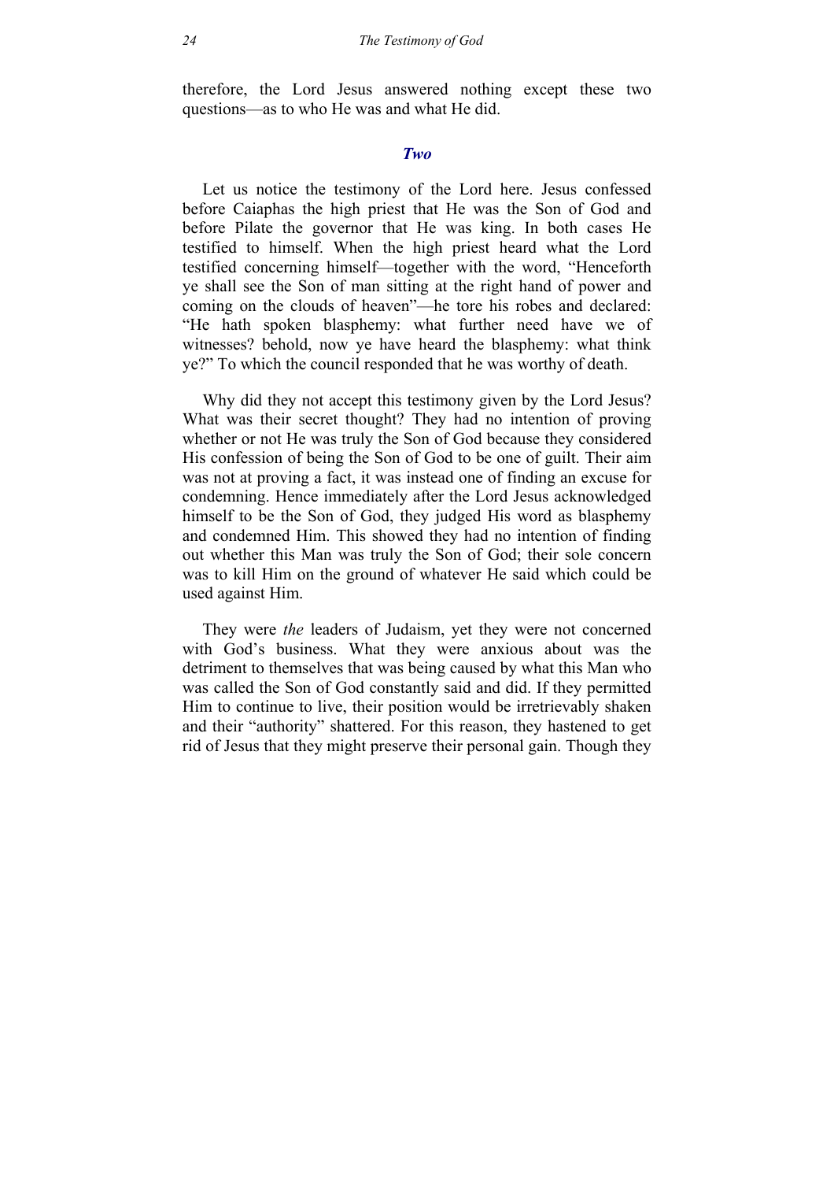therefore, the Lord Jesus answered nothing except these two questions—as to who He was and what He did.

### *Two*

Let us notice the testimony of the Lord here. Jesus confessed before Caiaphas the high priest that He was the Son of God and before Pilate the governor that He was king. In both cases He testified to himself. When the high priest heard what the Lord testified concerning himself—together with the word, "Henceforth ye shall see the Son of man sitting at the right hand of power and coming on the clouds of heaven"—he tore his robes and declared: "He hath spoken blasphemy: what further need have we of witnesses? behold, now ye have heard the blasphemy: what think ye?" To which the council responded that he was worthy of death.

Why did they not accept this testimony given by the Lord Jesus? What was their secret thought? They had no intention of proving whether or not He was truly the Son of God because they considered His confession of being the Son of God to be one of guilt. Their aim was not at proving a fact, it was instead one of finding an excuse for condemning. Hence immediately after the Lord Jesus acknowledged himself to be the Son of God, they judged His word as blasphemy and condemned Him. This showed they had no intention of finding out whether this Man was truly the Son of God; their sole concern was to kill Him on the ground of whatever He said which could be used against Him.

They were *the* leaders of Judaism, yet they were not concerned with God's business. What they were anxious about was the detriment to themselves that was being caused by what this Man who was called the Son of God constantly said and did. If they permitted Him to continue to live, their position would be irretrievably shaken and their "authority" shattered. For this reason, they hastened to get rid of Jesus that they might preserve their personal gain. Though they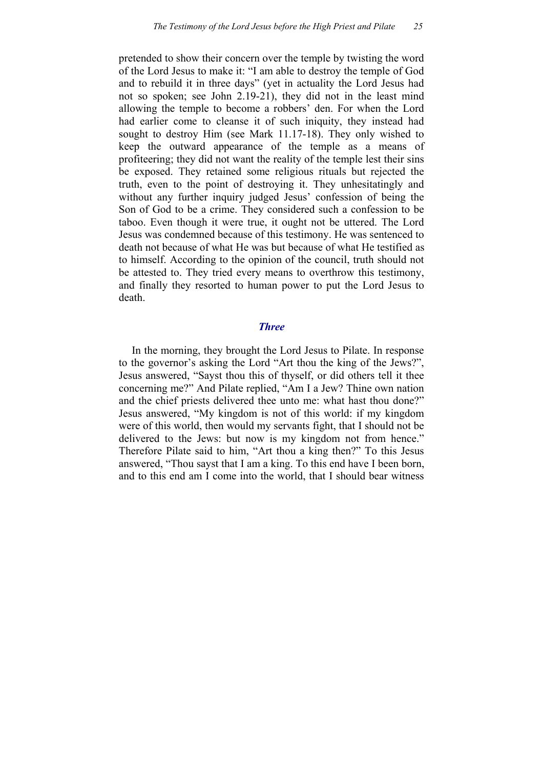pretended to show their concern over the temple by twisting the word of the Lord Jesus to make it: "I am able to destroy the temple of God and to rebuild it in three days" (yet in actuality the Lord Jesus had not so spoken; see John 2.19-21), they did not in the least mind allowing the temple to become a robbers' den. For when the Lord had earlier come to cleanse it of such iniquity, they instead had sought to destroy Him (see Mark 11.17-18). They only wished to keep the outward appearance of the temple as a means of profiteering; they did not want the reality of the temple lest their sins be exposed. They retained some religious rituals but rejected the truth, even to the point of destroying it. They unhesitatingly and without any further inquiry judged Jesus' confession of being the Son of God to be a crime. They considered such a confession to be taboo. Even though it were true, it ought not be uttered. The Lord Jesus was condemned because of this testimony. He was sentenced to death not because of what He was but because of what He testified as to himself. According to the opinion of the council, truth should not be attested to. They tried every means to overthrow this testimony, and finally they resorted to human power to put the Lord Jesus to death.

### *Three*

In the morning, they brought the Lord Jesus to Pilate. In response to the governor's asking the Lord "Art thou the king of the Jews?", Jesus answered, "Sayst thou this of thyself, or did others tell it thee concerning me?" And Pilate replied, "Am I a Jew? Thine own nation and the chief priests delivered thee unto me: what hast thou done?" Jesus answered, "My kingdom is not of this world: if my kingdom were of this world, then would my servants fight, that I should not be delivered to the Jews: but now is my kingdom not from hence." Therefore Pilate said to him, "Art thou a king then?" To this Jesus answered, "Thou sayst that I am a king. To this end have I been born, and to this end am I come into the world, that I should bear witness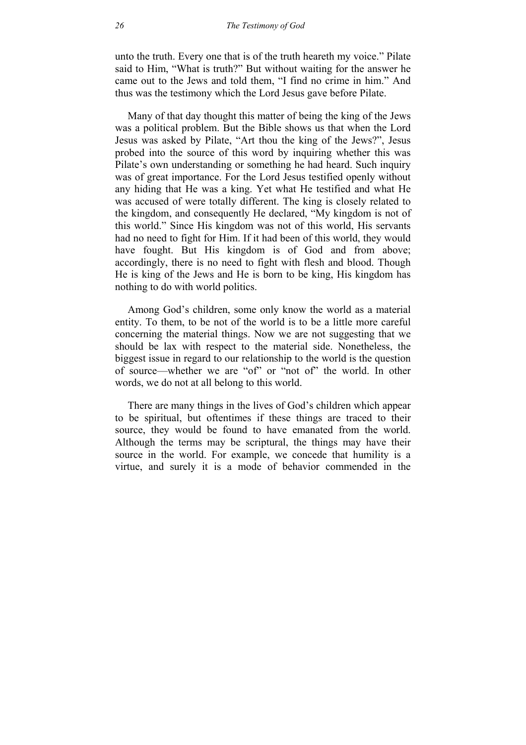unto the truth. Every one that is of the truth heareth my voice." Pilate said to Him, "What is truth?" But without waiting for the answer he came out to the Jews and told them, "I find no crime in him." And thus was the testimony which the Lord Jesus gave before Pilate.

Many of that day thought this matter of being the king of the Jews was a political problem. But the Bible shows us that when the Lord Jesus was asked by Pilate, "Art thou the king of the Jews?", Jesus probed into the source of this word by inquiring whether this was Pilate's own understanding or something he had heard. Such inquiry was of great importance. For the Lord Jesus testified openly without any hiding that He was a king. Yet what He testified and what He was accused of were totally different. The king is closely related to the kingdom, and consequently He declared, "My kingdom is not of this world." Since His kingdom was not of this world, His servants had no need to fight for Him. If it had been of this world, they would have fought. But His kingdom is of God and from above; accordingly, there is no need to fight with flesh and blood. Though He is king of the Jews and He is born to be king, His kingdom has nothing to do with world politics.

Among God's children, some only know the world as a material entity. To them, to be not of the world is to be a little more careful concerning the material things. Now we are not suggesting that we should be lax with respect to the material side. Nonetheless, the biggest issue in regard to our relationship to the world is the question of source—whether we are "of" or "not of" the world. In other words, we do not at all belong to this world.

There are many things in the lives of God's children which appear to be spiritual, but oftentimes if these things are traced to their source, they would be found to have emanated from the world. Although the terms may be scriptural, the things may have their source in the world. For example, we concede that humility is a virtue, and surely it is a mode of behavior commended in the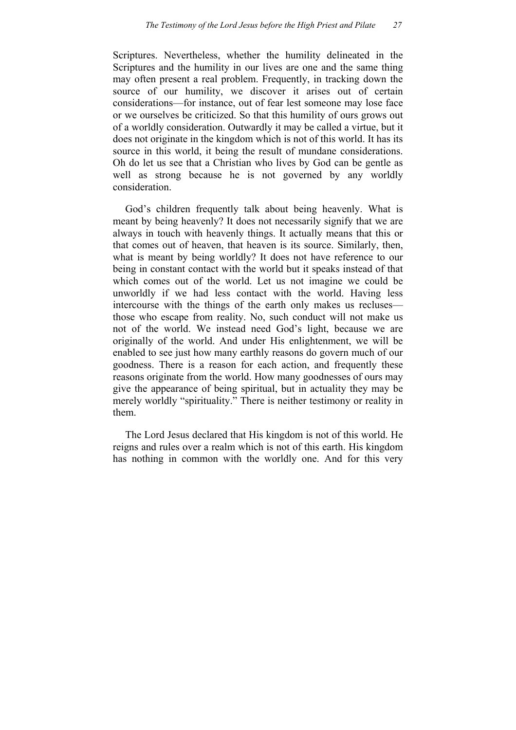Scriptures. Nevertheless, whether the humility delineated in the Scriptures and the humility in our lives are one and the same thing may often present a real problem. Frequently, in tracking down the source of our humility, we discover it arises out of certain considerations—for instance, out of fear lest someone may lose face or we ourselves be criticized. So that this humility of ours grows out of a worldly consideration. Outwardly it may be called a virtue, but it does not originate in the kingdom which is not of this world. It has its source in this world, it being the result of mundane considerations. Oh do let us see that a Christian who lives by God can be gentle as well as strong because he is not governed by any worldly consideration.

God's children frequently talk about being heavenly. What is meant by being heavenly? It does not necessarily signify that we are always in touch with heavenly things. It actually means that this or that comes out of heaven, that heaven is its source. Similarly, then, what is meant by being worldly? It does not have reference to our being in constant contact with the world but it speaks instead of that which comes out of the world. Let us not imagine we could be unworldly if we had less contact with the world. Having less intercourse with the things of the earth only makes us recluses—those who escape from reality. No, such conduct will not make us not of the world. We instead need God's light, because we are originally of the world. And under His enlightenment, we will be enabled to see just how many earthly reasons do govern much of our goodness. There is a reason for each action, and frequently these reasons originate from the world. How many goodnesses of ours may give the appearance of being spiritual, but in actuality they may be merely worldly "spirituality." There is neither testimony or reality in them.

The Lord Jesus declared that His kingdom is not of this world. He reigns and rules over a realm which is not of this earth. His kingdom has nothing in common with the worldly one. And for this very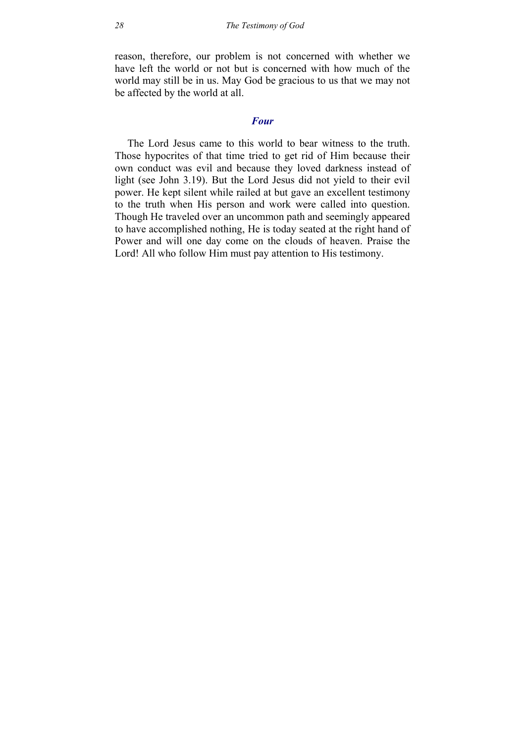reason, therefore, our problem is not concerned with whether we have left the world or not but is concerned with how much of the world may still be in us. May God be gracious to us that we may not be affected by the world at all.

### *Four*

The Lord Jesus came to this world to bear witness to the truth. Those hypocrites of that time tried to get rid of Him because their own conduct was evil and because they loved darkness instead of light (see John 3.19). But the Lord Jesus did not yield to their evil power. He kept silent while railed at but gave an excellent testimony to the truth when His person and work were called into question. Though He traveled over an uncommon path and seemingly appeared to have accomplished nothing, He is today seated at the right hand of Power and will one day come on the clouds of heaven. Praise the Lord! All who follow Him must pay attention to His testimony.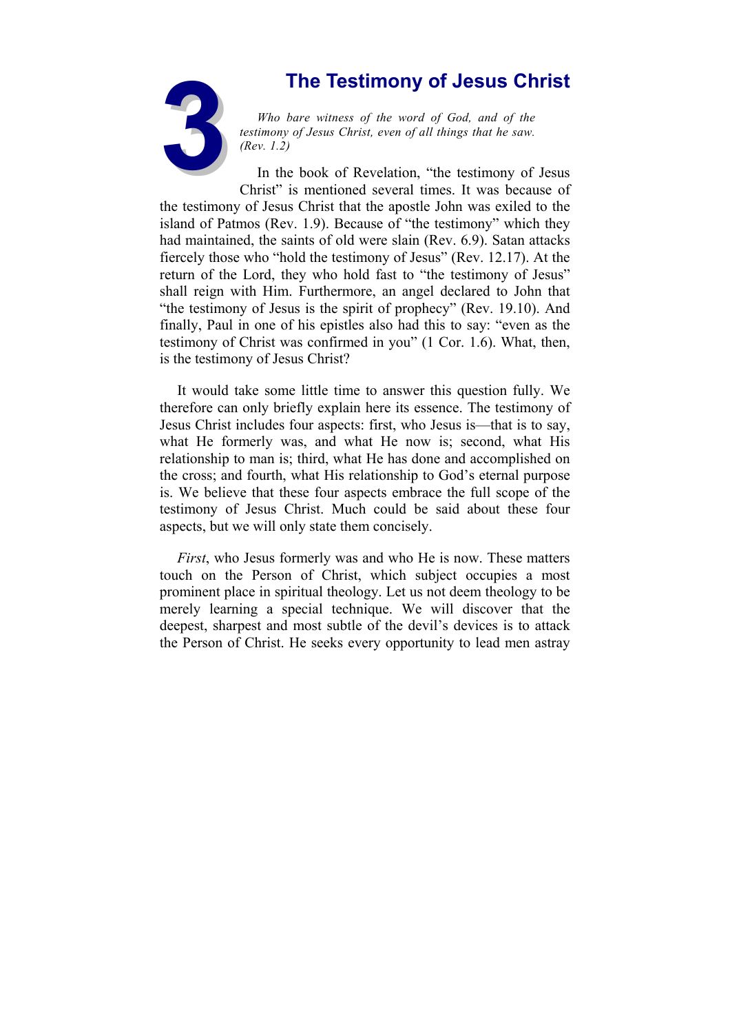# 3 The Testimony of Jesus Christ

*Who bare witness of the word of God, and of the testimony of Jesus Christ, even of all things that he saw. (Rev. 1.2)*

In the book of Revelation, "the testimony of Jesus Christ" is mentioned several times. It was because of the testimony of Jesus Christ that the apostle John was exiled to the island of Patmos (Rev. 1.9). Because of "the testimony" which they had maintained, the saints of old were slain (Rev. 6.9). Satan attacks fiercely those who "hold the testimony of Jesus" (Rev. 12.17). At the return of the Lord, they who hold fast to "the testimony of Jesus" shall reign with Him. Furthermore, an angel declared to John that "the testimony of Jesus is the spirit of prophecy" (Rev. 19.10). And finally, Paul in one of his epistles also had this to say: "even as the testimony of Christ was confirmed in you" (1 Cor. 1.6). What, then, is the testimony of Jesus Christ?

It would take some little time to answer this question fully. We therefore can only briefly explain here its essence. The testimony of Jesus Christ includes four aspects: first, who Jesus is—that is to say, what He formerly was, and what He now is; second, what His relationship to man is; third, what He has done and accomplished on the cross; and fourth, what His relationship to God's eternal purpose is. We believe that these four aspects embrace the full scope of the testimony of Jesus Christ. Much could be said about these four aspects, but we will only state them concisely.

*First*, who Jesus formerly was and who He is now. These matters touch on the Person of Christ, which subject occupies a most prominent place in spiritual theology. Let us not deem theology to be merely learning a special technique. We will discover that the deepest, sharpest and most subtle of the devil's devices is to attack the Person of Christ. He seeks every opportunity to lead men astray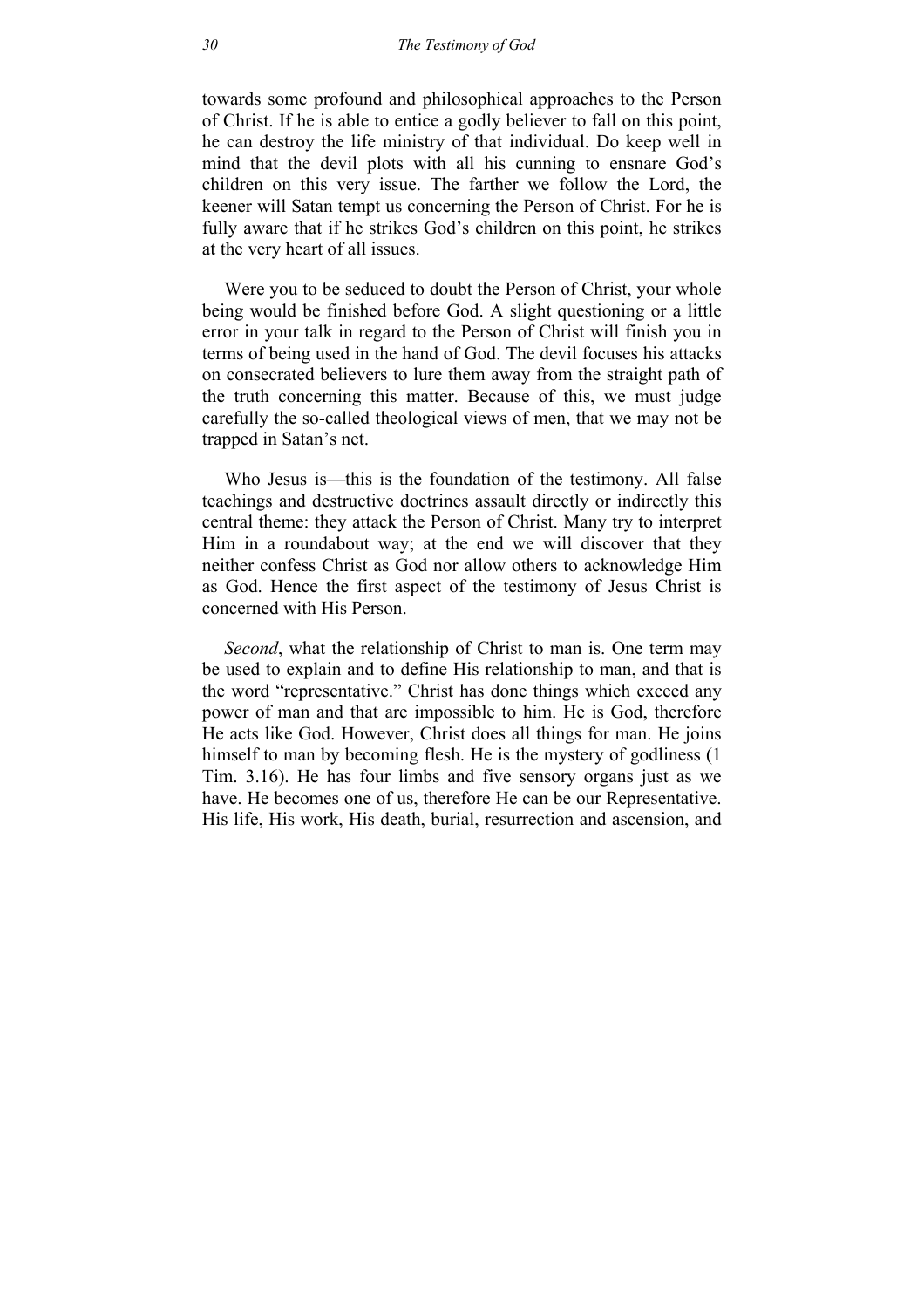towards some profound and philosophical approaches to the Person of Christ. If he is able to entice a godly believer to fall on this point, he can destroy the life ministry of that individual. Do keep well in mind that the devil plots with all his cunning to ensnare God's children on this very issue. The farther we follow the Lord, the keener will Satan tempt us concerning the Person of Christ. For he is fully aware that if he strikes God's children on this point, he strikes at the very heart of all issues.

Were you to be seduced to doubt the Person of Christ, your whole being would be finished before God. A slight questioning or a little error in your talk in regard to the Person of Christ will finish you in terms of being used in the hand of God. The devil focuses his attacks on consecrated believers to lure them away from the straight path of the truth concerning this matter. Because of this, we must judge carefully the so-called theological views of men, that we may not be trapped in Satan's net.

Who Jesus is—this is the foundation of the testimony. All false teachings and destructive doctrines assault directly or indirectly this central theme: they attack the Person of Christ. Many try to interpret Him in a roundabout way; at the end we will discover that they neither confess Christ as God nor allow others to acknowledge Him as God. Hence the first aspect of the testimony of Jesus Christ is concerned with His Person.

*Second*, what the relationship of Christ to man is. One term may be used to explain and to define His relationship to man, and that is the word "representative." Christ has done things which exceed any power of man and that are impossible to him. He is God, therefore He acts like God. However, Christ does all things for man. He joins himself to man by becoming flesh. He is the mystery of godliness (1 Tim. 3.16). He has four limbs and five sensory organs just as we have. He becomes one of us, therefore He can be our Representative. His life, His work, His death, burial, resurrection and ascension, and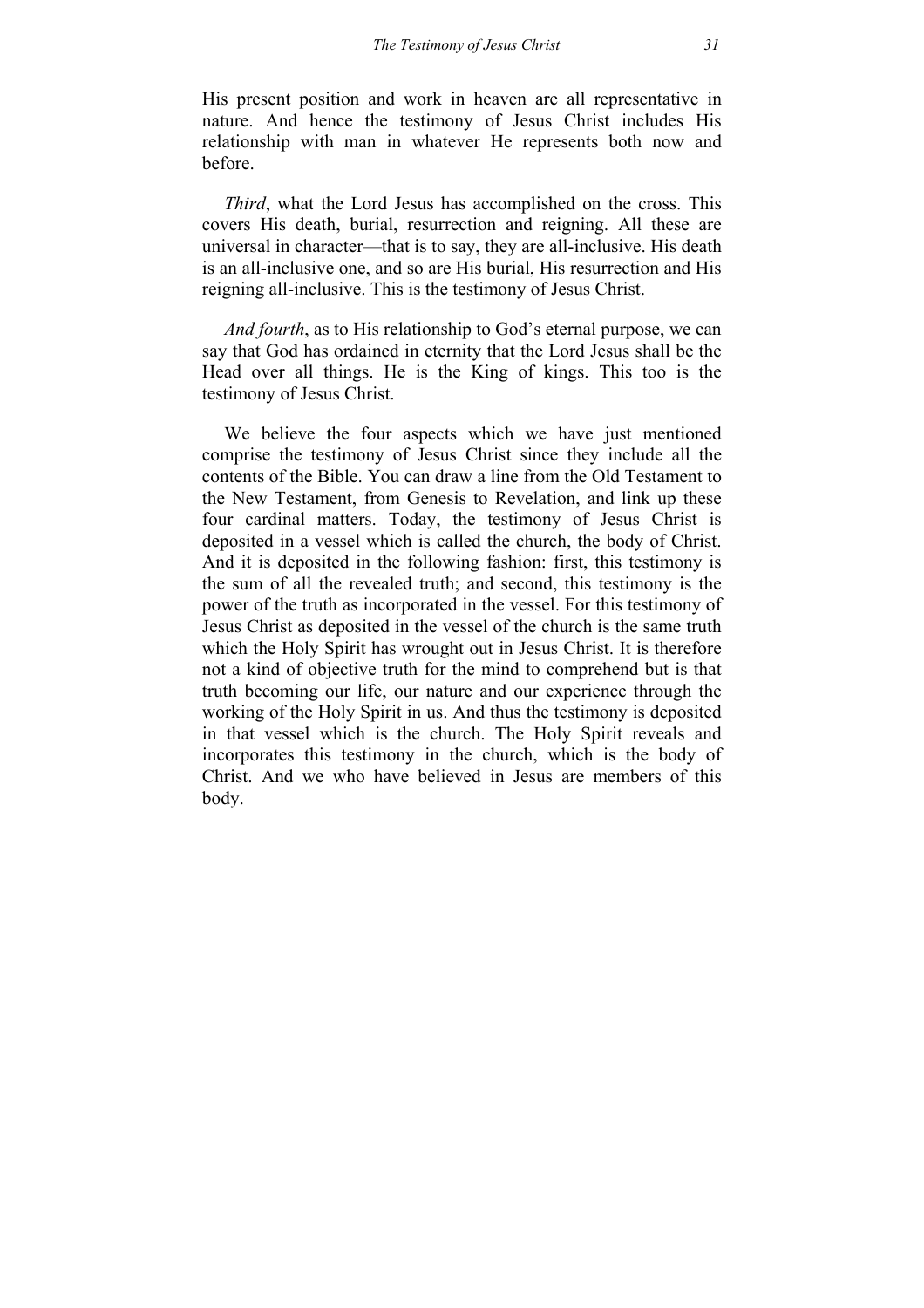His present position and work in heaven are all representative in nature. And hence the testimony of Jesus Christ includes His relationship with man in whatever He represents both now and before.

*Third*, what the Lord Jesus has accomplished on the cross. This covers His death, burial, resurrection and reigning. All these are universal in character—that is to say, they are all-inclusive. His death is an all-inclusive one, and so are His burial, His resurrection and His reigning all-inclusive. This is the testimony of Jesus Christ.

*And fourth*, as to His relationship to God's eternal purpose, we can say that God has ordained in eternity that the Lord Jesus shall be the Head over all things. He is the King of kings. This too is the testimony of Jesus Christ.

We believe the four aspects which we have just mentioned comprise the testimony of Jesus Christ since they include all the contents of the Bible. You can draw a line from the Old Testament to the New Testament, from Genesis to Revelation, and link up these four cardinal matters. Today, the testimony of Jesus Christ is deposited in a vessel which is called the church, the body of Christ. And it is deposited in the following fashion: first, this testimony is the sum of all the revealed truth; and second, this testimony is the power of the truth as incorporated in the vessel. For this testimony of Jesus Christ as deposited in the vessel of the church is the same truth which the Holy Spirit has wrought out in Jesus Christ. It is therefore not a kind of objective truth for the mind to comprehend but is that truth becoming our life, our nature and our experience through the working of the Holy Spirit in us. And thus the testimony is deposited in that vessel which is the church. The Holy Spirit reveals and incorporates this testimony in the church, which is the body of Christ. And we who have believed in Jesus are members of this body.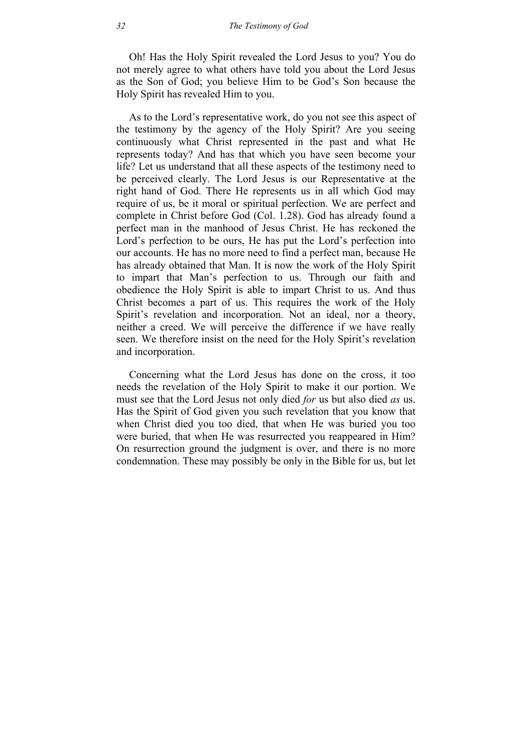Oh! Has the Holy Spirit revealed the Lord Jesus to you? You do not merely agree to what others have told you about the Lord Jesus as the Son of God; you believe Him to be God's Son because the Holy Spirit has revealed Him to you.

As to the Lord's representative work, do you not see this aspect of the testimony by the agency of the Holy Spirit? Are you seeing continuously what Christ represented in the past and what He represents today? And has that which you have seen become your life? Let us understand that all these aspects of the testimony need to be perceived clearly. The Lord Jesus is our Representative at the right hand of God. There He represents us in all which God may require of us, be it moral or spiritual perfection. We are perfect and complete in Christ before God (Col. 1.28). God has already found a perfect man in the manhood of Jesus Christ. He has reckoned the Lord's perfection to be ours, He has put the Lord's perfection into our accounts. He has no more need to find a perfect man, because He has already obtained that Man. It is now the work of the Holy Spirit to impart that Man's perfection to us. Through our faith and obedience the Holy Spirit is able to impart Christ to us. And thus Christ becomes a part of us. This requires the work of the Holy Spirit's revelation and incorporation. Not an ideal, nor a theory, neither a creed. We will perceive the difference if we have really seen. We therefore insist on the need for the Holy Spirit's revelation and incorporation.

Concerning what the Lord Jesus has done on the cross, it too needs the revelation of the Holy Spirit to make it our portion. We must see that the Lord Jesus not only died *for* us but also died *as* us. Has the Spirit of God given you such revelation that you know that when Christ died you too died, that when He was buried you too were buried, that when He was resurrected you reappeared in Him? On resurrection ground the judgment is over, and there is no more condemnation. These may possibly be only in the Bible for us, but let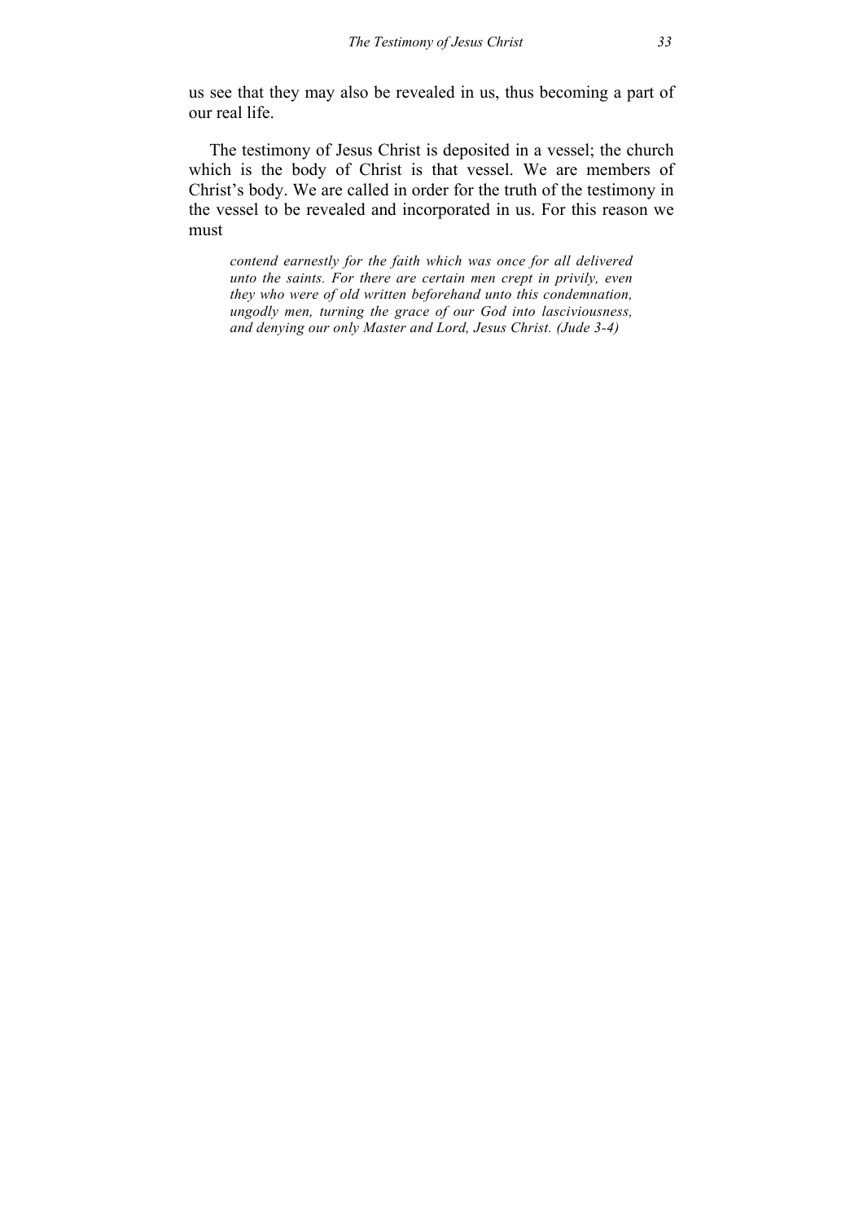us see that they may also be revealed in us, thus becoming a part of our real life.

The testimony of Jesus Christ is deposited in a vessel; the church which is the body of Christ is that vessel. We are members of Christ's body. We are called in order for the truth of the testimony in the vessel to be revealed and incorporated in us. For this reason we must

> *contend earnestly for the faith which was once for all delivered unto the saints. For there are certain men crept in privily, even they who were of old written beforehand unto this condemnation, ungodly men, turning the grace of our God into lasciviousness, and denying our only Master and Lord, Jesus Christ. (Jude 3-4)*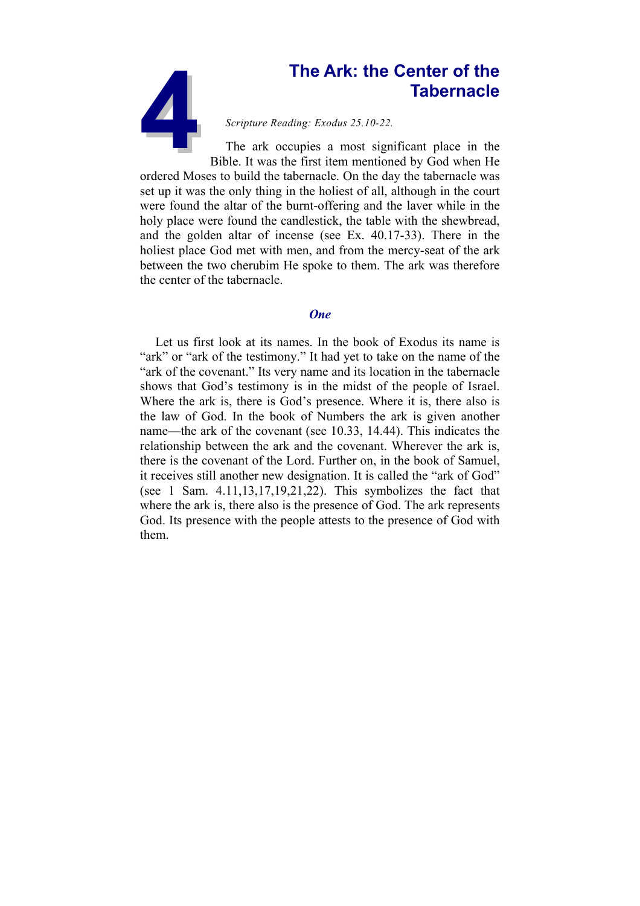# 4 The Ark: the Center of the Tabernacle

*Scripture Reading: Exodus 25.10-22.*

The ark occupies a most significant place in the Bible. It was the first item mentioned by God when He ordered Moses to build the tabernacle. On the day the tabernacle was set up it was the only thing in the holiest of all, although in the court were found the altar of the burnt-offering and the laver while in the holy place were found the candlestick, the table with the shewbread, and the golden altar of incense (see Ex. 40.17-33). There in the holiest place God met with men, and from the mercy-seat of the ark between the two cherubim He spoke to them. The ark was therefore the center of the tabernacle.

### *One*

Let us first look at its names. In the book of Exodus its name is "ark" or "ark of the testimony." It had yet to take on the name of the "ark of the covenant." Its very name and its location in the tabernacle shows that God's testimony is in the midst of the people of Israel. Where the ark is, there is God's presence. Where it is, there also is the law of God. In the book of Numbers the ark is given another name—the ark of the covenant (see 10.33, 14.44). This indicates the relationship between the ark and the covenant. Wherever the ark is, there is the covenant of the Lord. Further on, in the book of Samuel, it receives still another new designation. It is called the "ark of God" (see 1 Sam. 4.11,13,17,19,21,22). This symbolizes the fact that where the ark is, there also is the presence of God. The ark represents God. Its presence with the people attests to the presence of God with them.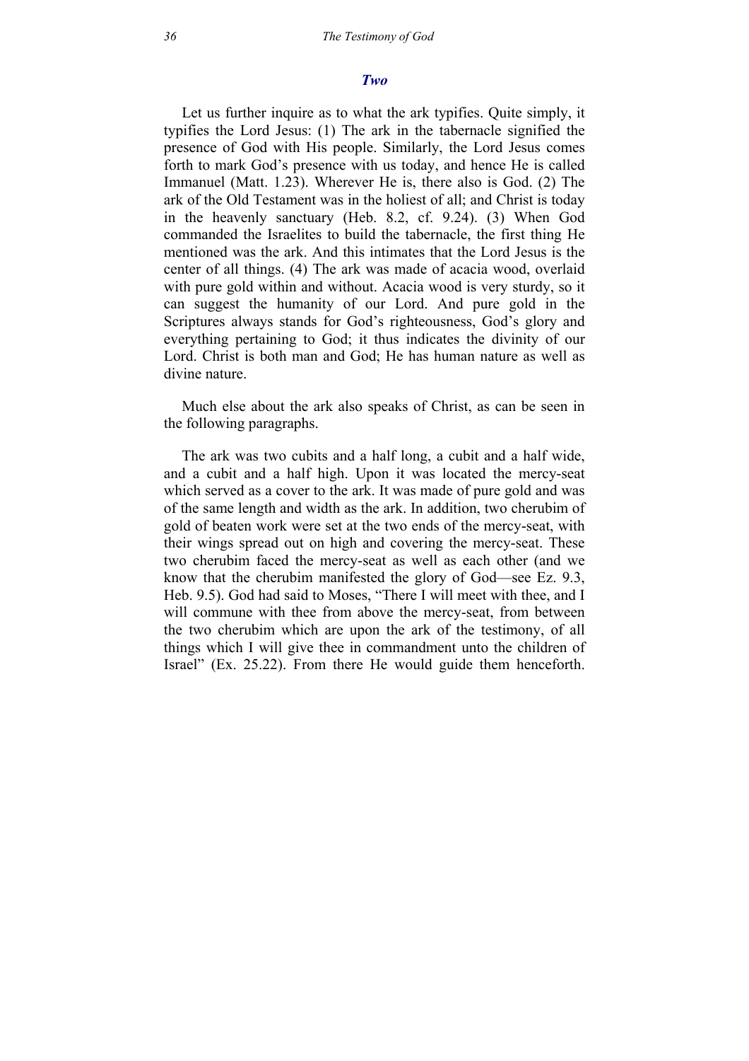## *Two*

Let us further inquire as to what the ark typifies. Quite simply, it typifies the Lord Jesus: (1) The ark in the tabernacle signified the presence of God with His people. Similarly, the Lord Jesus comes forth to mark God's presence with us today, and hence He is called Immanuel (Matt. 1.23). Wherever He is, there also is God. (2) The ark of the Old Testament was in the holiest of all; and Christ is today in the heavenly sanctuary (Heb. 8.2, cf. 9.24). (3) When God commanded the Israelites to build the tabernacle, the first thing He mentioned was the ark. And this intimates that the Lord Jesus is the center of all things. (4) The ark was made of acacia wood, overlaid with pure gold within and without. Acacia wood is very sturdy, so it can suggest the humanity of our Lord. And pure gold in the Scriptures always stands for God's righteousness, God's glory and everything pertaining to God; it thus indicates the divinity of our Lord. Christ is both man and God; He has human nature as well as divine nature.

Much else about the ark also speaks of Christ, as can be seen in the following paragraphs.

The ark was two cubits and a half long, a cubit and a half wide, and a cubit and a half high. Upon it was located the mercy-seat which served as a cover to the ark. It was made of pure gold and was of the same length and width as the ark. In addition, two cherubim of gold of beaten work were set at the two ends of the mercy-seat, with their wings spread out on high and covering the mercy-seat. These two cherubim faced the mercy-seat as well as each other (and we know that the cherubim manifested the glory of God—see Ez. 9.3, Heb. 9.5). God had said to Moses, "There I will meet with thee, and I will commune with thee from above the mercy-seat, from between the two cherubim which are upon the ark of the testimony, of all things which I will give thee in commandment unto the children of Israel" (Ex. 25.22). From there He would guide them henceforth.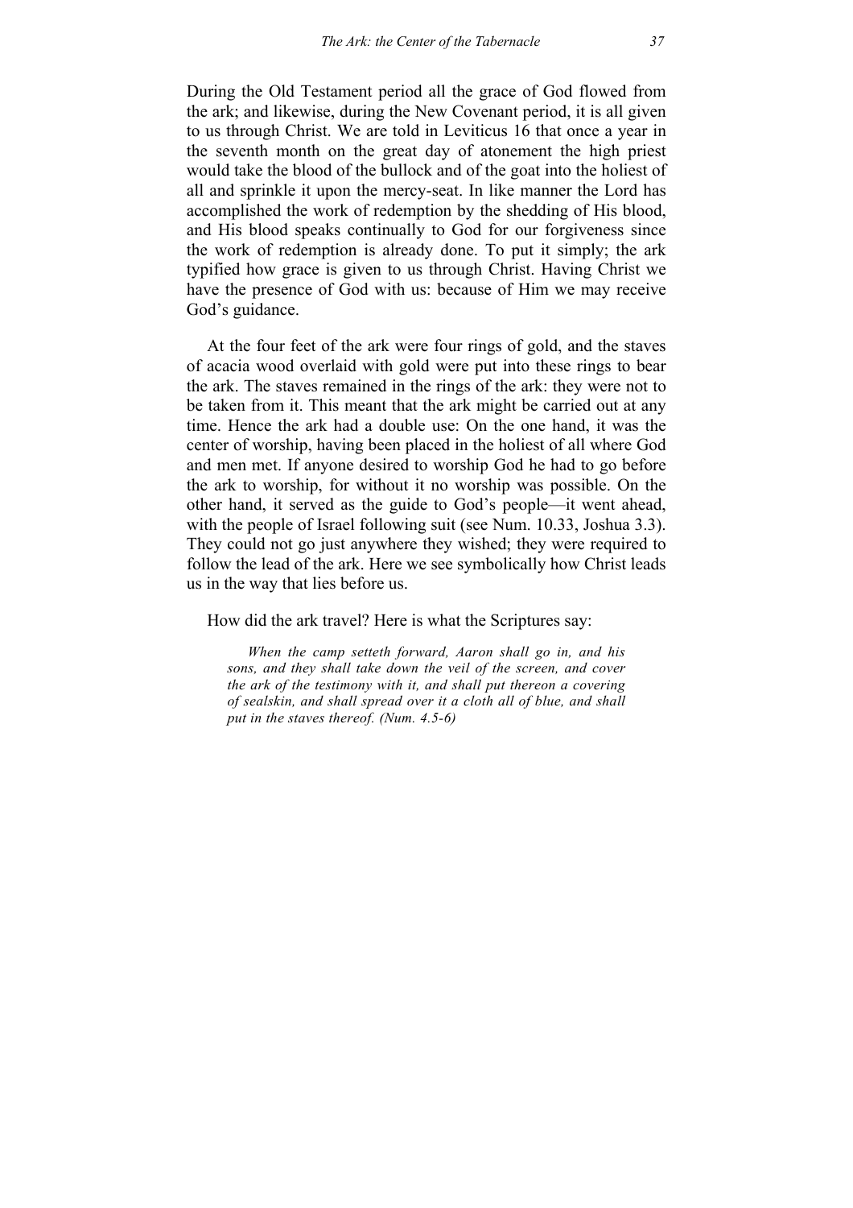During the Old Testament period all the grace of God flowed from the ark; and likewise, during the New Covenant period, it is all given to us through Christ. We are told in Leviticus 16 that once a year in the seventh month on the great day of atonement the high priest would take the blood of the bullock and of the goat into the holiest of all and sprinkle it upon the mercy-seat. In like manner the Lord has accomplished the work of redemption by the shedding of His blood, and His blood speaks continually to God for our forgiveness since the work of redemption is already done. To put it simply; the ark typified how grace is given to us through Christ. Having Christ we have the presence of God with us: because of Him we may receive God's guidance.

At the four feet of the ark were four rings of gold, and the staves of acacia wood overlaid with gold were put into these rings to bear the ark. The staves remained in the rings of the ark: they were not to be taken from it. This meant that the ark might be carried out at any time. Hence the ark had a double use: On the one hand, it was the center of worship, having been placed in the holiest of all where God and men met. If anyone desired to worship God he had to go before the ark to worship, for without it no worship was possible. On the other hand, it served as the guide to God's people—it went ahead, with the people of Israel following suit (see Num. 10.33, Joshua 3.3). They could not go just anywhere they wished; they were required to follow the lead of the ark. Here we see symbolically how Christ leads us in the way that lies before us.

How did the ark travel? Here is what the Scriptures say:

> *When the camp setteth forward, Aaron shall go in, and his sons, and they shall take down the veil of the screen, and cover the ark of the testimony with it, and shall put thereon a covering of sealskin, and shall spread over it a cloth all of blue, and shall put in the staves thereof. (Num. 4.5-6)*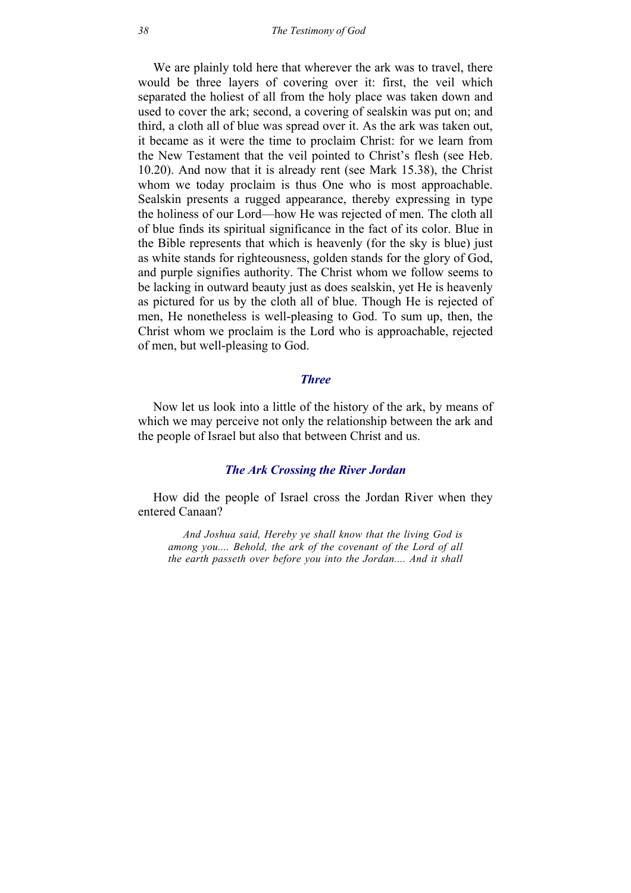We are plainly told here that wherever the ark was to travel, there would be three layers of covering over it: first, the veil which separated the holiest of all from the holy place was taken down and used to cover the ark; second, a covering of sealskin was put on; and third, a cloth all of blue was spread over it. As the ark was taken out, it became as it were the time to proclaim Christ: for we learn from the New Testament that the veil pointed to Christ's flesh (see Heb. 10.20). And now that it is already rent (see Mark 15.38), the Christ whom we today proclaim is thus One who is most approachable. Sealskin presents a rugged appearance, thereby expressing in type the holiness of our Lord—how He was rejected of men. The cloth all of blue finds its spiritual significance in the fact of its color. Blue in the Bible represents that which is heavenly (for the sky is blue) just as white stands for righteousness, golden stands for the glory of God, and purple signifies authority. The Christ whom we follow seems to be lacking in outward beauty just as does sealskin, yet He is heavenly as pictured for us by the cloth all of blue. Though He is rejected of men, He nonetheless is well-pleasing to God. To sum up, then, the Christ whom we proclaim is the Lord who is approachable, rejected of men, but well-pleasing to God.

## *Three*

Now let us look into a little of the history of the ark, by means of which we may perceive not only the relationship between the ark and the people of Israel but also that between Christ and us.

### *The Ark Crossing the River Jordan*

How did the people of Israel cross the Jordan River when they entered Canaan?

> *And Joshua said, Hereby ye shall know that the living God is among you.... Behold, the ark of the covenant of the Lord of all the earth passeth over before you into the Jordan.... And it shall*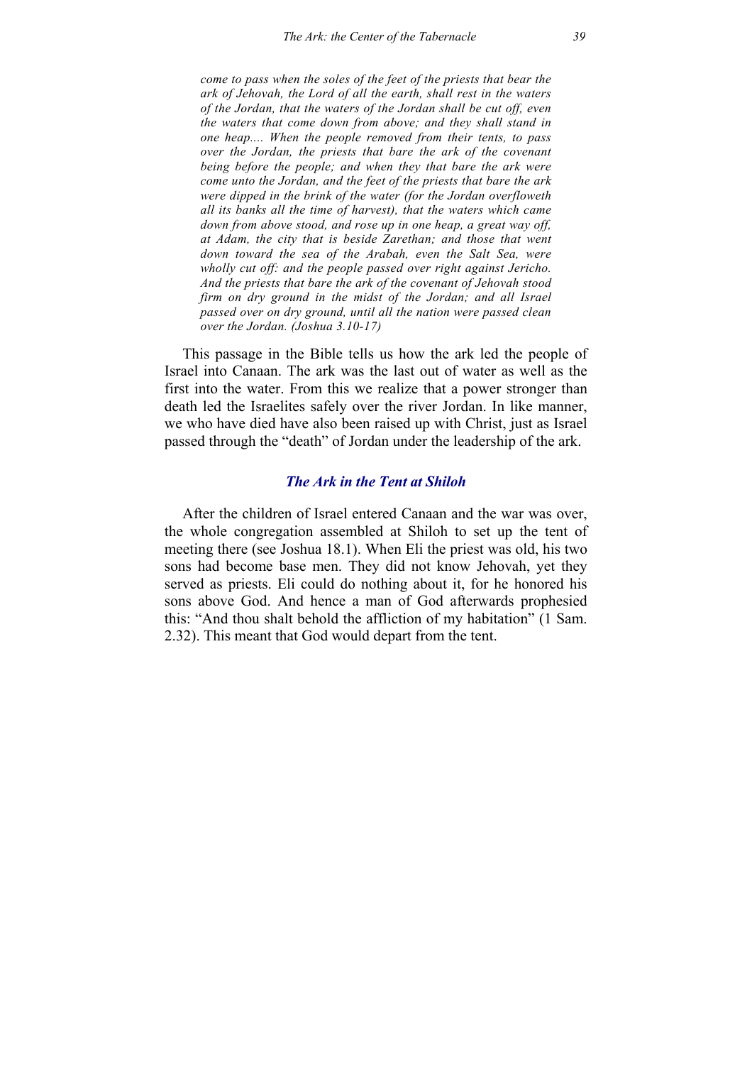*come to pass when the soles of the feet of the priests that bear the ark of Jehovah, the Lord of all the earth, shall rest in the waters of the Jordan, that the waters of the Jordan shall be cut off, even the waters that come down from above; and they shall stand in one heap.... When the people removed from their tents, to pass over the Jordan, the priests that bare the ark of the covenant being before the people; and when they that bare the ark were come unto the Jordan, and the feet of the priests that bare the ark were dipped in the brink of the water (for the Jordan overfloweth all its banks all the time of harvest), that the waters which came down from above stood, and rose up in one heap, a great way off, at Adam, the city that is beside Zarethan; and those that went down toward the sea of the Arabah, even the Salt Sea, were wholly cut off: and the people passed over right against Jericho. And the priests that bare the ark of the covenant of Jehovah stood firm on dry ground in the midst of the Jordan; and all Israel passed over on dry ground, until all the nation were passed clean over the Jordan. (Joshua 3.10-17)*

This passage in the Bible tells us how the ark led the people of Israel into Canaan. The ark was the last out of water as well as the first into the water. From this we realize that a power stronger than death led the Israelites safely over the river Jordan. In like manner, we who have died have also been raised up with Christ, just as Israel passed through the "death" of Jordan under the leadership of the ark.

### *The Ark in the Tent at Shiloh*

After the children of Israel entered Canaan and the war was over, the whole congregation assembled at Shiloh to set up the tent of meeting there (see Joshua 18.1). When Eli the priest was old, his two sons had become base men. They did not know Jehovah, yet they served as priests. Eli could do nothing about it, for he honored his sons above God. And hence a man of God afterwards prophesied this: "And thou shalt behold the affliction of my habitation" (1 Sam. 2.32). This meant that God would depart from the tent.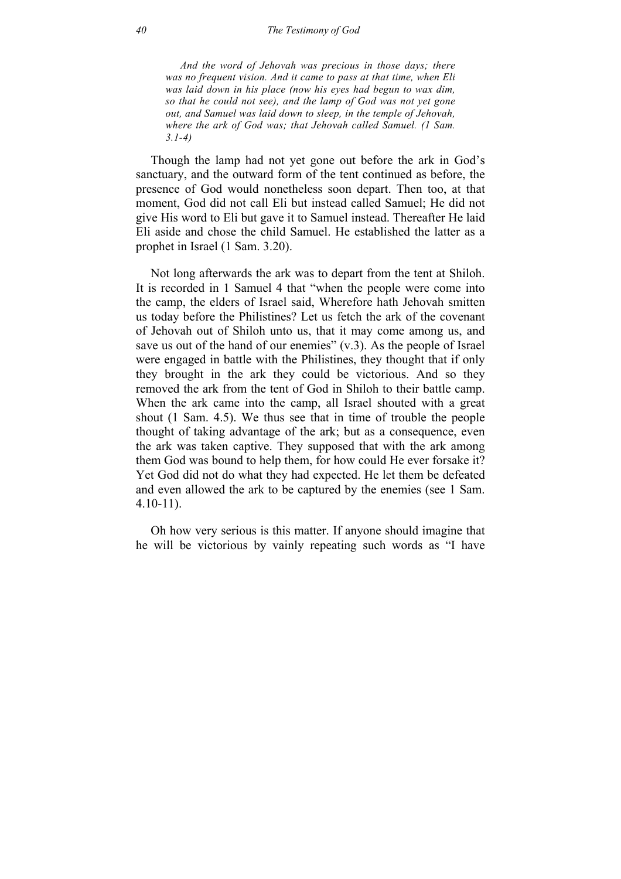*And the word of Jehovah was precious in those days; there was no frequent vision. And it came to pass at that time, when Eli was laid down in his place (now his eyes had begun to wax dim, so that he could not see), and the lamp of God was not yet gone out, and Samuel was laid down to sleep, in the temple of Jehovah, where the ark of God was; that Jehovah called Samuel. (1 Sam. 3.1-4)*

Though the lamp had not yet gone out before the ark in God's sanctuary, and the outward form of the tent continued as before, the presence of God would nonetheless soon depart. Then too, at that moment, God did not call Eli but instead called Samuel; He did not give His word to Eli but gave it to Samuel instead. Thereafter He laid Eli aside and chose the child Samuel. He established the latter as a prophet in Israel (1 Sam. 3.20).

Not long afterwards the ark was to depart from the tent at Shiloh. It is recorded in 1 Samuel 4 that "when the people were come into the camp, the elders of Israel said, Wherefore hath Jehovah smitten us today before the Philistines? Let us fetch the ark of the covenant of Jehovah out of Shiloh unto us, that it may come among us, and save us out of the hand of our enemies" (v.3). As the people of Israel were engaged in battle with the Philistines, they thought that if only they brought in the ark they could be victorious. And so they removed the ark from the tent of God in Shiloh to their battle camp. When the ark came into the camp, all Israel shouted with a great shout (1 Sam. 4.5). We thus see that in time of trouble the people thought of taking advantage of the ark; but as a consequence, even the ark was taken captive. They supposed that with the ark among them God was bound to help them, for how could He ever forsake it? Yet God did not do what they had expected. He let them be defeated and even allowed the ark to be captured by the enemies (see 1 Sam. 4.10-11).

Oh how very serious is this matter. If anyone should imagine that he will be victorious by vainly repeating such words as "I have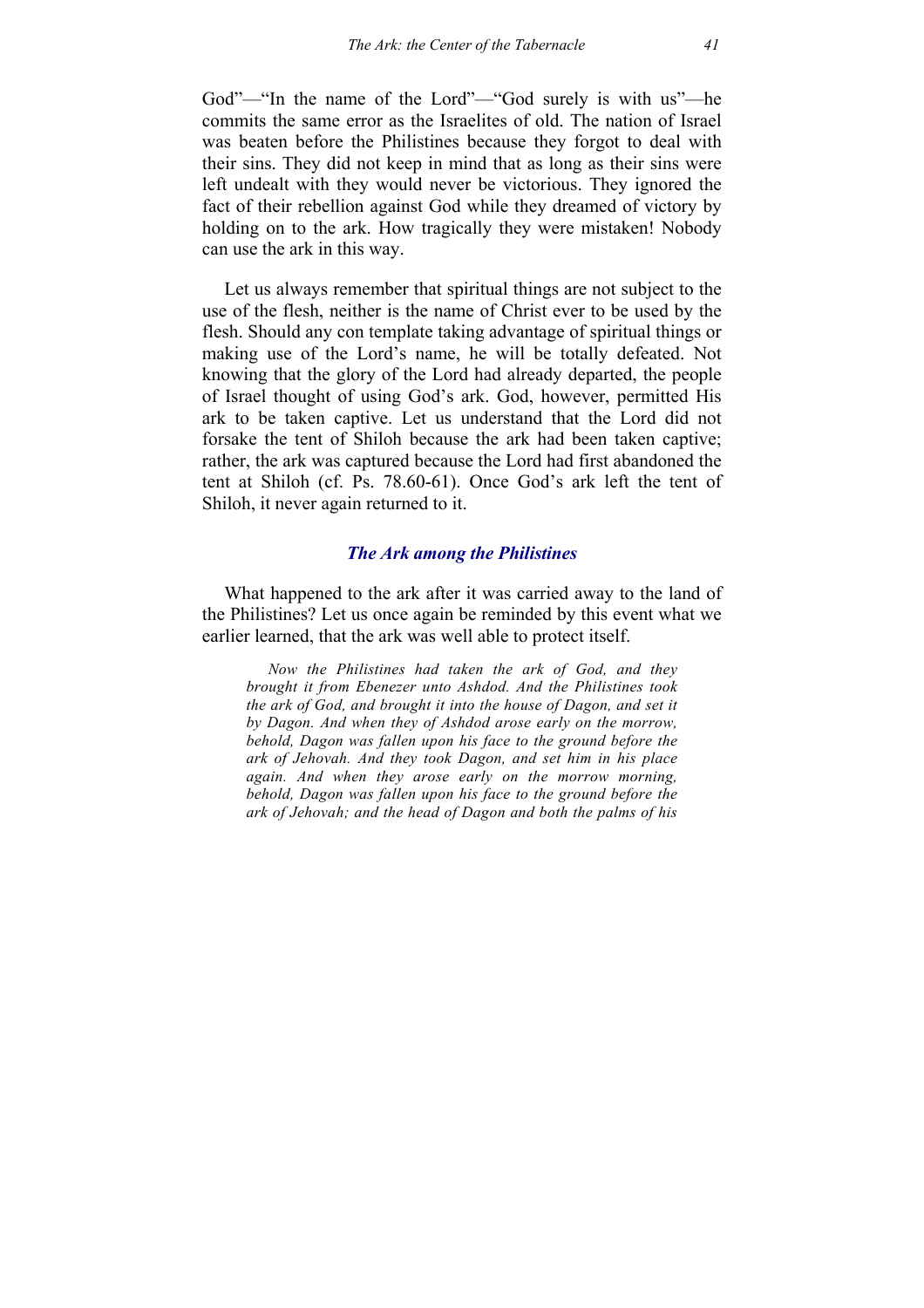God"—"In the name of the Lord"—"God surely is with us"—he commits the same error as the Israelites of old. The nation of Israel was beaten before the Philistines because they forgot to deal with their sins. They did not keep in mind that as long as their sins were left undealt with they would never be victorious. They ignored the fact of their rebellion against God while they dreamed of victory by holding on to the ark. How tragically they were mistaken! Nobody can use the ark in this way.

Let us always remember that spiritual things are not subject to the use of the flesh, neither is the name of Christ ever to be used by the flesh. Should any con template taking advantage of spiritual things or making use of the Lord's name, he will be totally defeated. Not knowing that the glory of the Lord had already departed, the people of Israel thought of using God's ark. God, however, permitted His ark to be taken captive. Let us understand that the Lord did not forsake the tent of Shiloh because the ark had been taken captive; rather, the ark was captured because the Lord had first abandoned the tent at Shiloh (cf. Ps. 78.60-61). Once God's ark left the tent of Shiloh, it never again returned to it.

### *The Ark among the Philistines*

What happened to the ark after it was carried away to the land of the Philistines? Let us once again be reminded by this event what we earlier learned, that the ark was well able to protect itself.

> *Now the Philistines had taken the ark of God, and they brought it from Ebenezer unto Ashdod. And the Philistines took the ark of God, and brought it into the house of Dagon, and set it by Dagon. And when they of Ashdod arose early on the morrow, behold, Dagon was fallen upon his face to the ground before the ark of Jehovah. And they took Dagon, and set him in his place again. And when they arose early on the morrow morning, behold, Dagon was fallen upon his face to the ground before the ark of Jehovah; and the head of Dagon and both the palms of his*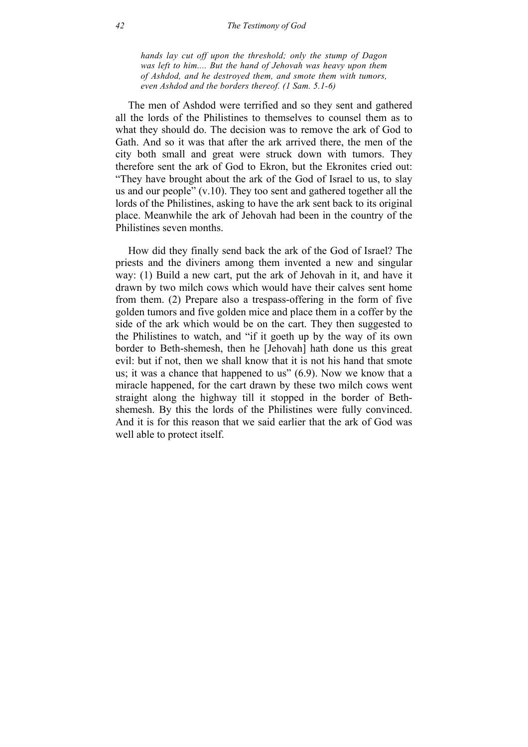*hands lay cut off upon the threshold; only the stump of Dagon was left to him.... But the hand of Jehovah was heavy upon them of Ashdod, and he destroyed them, and smote them with tumors, even Ashdod and the borders thereof. (1 Sam. 5.1-6)*

The men of Ashdod were terrified and so they sent and gathered all the lords of the Philistines to themselves to counsel them as to what they should do. The decision was to remove the ark of God to Gath. And so it was that after the ark arrived there, the men of the city both small and great were struck down with tumors. They therefore sent the ark of God to Ekron, but the Ekronites cried out: "They have brought about the ark of the God of Israel to us, to slay us and our people" (v.10). They too sent and gathered together all the lords of the Philistines, asking to have the ark sent back to its original place. Meanwhile the ark of Jehovah had been in the country of the Philistines seven months.

How did they finally send back the ark of the God of Israel? The priests and the diviners among them invented a new and singular way: (1) Build a new cart, put the ark of Jehovah in it, and have it drawn by two milch cows which would have their calves sent home from them. (2) Prepare also a trespass-offering in the form of five golden tumors and five golden mice and place them in a coffer by the side of the ark which would be on the cart. They then suggested to the Philistines to watch, and "if it goeth up by the way of its own border to Beth-shemesh, then he [Jehovah] hath done us this great evil: but if not, then we shall know that it is not his hand that smote us; it was a chance that happened to us" (6.9). Now we know that a miracle happened, for the cart drawn by these two milch cows went straight along the highway till it stopped in the border of Beth-shemesh. By this the lords of the Philistines were fully convinced. And it is for this reason that we said earlier that the ark of God was well able to protect itself.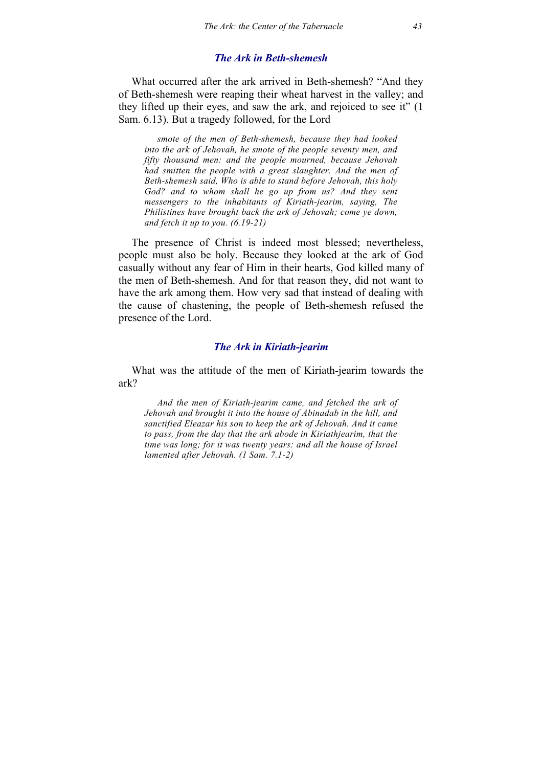### *The Ark in Beth-shemesh*

What occurred after the ark arrived in Beth-shemesh? “And they of Beth-shemesh were reaping their wheat harvest in the valley; and they lifted up their eyes, and saw the ark, and rejoiced to see it” (1 Sam. 6.13). But a tragedy followed, for the Lord

> *smote of the men of Beth-shemesh, because they had looked into the ark of Jehovah, he smote of the people seventy men, and fifty thousand men: and the people mourned, because Jehovah had smitten the people with a great slaughter. And the men of Beth-shemesh said, Who is able to stand before Jehovah, this holy God? and to whom shall he go up from us? And they sent messengers to the inhabitants of Kiriath-jearim, saying, The Philistines have brought back the ark of Jehovah; come ye down, and fetch it up to you. (6.19-21)*

The presence of Christ is indeed most blessed; nevertheless, people must also be holy. Because they looked at the ark of God casually without any fear of Him in their hearts, God killed many of the men of Beth-shemesh. And for that reason they, did not want to have the ark among them. How very sad that instead of dealing with the cause of chastening, the people of Beth-shemesh refused the presence of the Lord.

### *The Ark in Kiriath-jearim*

What was the attitude of the men of Kiriath-jearim towards the ark?

> *And the men of Kiriath-jearim came, and fetched the ark of Jehovah and brought it into the house of Abinadab in the hill, and sanctified Eleazar his son to keep the ark of Jehovah. And it came to pass, from the day that the ark abode in Kiriathjearim, that the time was long; for it was twenty years: and all the house of Israel lamented after Jehovah. (1 Sam. 7.1-2)*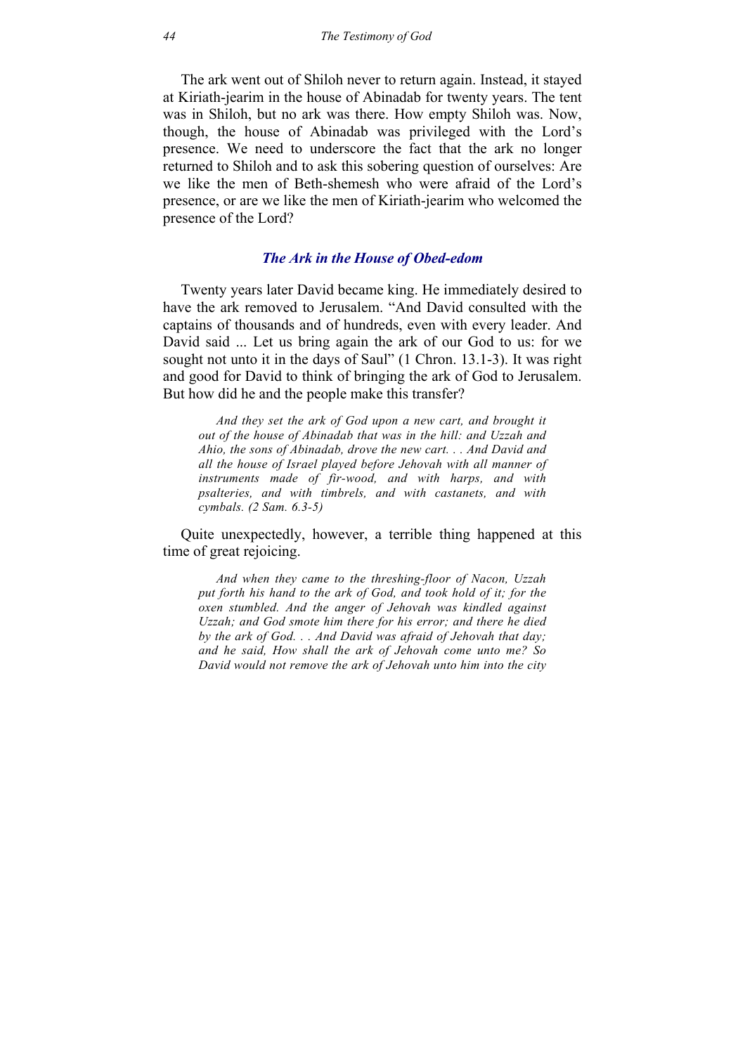The ark went out of Shiloh never to return again. Instead, it stayed at Kiriath-jearim in the house of Abinadab for twenty years. The tent was in Shiloh, but no ark was there. How empty Shiloh was. Now, though, the house of Abinadab was privileged with the Lord's presence. We need to underscore the fact that the ark no longer returned to Shiloh and to ask this sobering question of ourselves: Are we like the men of Beth-shemesh who were afraid of the Lord's presence, or are we like the men of Kiriath-jearim who welcomed the presence of the Lord?

### *The Ark in the House of Obed-edom*

Twenty years later David became king. He immediately desired to have the ark removed to Jerusalem. "And David consulted with the captains of thousands and of hundreds, even with every leader. And David said ... Let us bring again the ark of our God to us: for we sought not unto it in the days of Saul" (1 Chron. 13.1-3). It was right and good for David to think of bringing the ark of God to Jerusalem. But how did he and the people make this transfer?

> *And they set the ark of God upon a new cart, and brought it out of the house of Abinadab that was in the hill: and Uzzah and Ahio, the sons of Abinadab, drove the new cart. . . And David and all the house of Israel played before Jehovah with all manner of instruments made of fir-wood, and with harps, and with psalteries, and with timbrels, and with castanets, and with cymbals. (2 Sam. 6.3-5)*

Quite unexpectedly, however, a terrible thing happened at this time of great rejoicing.

> *And when they came to the threshing-floor of Nacon, Uzzah put forth his hand to the ark of God, and took hold of it; for the oxen stumbled. And the anger of Jehovah was kindled against Uzzah; and God smote him there for his error; and there he died by the ark of God. . . And David was afraid of Jehovah that day; and he said, How shall the ark of Jehovah come unto me? So David would not remove the ark of Jehovah unto him into the city*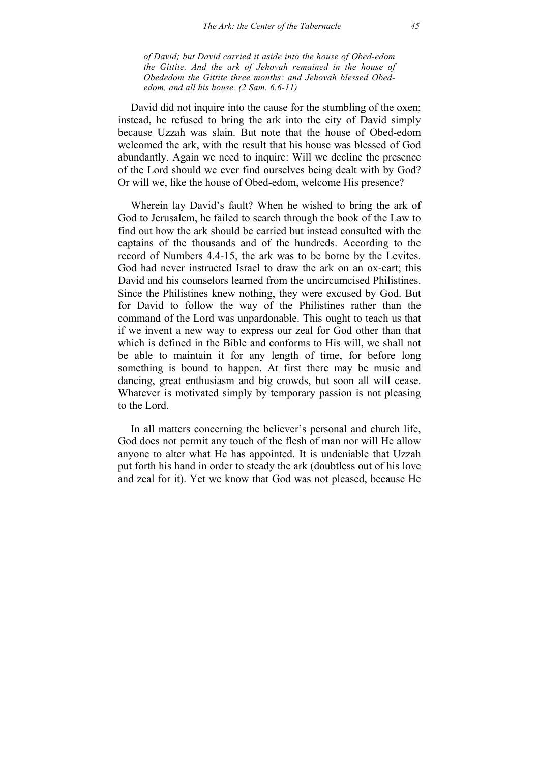*of David; but David carried it aside into the house of Obed-edom the Gittite. And the ark of Jehovah remained in the house of Obededom the Gittite three months: and Jehovah blessed Obed-edom, and all his house. (2 Sam. 6.6-11)*

David did not inquire into the cause for the stumbling of the oxen; instead, he refused to bring the ark into the city of David simply because Uzzah was slain. But note that the house of Obed-edom welcomed the ark, with the result that his house was blessed of God abundantly. Again we need to inquire: Will we decline the presence of the Lord should we ever find ourselves being dealt with by God? Or will we, like the house of Obed-edom, welcome His presence?

Wherein lay David's fault? When he wished to bring the ark of God to Jerusalem, he failed to search through the book of the Law to find out how the ark should be carried but instead consulted with the captains of the thousands and of the hundreds. According to the record of Numbers 4.4-15, the ark was to be borne by the Levites. God had never instructed Israel to draw the ark on an ox-cart; this David and his counselors learned from the uncircumcised Philistines. Since the Philistines knew nothing, they were excused by God. But for David to follow the way of the Philistines rather than the command of the Lord was unpardonable. This ought to teach us that if we invent a new way to express our zeal for God other than that which is defined in the Bible and conforms to His will, we shall not be able to maintain it for any length of time, for before long something is bound to happen. At first there may be music and dancing, great enthusiasm and big crowds, but soon all will cease. Whatever is motivated simply by temporary passion is not pleasing to the Lord.

In all matters concerning the believer's personal and church life, God does not permit any touch of the flesh of man nor will He allow anyone to alter what He has appointed. It is undeniable that Uzzah put forth his hand in order to steady the ark (doubtless out of his love and zeal for it). Yet we know that God was not pleased, because He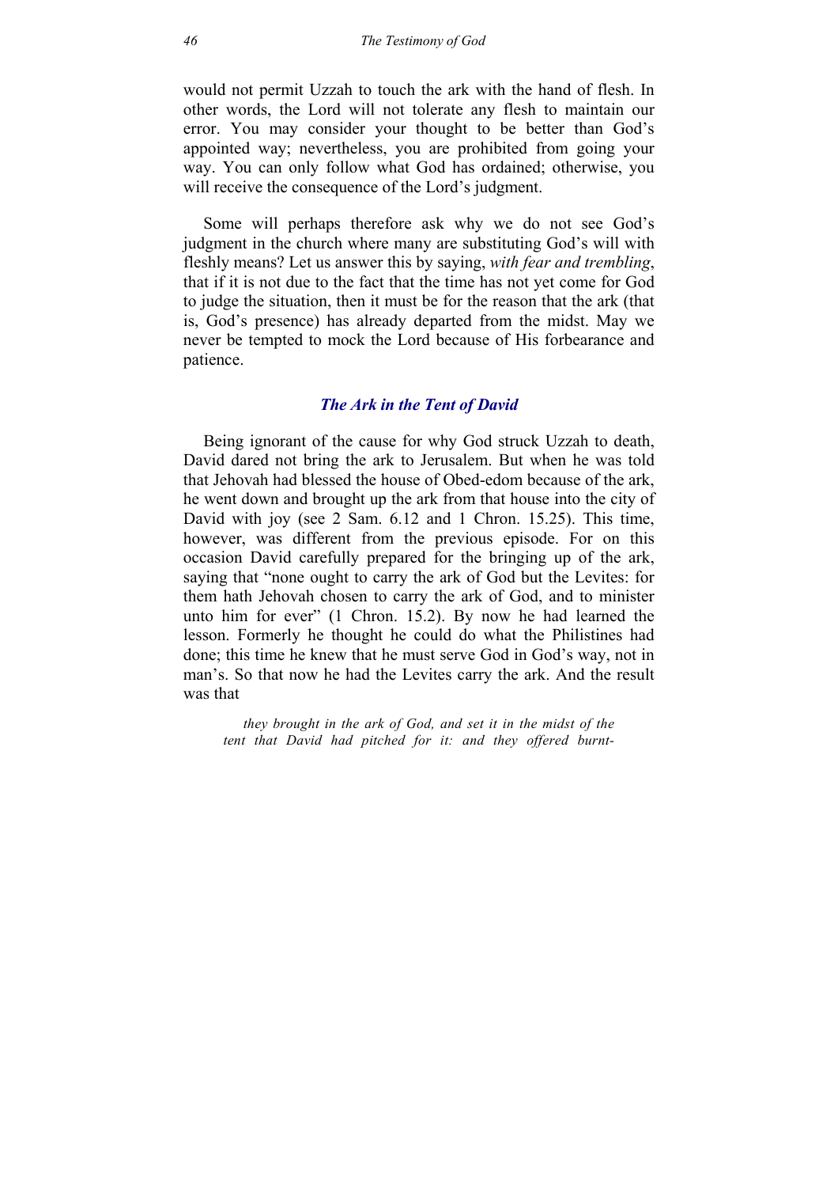would not permit Uzzah to touch the ark with the hand of flesh. In other words, the Lord will not tolerate any flesh to maintain our error. You may consider your thought to be better than God's appointed way; nevertheless, you are prohibited from going your way. You can only follow what God has ordained; otherwise, you will receive the consequence of the Lord's judgment.

Some will perhaps therefore ask why we do not see God's judgment in the church where many are substituting God's will with fleshly means? Let us answer this by saying, *with fear and trembling*, that if it is not due to the fact that the time has not yet come for God to judge the situation, then it must be for the reason that the ark (that is, God's presence) has already departed from the midst. May we never be tempted to mock the Lord because of His forbearance and patience.

### *The Ark in the Tent of David*

Being ignorant of the cause for why God struck Uzzah to death, David dared not bring the ark to Jerusalem. But when he was told that Jehovah had blessed the house of Obed-edom because of the ark, he went down and brought up the ark from that house into the city of David with joy (see 2 Sam. 6.12 and 1 Chron. 15.25). This time, however, was different from the previous episode. For on this occasion David carefully prepared for the bringing up of the ark, saying that "none ought to carry the ark of God but the Levites: for them hath Jehovah chosen to carry the ark of God, and to minister unto him for ever" (1 Chron. 15.2). By now he had learned the lesson. Formerly he thought he could do what the Philistines had done; this time he knew that he must serve God in God's way, not in man's. So that now he had the Levites carry the ark. And the result was that

> *they brought in the ark of God, and set it in the midst of the tent that David had pitched for it: and they offered burnt-*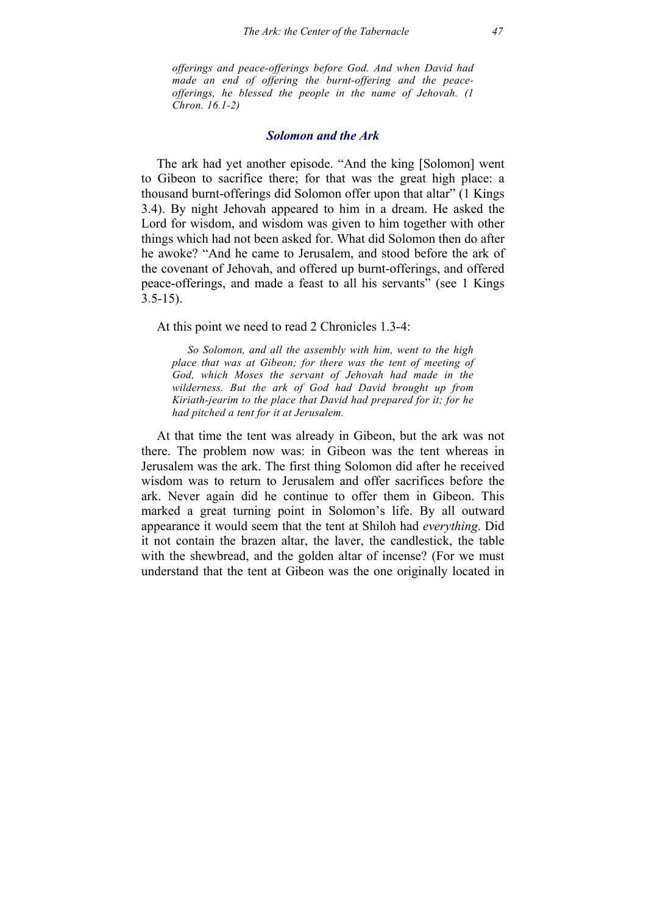*offerings and peace-offerings before God. And when David had made an end of offering the burnt-offering and the peace-offerings, he blessed the people in the name of Jehovah. (1 Chron. 16.1-2)*

### *Solomon and the Ark*

The ark had yet another episode. "And the king [Solomon] went to Gibeon to sacrifice there; for that was the great high place: a thousand burnt-offerings did Solomon offer upon that altar" (1 Kings 3.4). By night Jehovah appeared to him in a dream. He asked the Lord for wisdom, and wisdom was given to him together with other things which had not been asked for. What did Solomon then do after he awoke? "And he came to Jerusalem, and stood before the ark of the covenant of Jehovah, and offered up burnt-offerings, and offered peace-offerings, and made a feast to all his servants" (see 1 Kings 3.5-15).

At this point we need to read 2 Chronicles 1.3-4:

> *So Solomon, and all the assembly with him, went to the high place that was at Gibeon; for there was the tent of meeting of God, which Moses the servant of Jehovah had made in the wilderness. But the ark of God had David brought up from Kiriath-jearim to the place that David had prepared for it; for he had pitched a tent for it at Jerusalem.*

At that time the tent was already in Gibeon, but the ark was not there. The problem now was: in Gibeon was the tent whereas in Jerusalem was the ark. The first thing Solomon did after he received wisdom was to return to Jerusalem and offer sacrifices before the ark. Never again did he continue to offer them in Gibeon. This marked a great turning point in Solomon's life. By all outward appearance it would seem that the tent at Shiloh had *everything*. Did it not contain the brazen altar, the laver, the candlestick, the table with the shewbread, and the golden altar of incense? (For we must understand that the tent at Gibeon was the one originally located in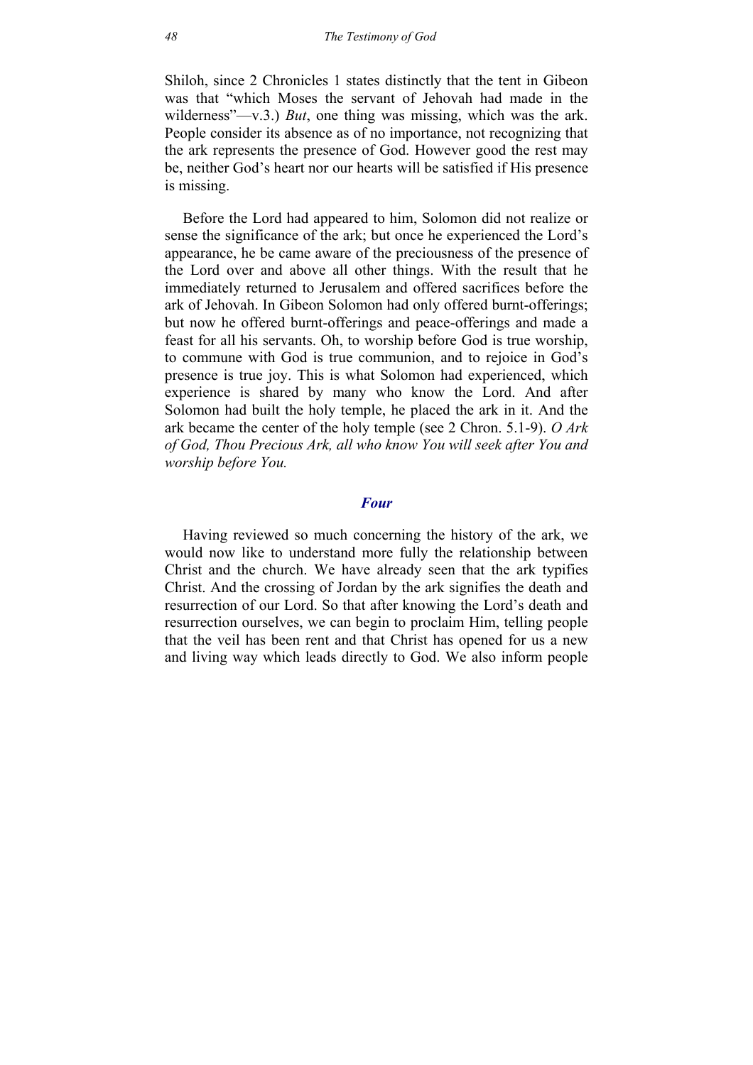Shiloh, since 2 Chronicles 1 states distinctly that the tent in Gibeon was that "which Moses the servant of Jehovah had made in the wilderness"—v.3.) *But*, one thing was missing, which was the ark. People consider its absence as of no importance, not recognizing that the ark represents the presence of God. However good the rest may be, neither God's heart nor our hearts will be satisfied if His presence is missing.

Before the Lord had appeared to him, Solomon did not realize or sense the significance of the ark; but once he experienced the Lord's appearance, he be came aware of the preciousness of the presence of the Lord over and above all other things. With the result that he immediately returned to Jerusalem and offered sacrifices before the ark of Jehovah. In Gibeon Solomon had only offered burnt-offerings; but now he offered burnt-offerings and peace-offerings and made a feast for all his servants. Oh, to worship before God is true worship, to commune with God is true communion, and to rejoice in God's presence is true joy. This is what Solomon had experienced, which experience is shared by many who know the Lord. And after Solomon had built the holy temple, he placed the ark in it. And the ark became the center of the holy temple (see 2 Chron. 5.1-9). *O Ark of God, Thou Precious Ark, all who know You will seek after You and worship before You.*

### *Four*

Having reviewed so much concerning the history of the ark, we would now like to understand more fully the relationship between Christ and the church. We have already seen that the ark typifies Christ. And the crossing of Jordan by the ark signifies the death and resurrection of our Lord. So that after knowing the Lord's death and resurrection ourselves, we can begin to proclaim Him, telling people that the veil has been rent and that Christ has opened for us a new and living way which leads directly to God. We also inform people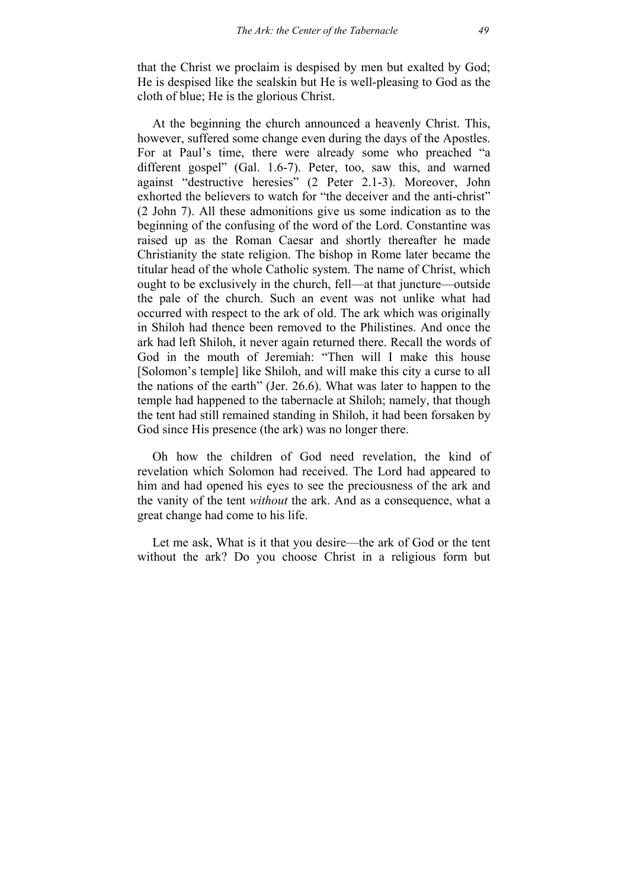that the Christ we proclaim is despised by men but exalted by God; He is despised like the sealskin but He is well-pleasing to God as the cloth of blue; He is the glorious Christ.

At the beginning the church announced a heavenly Christ. This, however, suffered some change even during the days of the Apostles. For at Paul's time, there were already some who preached "a different gospel" (Gal. 1.6-7). Peter, too, saw this, and warned against "destructive heresies" (2 Peter 2.1-3). Moreover, John exhorted the believers to watch for "the deceiver and the anti-christ" (2 John 7). All these admonitions give us some indication as to the beginning of the confusing of the word of the Lord. Constantine was raised up as the Roman Caesar and shortly thereafter he made Christianity the state religion. The bishop in Rome later became the titular head of the whole Catholic system. The name of Christ, which ought to be exclusively in the church, fell—at that juncture—outside the pale of the church. Such an event was not unlike what had occurred with respect to the ark of old. The ark which was originally in Shiloh had thence been removed to the Philistines. And once the ark had left Shiloh, it never again returned there. Recall the words of God in the mouth of Jeremiah: "Then will I make this house [Solomon's temple] like Shiloh, and will make this city a curse to all the nations of the earth" (Jer. 26.6). What was later to happen to the temple had happened to the tabernacle at Shiloh; namely, that though the tent had still remained standing in Shiloh, it had been forsaken by God since His presence (the ark) was no longer there.

Oh how the children of God need revelation, the kind of revelation which Solomon had received. The Lord had appeared to him and had opened his eyes to see the preciousness of the ark and the vanity of the tent *without* the ark. And as a consequence, what a great change had come to his life.

Let me ask, What is it that you desire—the ark of God or the tent without the ark? Do you choose Christ in a religious form but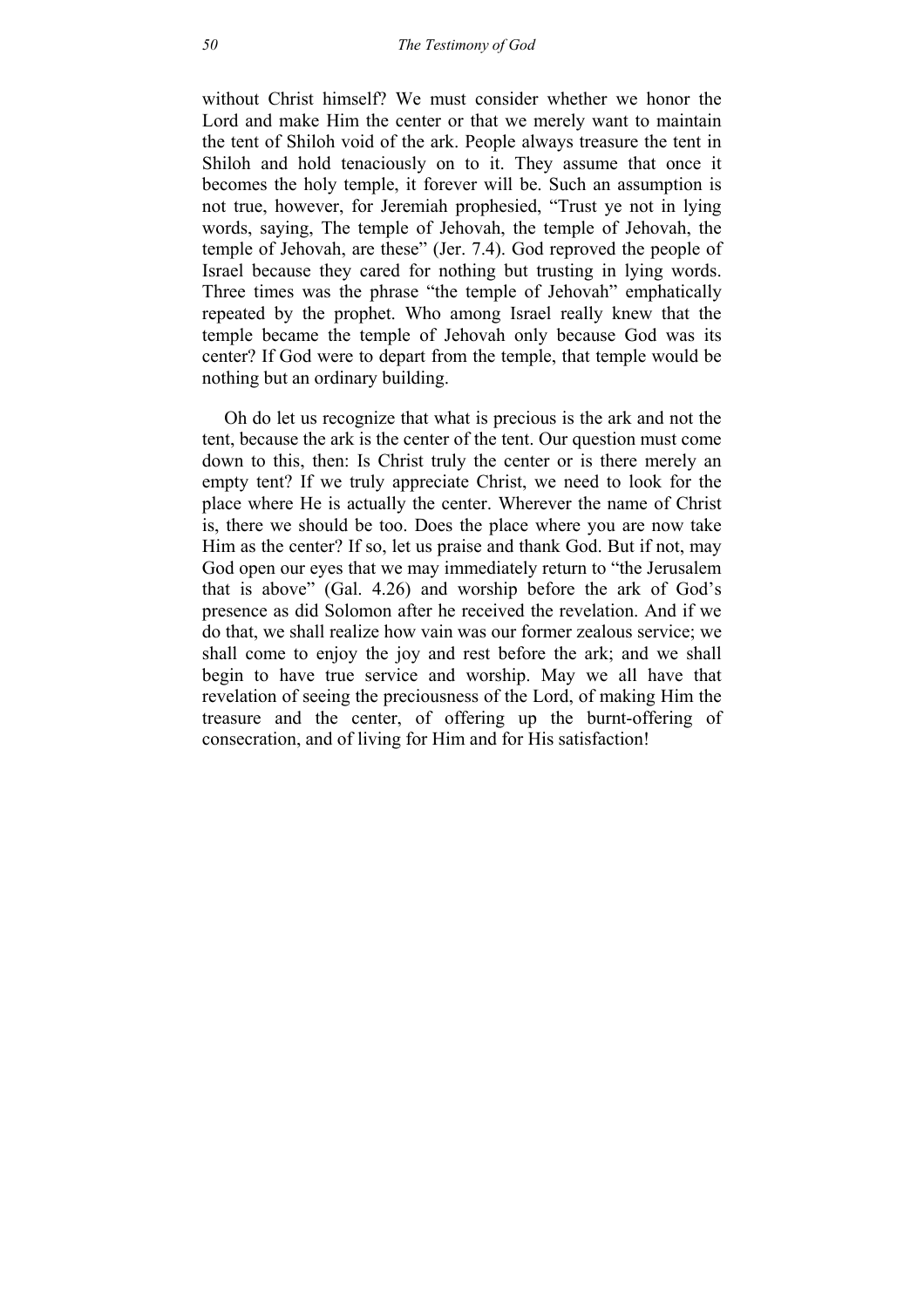without Christ himself? We must consider whether we honor the Lord and make Him the center or that we merely want to maintain the tent of Shiloh void of the ark. People always treasure the tent in Shiloh and hold tenaciously on to it. They assume that once it becomes the holy temple, it forever will be. Such an assumption is not true, however, for Jeremiah prophesied, "Trust ye not in lying words, saying, The temple of Jehovah, the temple of Jehovah, the temple of Jehovah, are these" (Jer. 7.4). God reproved the people of Israel because they cared for nothing but trusting in lying words. Three times was the phrase "the temple of Jehovah" emphatically repeated by the prophet. Who among Israel really knew that the temple became the temple of Jehovah only because God was its center? If God were to depart from the temple, that temple would be nothing but an ordinary building.

Oh do let us recognize that what is precious is the ark and not the tent, because the ark is the center of the tent. Our question must come down to this, then: Is Christ truly the center or is there merely an empty tent? If we truly appreciate Christ, we need to look for the place where He is actually the center. Wherever the name of Christ is, there we should be too. Does the place where you are now take Him as the center? If so, let us praise and thank God. But if not, may God open our eyes that we may immediately return to "the Jerusalem that is above" (Gal. 4.26) and worship before the ark of God's presence as did Solomon after he received the revelation. And if we do that, we shall realize how vain was our former zealous service; we shall come to enjoy the joy and rest before the ark; and we shall begin to have true service and worship. May we all have that revelation of seeing the preciousness of the Lord, of making Him the treasure and the center, of offering up the burnt-offering of consecration, and of living for Him and for His satisfaction!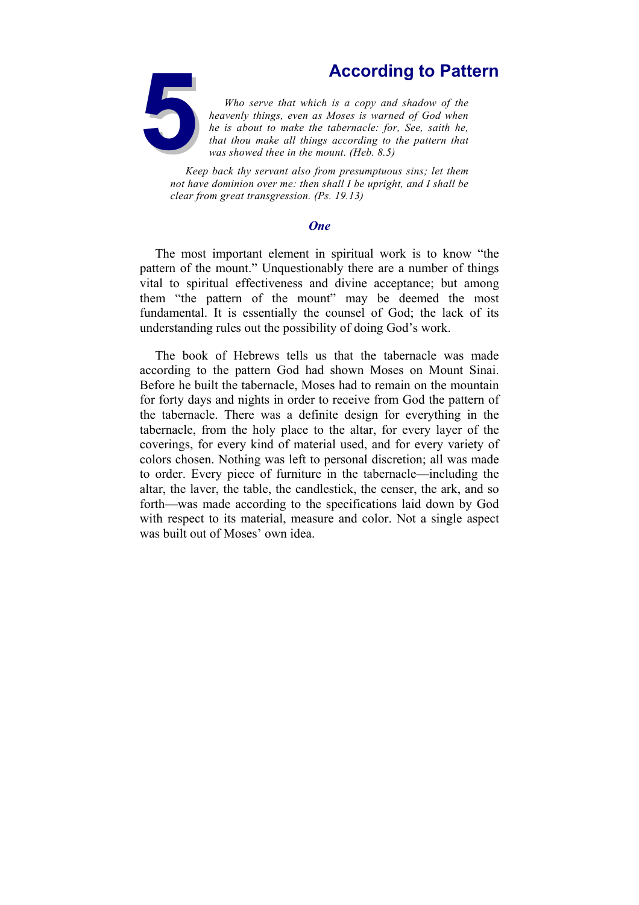# 5 According to Pattern

*Who serve that which is a copy and shadow of the heavenly things, even as Moses is warned of God when he is about to make the tabernacle: for, See, saith he, that thou make all things according to the pattern that was showed thee in the mount. (Heb. 8.5)*

*Keep back thy servant also from presumptuous sins; let them not have dominion over me: then shall I be upright, and I shall be clear from great transgression. (Ps. 19.13)*

## *One*

The most important element in spiritual work is to know “the pattern of the mount.” Unquestionably there are a number of things vital to spiritual effectiveness and divine acceptance; but among them “the pattern of the mount” may be deemed the most fundamental. It is essentially the counsel of God; the lack of its understanding rules out the possibility of doing God’s work.

The book of Hebrews tells us that the tabernacle was made according to the pattern God had shown Moses on Mount Sinai. Before he built the tabernacle, Moses had to remain on the mountain for forty days and nights in order to receive from God the pattern of the tabernacle. There was a definite design for everything in the tabernacle, from the holy place to the altar, for every layer of the coverings, for every kind of material used, and for every variety of colors chosen. Nothing was left to personal discretion; all was made to order. Every piece of furniture in the tabernacle—including the altar, the laver, the table, the candlestick, the censer, the ark, and so forth—was made according to the specifications laid down by God with respect to its material, measure and color. Not a single aspect was built out of Moses’ own idea.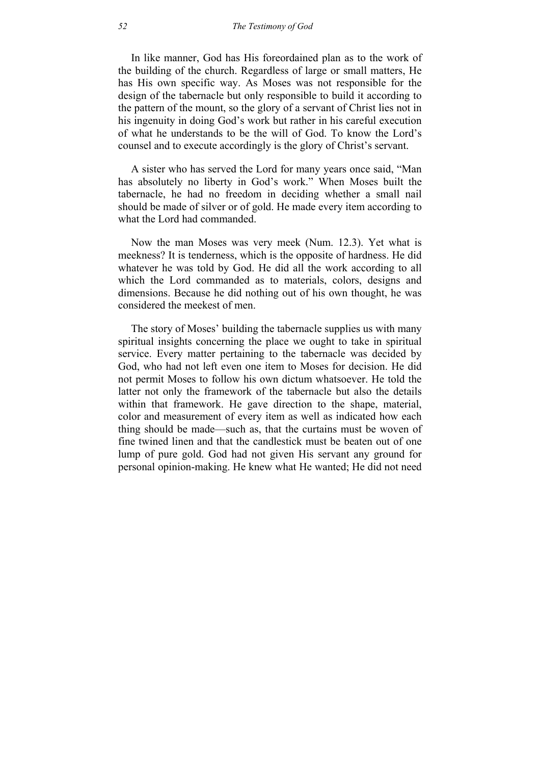In like manner, God has His foreordained plan as to the work of the building of the church. Regardless of large or small matters, He has His own specific way. As Moses was not responsible for the design of the tabernacle but only responsible to build it according to the pattern of the mount, so the glory of a servant of Christ lies not in his ingenuity in doing God's work but rather in his careful execution of what he understands to be the will of God. To know the Lord's counsel and to execute accordingly is the glory of Christ's servant.

A sister who has served the Lord for many years once said, "Man has absolutely no liberty in God's work." When Moses built the tabernacle, he had no freedom in deciding whether a small nail should be made of silver or of gold. He made every item according to what the Lord had commanded.

Now the man Moses was very meek (Num. 12.3). Yet what is meekness? It is tenderness, which is the opposite of hardness. He did whatever he was told by God. He did all the work according to all which the Lord commanded as to materials, colors, designs and dimensions. Because he did nothing out of his own thought, he was considered the meekest of men.

The story of Moses' building the tabernacle supplies us with many spiritual insights concerning the place we ought to take in spiritual service. Every matter pertaining to the tabernacle was decided by God, who had not left even one item to Moses for decision. He did not permit Moses to follow his own dictum whatsoever. He told the latter not only the framework of the tabernacle but also the details within that framework. He gave direction to the shape, material, color and measurement of every item as well as indicated how each thing should be made—such as, that the curtains must be woven of fine twined linen and that the candlestick must be beaten out of one lump of pure gold. God had not given His servant any ground for personal opinion-making. He knew what He wanted; He did not need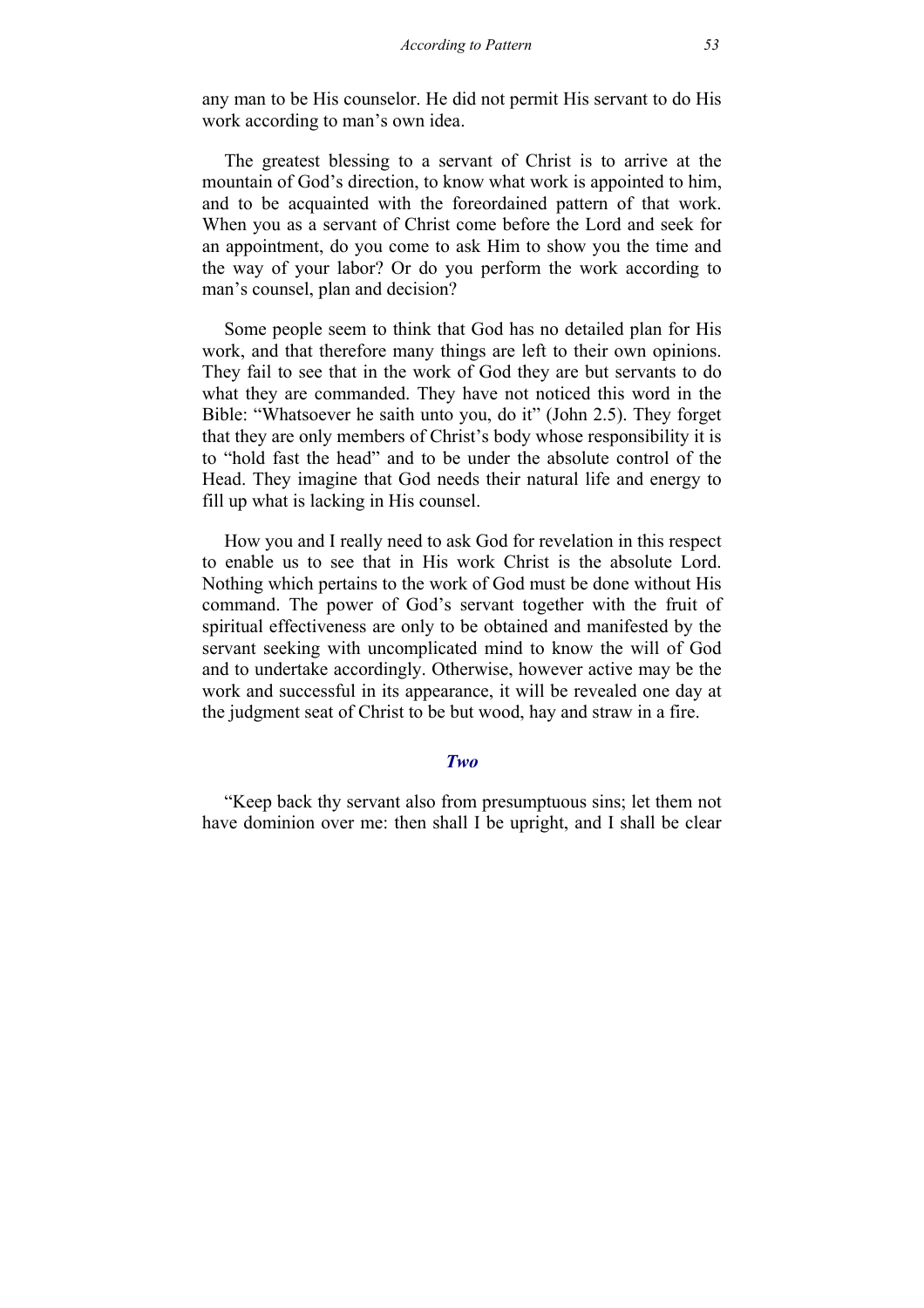any man to be His counselor. He did not permit His servant to do His work according to man's own idea.

The greatest blessing to a servant of Christ is to arrive at the mountain of God's direction, to know what work is appointed to him, and to be acquainted with the foreordained pattern of that work. When you as a servant of Christ come before the Lord and seek for an appointment, do you come to ask Him to show you the time and the way of your labor? Or do you perform the work according to man's counsel, plan and decision?

Some people seem to think that God has no detailed plan for His work, and that therefore many things are left to their own opinions. They fail to see that in the work of God they are but servants to do what they are commanded. They have not noticed this word in the Bible: "Whatsoever he saith unto you, do it" (John 2.5). They forget that they are only members of Christ's body whose responsibility it is to "hold fast the head" and to be under the absolute control of the Head. They imagine that God needs their natural life and energy to fill up what is lacking in His counsel.

How you and I really need to ask God for revelation in this respect to enable us to see that in His work Christ is the absolute Lord. Nothing which pertains to the work of God must be done without His command. The power of God's servant together with the fruit of spiritual effectiveness are only to be obtained and manifested by the servant seeking with uncomplicated mind to know the will of God and to undertake accordingly. Otherwise, however active may be the work and successful in its appearance, it will be revealed one day at the judgment seat of Christ to be but wood, hay and straw in a fire.

## *Two*

"Keep back thy servant also from presumptuous sins; let them not have dominion over me: then shall I be upright, and I shall be clear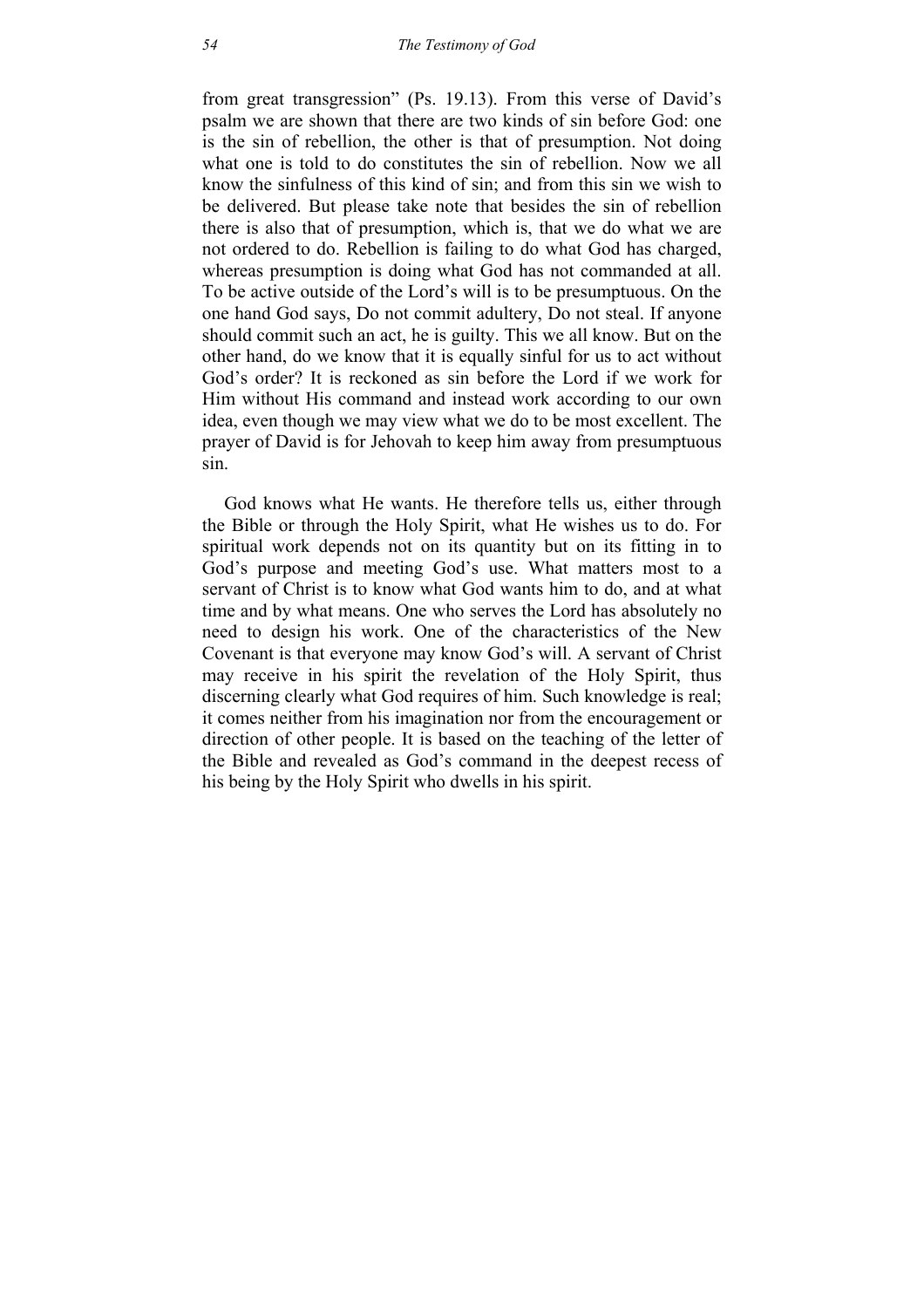from great transgression" (Ps. 19.13). From this verse of David's psalm we are shown that there are two kinds of sin before God: one is the sin of rebellion, the other is that of presumption. Not doing what one is told to do constitutes the sin of rebellion. Now we all know the sinfulness of this kind of sin; and from this sin we wish to be delivered. But please take note that besides the sin of rebellion there is also that of presumption, which is, that we do what we are not ordered to do. Rebellion is failing to do what God has charged, whereas presumption is doing what God has not commanded at all. To be active outside of the Lord's will is to be presumptuous. On the one hand God says, Do not commit adultery, Do not steal. If anyone should commit such an act, he is guilty. This we all know. But on the other hand, do we know that it is equally sinful for us to act without God's order? It is reckoned as sin before the Lord if we work for Him without His command and instead work according to our own idea, even though we may view what we do to be most excellent. The prayer of David is for Jehovah to keep him away from presumptuous sin.

God knows what He wants. He therefore tells us, either through the Bible or through the Holy Spirit, what He wishes us to do. For spiritual work depends not on its quantity but on its fitting in to God's purpose and meeting God's use. What matters most to a servant of Christ is to know what God wants him to do, and at what time and by what means. One who serves the Lord has absolutely no need to design his work. One of the characteristics of the New Covenant is that everyone may know God's will. A servant of Christ may receive in his spirit the revelation of the Holy Spirit, thus discerning clearly what God requires of him. Such knowledge is real; it comes neither from his imagination nor from the encouragement or direction of other people. It is based on the teaching of the letter of the Bible and revealed as God's command in the deepest recess of his being by the Holy Spirit who dwells in his spirit.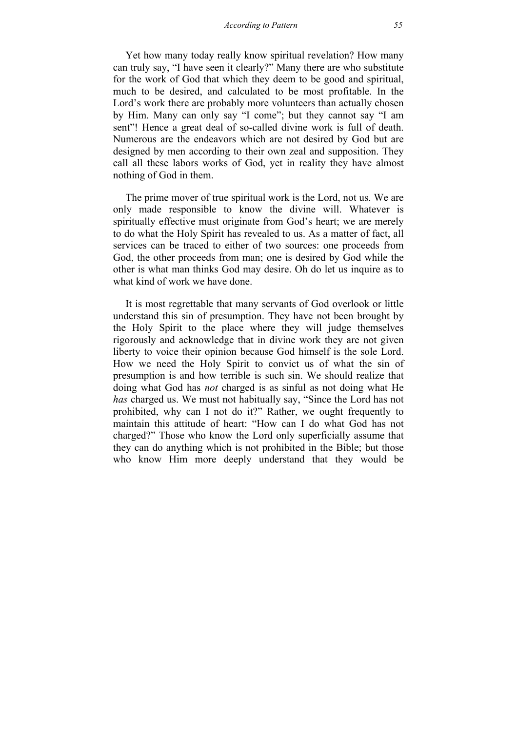Yet how many today really know spiritual revelation? How many can truly say, "I have seen it clearly?" Many there are who substitute for the work of God that which they deem to be good and spiritual, much to be desired, and calculated to be most profitable. In the Lord's work there are probably more volunteers than actually chosen by Him. Many can only say "I come"; but they cannot say "I am sent"! Hence a great deal of so-called divine work is full of death. Numerous are the endeavors which are not desired by God but are designed by men according to their own zeal and supposition. They call all these labors works of God, yet in reality they have almost nothing of God in them.

The prime mover of true spiritual work is the Lord, not us. We are only made responsible to know the divine will. Whatever is spiritually effective must originate from God's heart; we are merely to do what the Holy Spirit has revealed to us. As a matter of fact, all services can be traced to either of two sources: one proceeds from God, the other proceeds from man; one is desired by God while the other is what man thinks God may desire. Oh do let us inquire as to what kind of work we have done.

It is most regrettable that many servants of God overlook or little understand this sin of presumption. They have not been brought by the Holy Spirit to the place where they will judge themselves rigorously and acknowledge that in divine work they are not given liberty to voice their opinion because God himself is the sole Lord. How we need the Holy Spirit to convict us of what the sin of presumption is and how terrible is such sin. We should realize that doing what God has *not* charged is as sinful as not doing what He *has* charged us. We must not habitually say, "Since the Lord has not prohibited, why can I not do it?" Rather, we ought frequently to maintain this attitude of heart: "How can I do what God has not charged?" Those who know the Lord only superficially assume that they can do anything which is not prohibited in the Bible; but those who know Him more deeply understand that they would be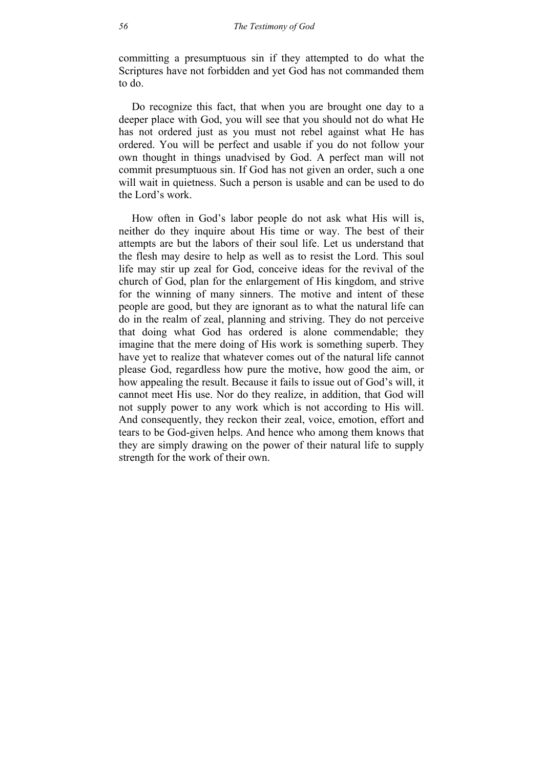committing a presumptuous sin if they attempted to do what the Scriptures have not forbidden and yet God has not commanded them to do.

Do recognize this fact, that when you are brought one day to a deeper place with God, you will see that you should not do what He has not ordered just as you must not rebel against what He has ordered. You will be perfect and usable if you do not follow your own thought in things unadvised by God. A perfect man will not commit presumptuous sin. If God has not given an order, such a one will wait in quietness. Such a person is usable and can be used to do the Lord's work.

How often in God's labor people do not ask what His will is, neither do they inquire about His time or way. The best of their attempts are but the labors of their soul life. Let us understand that the flesh may desire to help as well as to resist the Lord. This soul life may stir up zeal for God, conceive ideas for the revival of the church of God, plan for the enlargement of His kingdom, and strive for the winning of many sinners. The motive and intent of these people are good, but they are ignorant as to what the natural life can do in the realm of zeal, planning and striving. They do not perceive that doing what God has ordered is alone commendable; they imagine that the mere doing of His work is something superb. They have yet to realize that whatever comes out of the natural life cannot please God, regardless how pure the motive, how good the aim, or how appealing the result. Because it fails to issue out of God's will, it cannot meet His use. Nor do they realize, in addition, that God will not supply power to any work which is not according to His will. And consequently, they reckon their zeal, voice, emotion, effort and tears to be God-given helps. And hence who among them knows that they are simply drawing on the power of their natural life to supply strength for the work of their own.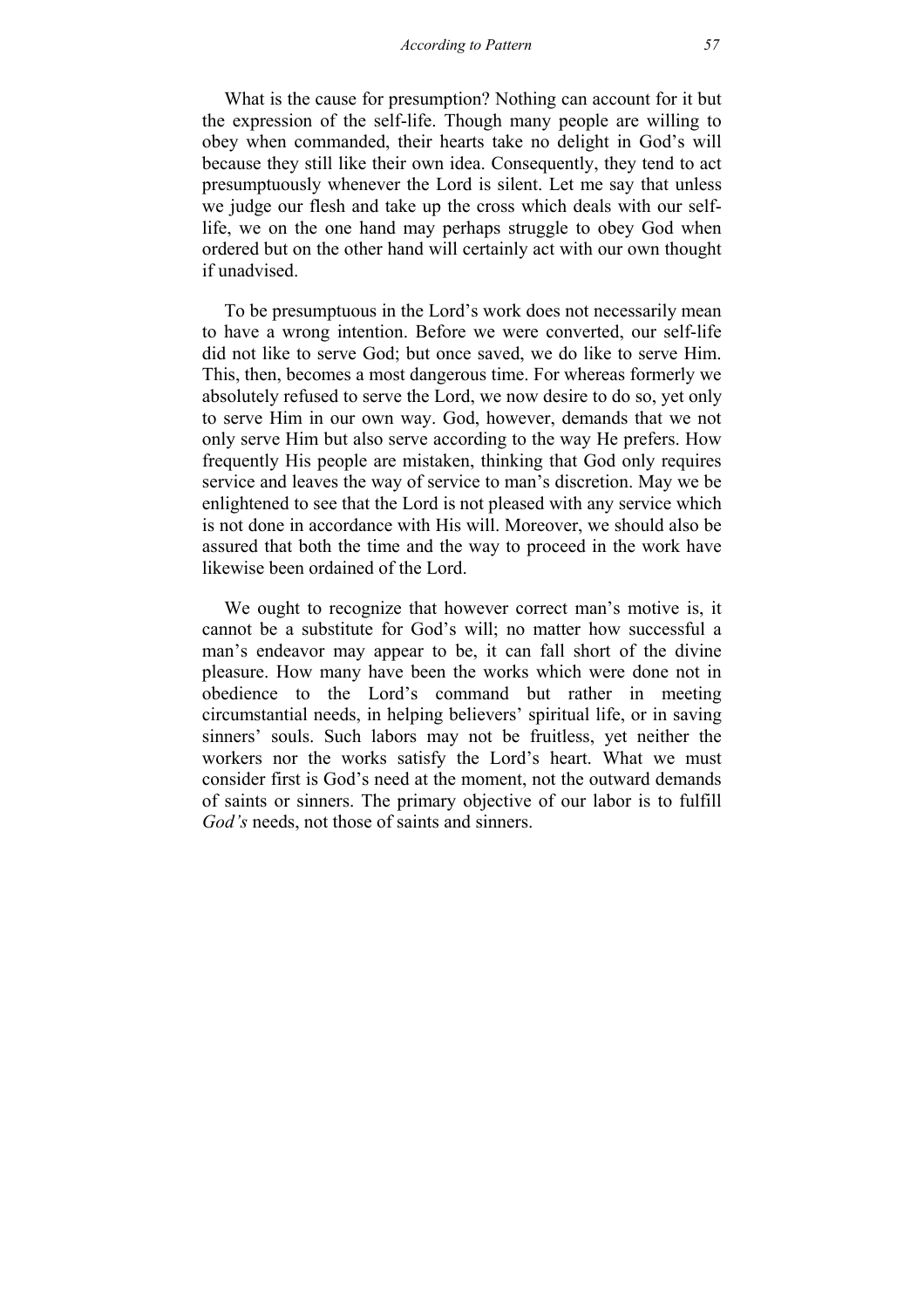What is the cause for presumption? Nothing can account for it but the expression of the self-life. Though many people are willing to obey when commanded, their hearts take no delight in God's will because they still like their own idea. Consequently, they tend to act presumptuously whenever the Lord is silent. Let me say that unless we judge our flesh and take up the cross which deals with our self-life, we on the one hand may perhaps struggle to obey God when ordered but on the other hand will certainly act with our own thought if unadvised.

To be presumptuous in the Lord's work does not necessarily mean to have a wrong intention. Before we were converted, our self-life did not like to serve God; but once saved, we do like to serve Him. This, then, becomes a most dangerous time. For whereas formerly we absolutely refused to serve the Lord, we now desire to do so, yet only to serve Him in our own way. God, however, demands that we not only serve Him but also serve according to the way He prefers. How frequently His people are mistaken, thinking that God only requires service and leaves the way of service to man's discretion. May we be enlightened to see that the Lord is not pleased with any service which is not done in accordance with His will. Moreover, we should also be assured that both the time and the way to proceed in the work have likewise been ordained of the Lord.

We ought to recognize that however correct man's motive is, it cannot be a substitute for God's will; no matter how successful a man's endeavor may appear to be, it can fall short of the divine pleasure. How many have been the works which were done not in obedience to the Lord's command but rather in meeting circumstantial needs, in helping believers' spiritual life, or in saving sinners' souls. Such labors may not be fruitless, yet neither the workers nor the works satisfy the Lord's heart. What we must consider first is God's need at the moment, not the outward demands of saints or sinners. The primary objective of our labor is to fulfill *God's* needs, not those of saints and sinners.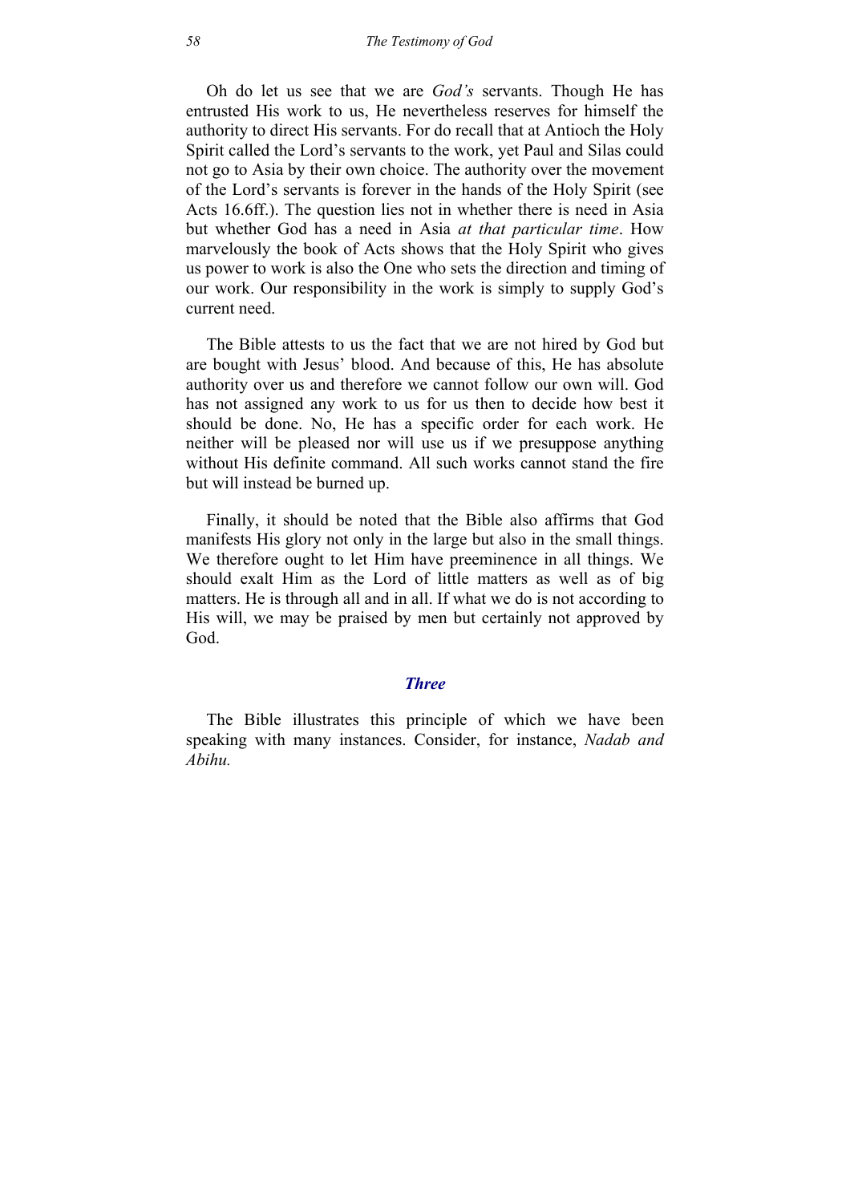Oh do let us see that we are *God's* servants. Though He has entrusted His work to us, He nevertheless reserves for himself the authority to direct His servants. For do recall that at Antioch the Holy Spirit called the Lord's servants to the work, yet Paul and Silas could not go to Asia by their own choice. The authority over the movement of the Lord's servants is forever in the hands of the Holy Spirit (see Acts 16.6ff.). The question lies not in whether there is need in Asia but whether God has a need in Asia *at that particular time*. How marvelously the book of Acts shows that the Holy Spirit who gives us power to work is also the One who sets the direction and timing of our work. Our responsibility in the work is simply to supply God's current need.

The Bible attests to us the fact that we are not hired by God but are bought with Jesus' blood. And because of this, He has absolute authority over us and therefore we cannot follow our own will. God has not assigned any work to us for us then to decide how best it should be done. No, He has a specific order for each work. He neither will be pleased nor will use us if we presuppose anything without His definite command. All such works cannot stand the fire but will instead be burned up.

Finally, it should be noted that the Bible also affirms that God manifests His glory not only in the large but also in the small things. We therefore ought to let Him have preeminence in all things. We should exalt Him as the Lord of little matters as well as of big matters. He is through all and in all. If what we do is not according to His will, we may be praised by men but certainly not approved by God.

### *Three*

The Bible illustrates this principle of which we have been speaking with many instances. Consider, for instance, *Nadab and Abihu.*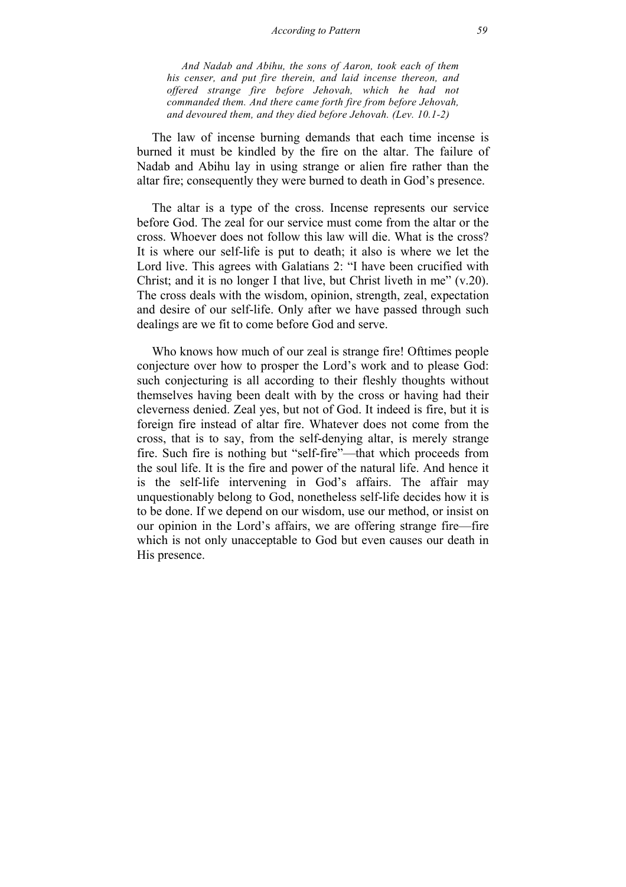*And Nadab and Abihu, the sons of Aaron, took each of them his censer, and put fire therein, and laid incense thereon, and offered strange fire before Jehovah, which he had not commanded them. And there came forth fire from before Jehovah, and devoured them, and they died before Jehovah. (Lev. 10.1-2)*

The law of incense burning demands that each time incense is burned it must be kindled by the fire on the altar. The failure of Nadab and Abihu lay in using strange or alien fire rather than the altar fire; consequently they were burned to death in God's presence.

The altar is a type of the cross. Incense represents our service before God. The zeal for our service must come from the altar or the cross. Whoever does not follow this law will die. What is the cross? It is where our self-life is put to death; it also is where we let the Lord live. This agrees with Galatians 2: "I have been crucified with Christ; and it is no longer I that live, but Christ liveth in me" (v.20). The cross deals with the wisdom, opinion, strength, zeal, expectation and desire of our self-life. Only after we have passed through such dealings are we fit to come before God and serve.

Who knows how much of our zeal is strange fire! Ofttimes people conjecture over how to prosper the Lord's work and to please God: such conjecturing is all according to their fleshly thoughts without themselves having been dealt with by the cross or having had their cleverness denied. Zeal yes, but not of God. It indeed is fire, but it is foreign fire instead of altar fire. Whatever does not come from the cross, that is to say, from the self-denying altar, is merely strange fire. Such fire is nothing but "self-fire"—that which proceeds from the soul life. It is the fire and power of the natural life. And hence it is the self-life intervening in God's affairs. The affair may unquestionably belong to God, nonetheless self-life decides how it is to be done. If we depend on our wisdom, use our method, or insist on our opinion in the Lord's affairs, we are offering strange fire—fire which is not only unacceptable to God but even causes our death in His presence.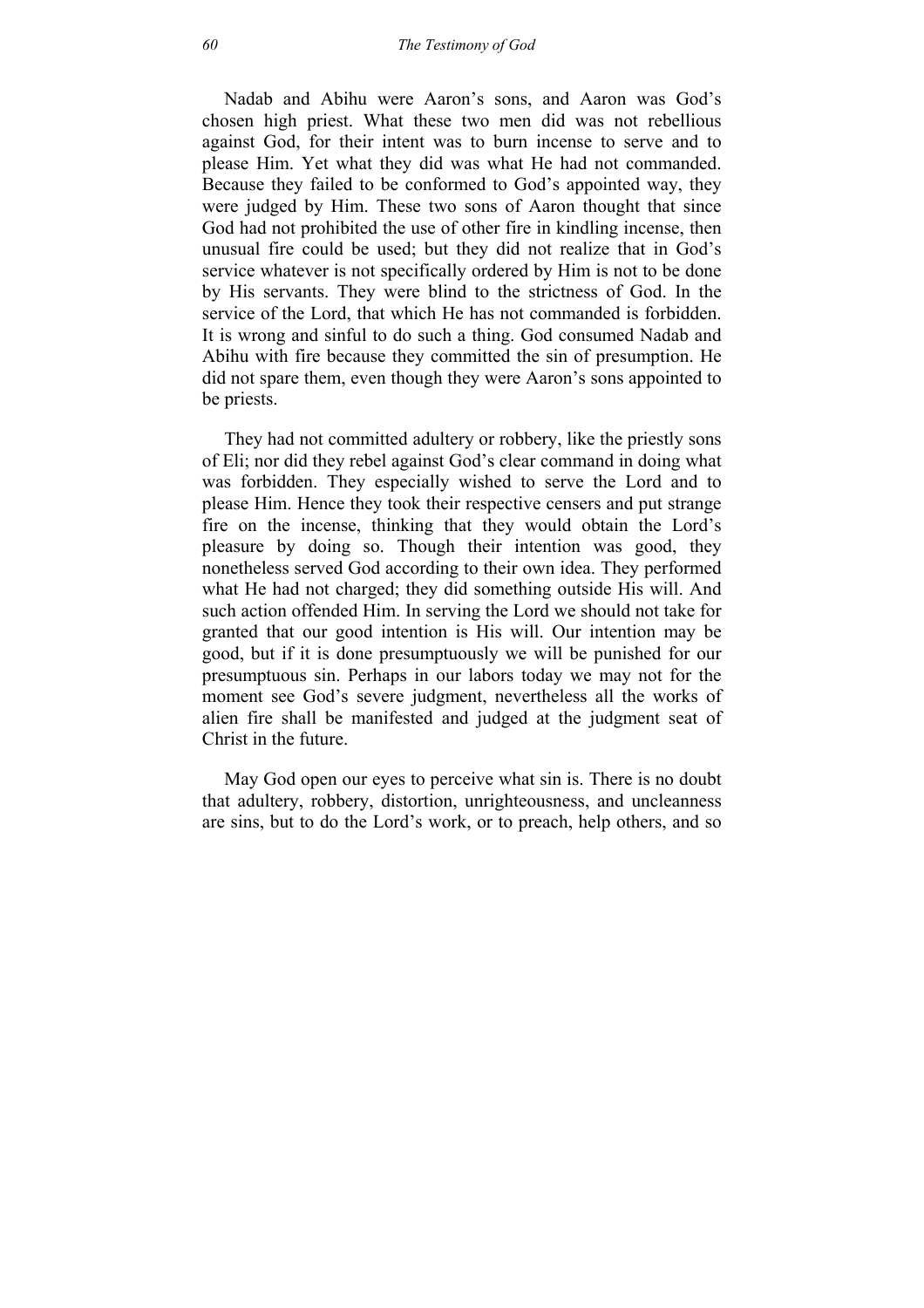Nadab and Abihu were Aaron's sons, and Aaron was God's chosen high priest. What these two men did was not rebellious against God, for their intent was to burn incense to serve and to please Him. Yet what they did was what He had not commanded. Because they failed to be conformed to God's appointed way, they were judged by Him. These two sons of Aaron thought that since God had not prohibited the use of other fire in kindling incense, then unusual fire could be used; but they did not realize that in God's service whatever is not specifically ordered by Him is not to be done by His servants. They were blind to the strictness of God. In the service of the Lord, that which He has not commanded is forbidden. It is wrong and sinful to do such a thing. God consumed Nadab and Abihu with fire because they committed the sin of presumption. He did not spare them, even though they were Aaron's sons appointed to be priests.

They had not committed adultery or robbery, like the priestly sons of Eli; nor did they rebel against God's clear command in doing what was forbidden. They especially wished to serve the Lord and to please Him. Hence they took their respective censers and put strange fire on the incense, thinking that they would obtain the Lord's pleasure by doing so. Though their intention was good, they nonetheless served God according to their own idea. They performed what He had not charged; they did something outside His will. And such action offended Him. In serving the Lord we should not take for granted that our good intention is His will. Our intention may be good, but if it is done presumptuously we will be punished for our presumptuous sin. Perhaps in our labors today we may not for the moment see God's severe judgment, nevertheless all the works of alien fire shall be manifested and judged at the judgment seat of Christ in the future.

May God open our eyes to perceive what sin is. There is no doubt that adultery, robbery, distortion, unrighteousness, and uncleanness are sins, but to do the Lord's work, or to preach, help others, and so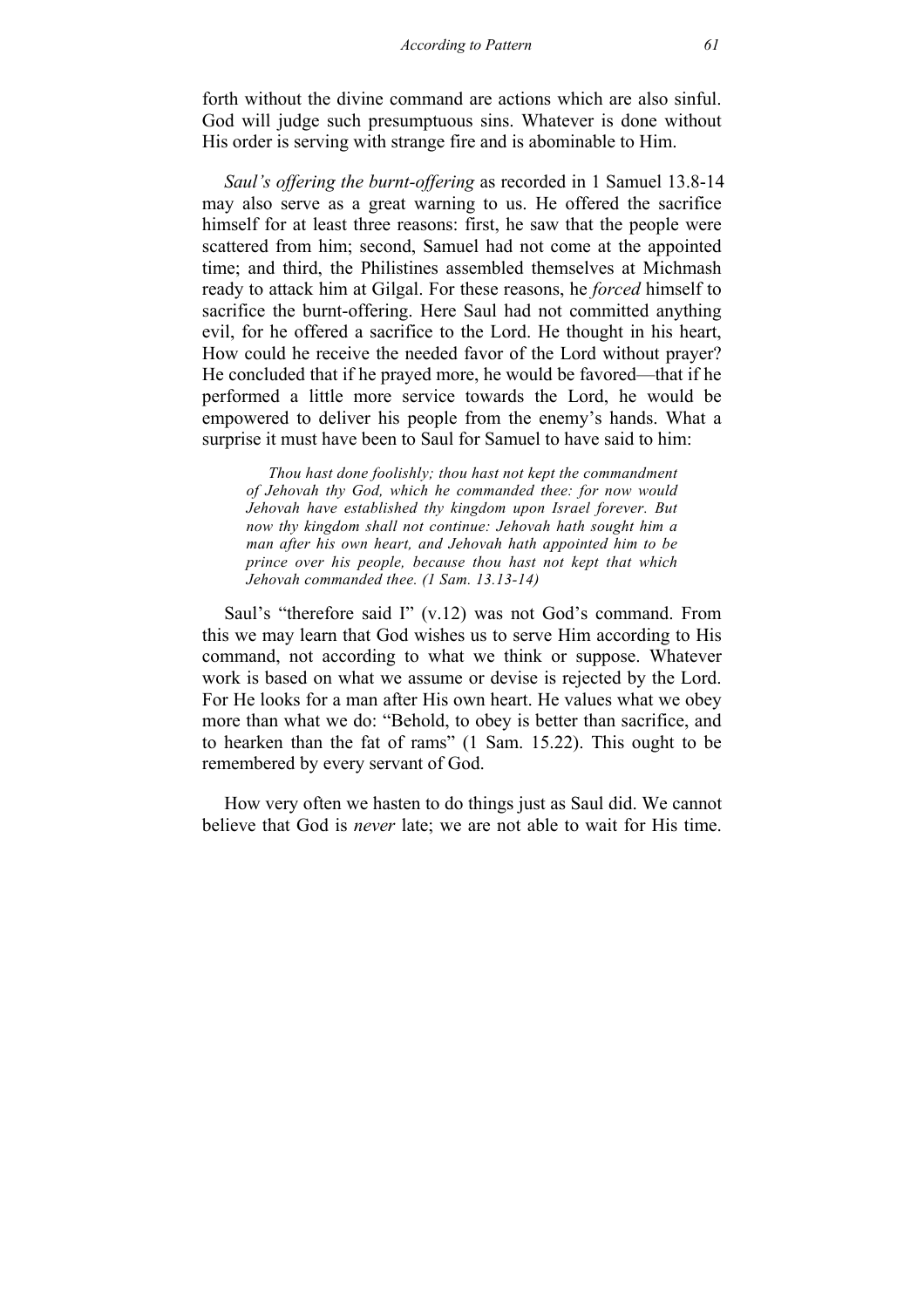forth without the divine command are actions which are also sinful. God will judge such presumptuous sins. Whatever is done without His order is serving with strange fire and is abominable to Him.

*Saul's offering the burnt-offering* as recorded in 1 Samuel 13.8-14 may also serve as a great warning to us. He offered the sacrifice himself for at least three reasons: first, he saw that the people were scattered from him; second, Samuel had not come at the appointed time; and third, the Philistines assembled themselves at Michmash ready to attack him at Gilgal. For these reasons, he *forced* himself to sacrifice the burnt-offering. Here Saul had not committed anything evil, for he offered a sacrifice to the Lord. He thought in his heart, How could he receive the needed favor of the Lord without prayer? He concluded that if he prayed more, he would be favored—that if he performed a little more service towards the Lord, he would be empowered to deliver his people from the enemy's hands. What a surprise it must have been to Saul for Samuel to have said to him:

> *Thou hast done foolishly; thou hast not kept the commandment of Jehovah thy God, which he commanded thee: for now would Jehovah have established thy kingdom upon Israel forever. But now thy kingdom shall not continue: Jehovah hath sought him a man after his own heart, and Jehovah hath appointed him to be prince over his people, because thou hast not kept that which Jehovah commanded thee. (1 Sam. 13.13-14)*

Saul's "therefore said I" (v.12) was not God's command. From this we may learn that God wishes us to serve Him according to His command, not according to what we think or suppose. Whatever work is based on what we assume or devise is rejected by the Lord. For He looks for a man after His own heart. He values what we obey more than what we do: "Behold, to obey is better than sacrifice, and to hearken than the fat of rams" (1 Sam. 15.22). This ought to be remembered by every servant of God.

How very often we hasten to do things just as Saul did. We cannot believe that God is *never* late; we are not able to wait for His time.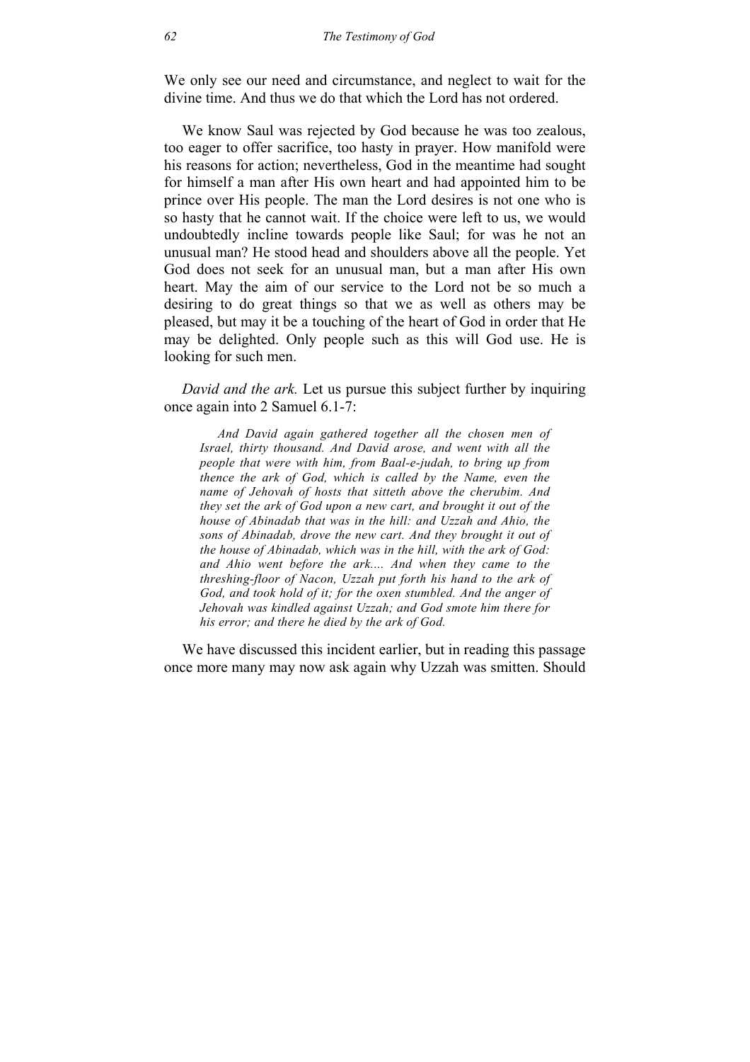We only see our need and circumstance, and neglect to wait for the divine time. And thus we do that which the Lord has not ordered.

We know Saul was rejected by God because he was too zealous, too eager to offer sacrifice, too hasty in prayer. How manifold were his reasons for action; nevertheless, God in the meantime had sought for himself a man after His own heart and had appointed him to be prince over His people. The man the Lord desires is not one who is so hasty that he cannot wait. If the choice were left to us, we would undoubtedly incline towards people like Saul; for was he not an unusual man? He stood head and shoulders above all the people. Yet God does not seek for an unusual man, but a man after His own heart. May the aim of our service to the Lord not be so much a desiring to do great things so that we as well as others may be pleased, but may it be a touching of the heart of God in order that He may be delighted. Only people such as this will God use. He is looking for such men.

*David and the ark.* Let us pursue this subject further by inquiring once again into 2 Samuel 6.1-7:

> *And David again gathered together all the chosen men of Israel, thirty thousand. And David arose, and went with all the people that were with him, from Baal-e-judah, to bring up from thence the ark of God, which is called by the Name, even the name of Jehovah of hosts that sitteth above the cherubim. And they set the ark of God upon a new cart, and brought it out of the house of Abinadab that was in the hill: and Uzzah and Ahio, the sons of Abinadab, drove the new cart. And they brought it out of the house of Abinadab, which was in the hill, with the ark of God: and Ahio went before the ark.... And when they came to the threshing-floor of Nacon, Uzzah put forth his hand to the ark of God, and took hold of it; for the oxen stumbled. And the anger of Jehovah was kindled against Uzzah; and God smote him there for his error; and there he died by the ark of God.*

We have discussed this incident earlier, but in reading this passage once more many may now ask again why Uzzah was smitten. Should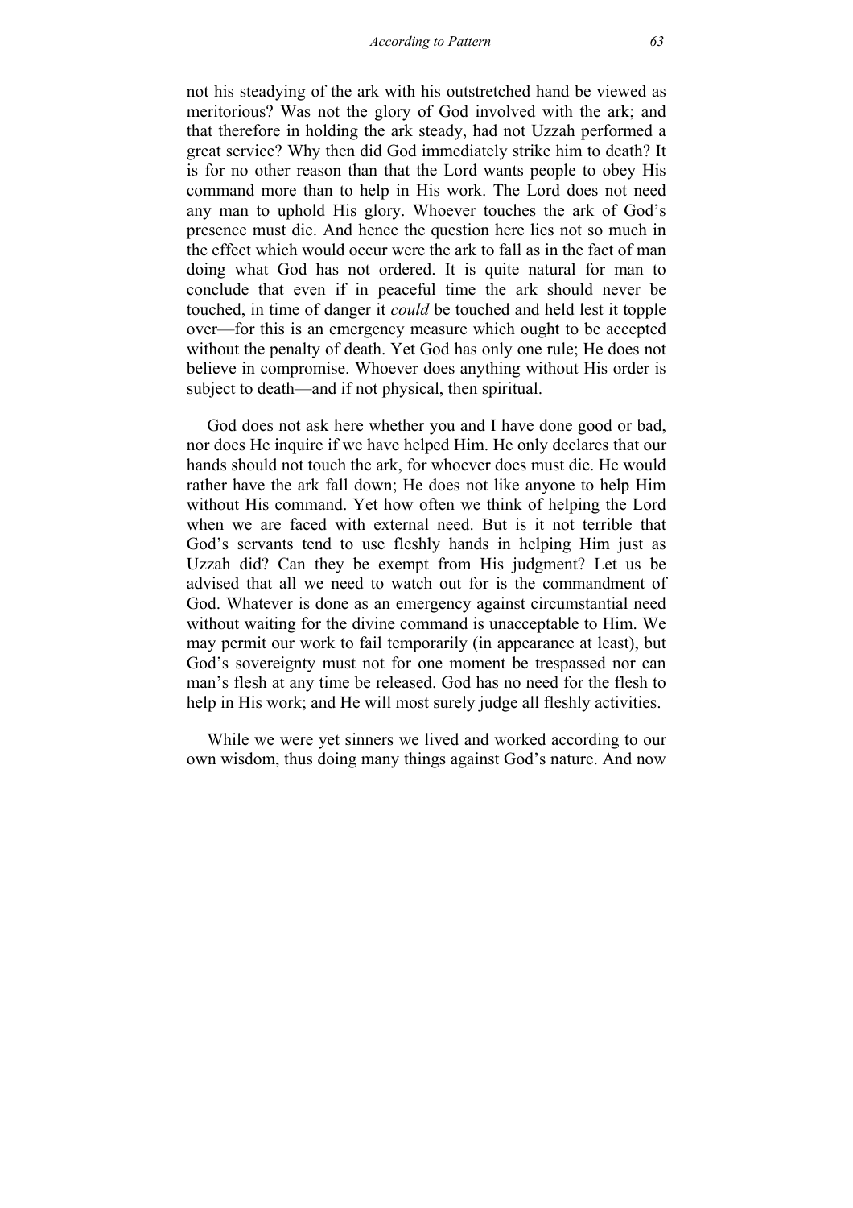not his steadying of the ark with his outstretched hand be viewed as meritorious? Was not the glory of God involved with the ark; and that therefore in holding the ark steady, had not Uzzah performed a great service? Why then did God immediately strike him to death? It is for no other reason than that the Lord wants people to obey His command more than to help in His work. The Lord does not need any man to uphold His glory. Whoever touches the ark of God's presence must die. And hence the question here lies not so much in the effect which would occur were the ark to fall as in the fact of man doing what God has not ordered. It is quite natural for man to conclude that even if in peaceful time the ark should never be touched, in time of danger it *could* be touched and held lest it topple over—for this is an emergency measure which ought to be accepted without the penalty of death. Yet God has only one rule; He does not believe in compromise. Whoever does anything without His order is subject to death—and if not physical, then spiritual.

God does not ask here whether you and I have done good or bad, nor does He inquire if we have helped Him. He only declares that our hands should not touch the ark, for whoever does must die. He would rather have the ark fall down; He does not like anyone to help Him without His command. Yet how often we think of helping the Lord when we are faced with external need. But is it not terrible that God's servants tend to use fleshly hands in helping Him just as Uzzah did? Can they be exempt from His judgment? Let us be advised that all we need to watch out for is the commandment of God. Whatever is done as an emergency against circumstantial need without waiting for the divine command is unacceptable to Him. We may permit our work to fail temporarily (in appearance at least), but God's sovereignty must not for one moment be trespassed nor can man's flesh at any time be released. God has no need for the flesh to help in His work; and He will most surely judge all fleshly activities.

While we were yet sinners we lived and worked according to our own wisdom, thus doing many things against God's nature. And now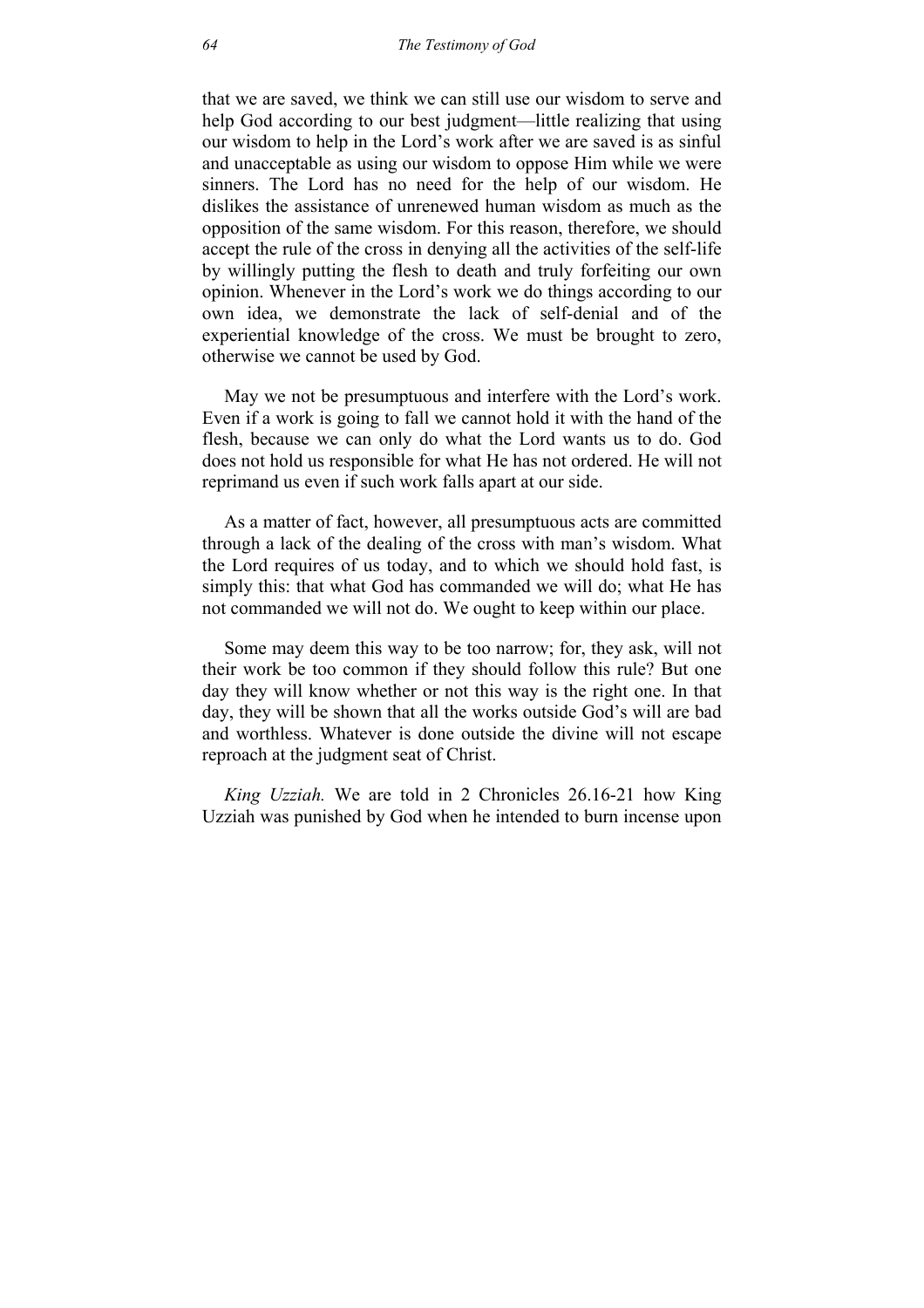that we are saved, we think we can still use our wisdom to serve and help God according to our best judgment—little realizing that using our wisdom to help in the Lord's work after we are saved is as sinful and unacceptable as using our wisdom to oppose Him while we were sinners. The Lord has no need for the help of our wisdom. He dislikes the assistance of unrenewed human wisdom as much as the opposition of the same wisdom. For this reason, therefore, we should accept the rule of the cross in denying all the activities of the self-life by willingly putting the flesh to death and truly forfeiting our own opinion. Whenever in the Lord's work we do things according to our own idea, we demonstrate the lack of self-denial and of the experiential knowledge of the cross. We must be brought to zero, otherwise we cannot be used by God.

May we not be presumptuous and interfere with the Lord's work. Even if a work is going to fall we cannot hold it with the hand of the flesh, because we can only do what the Lord wants us to do. God does not hold us responsible for what He has not ordered. He will not reprimand us even if such work falls apart at our side.

As a matter of fact, however, all presumptuous acts are committed through a lack of the dealing of the cross with man's wisdom. What the Lord requires of us today, and to which we should hold fast, is simply this: that what God has commanded we will do; what He has not commanded we will not do. We ought to keep within our place.

Some may deem this way to be too narrow; for, they ask, will not their work be too common if they should follow this rule? But one day they will know whether or not this way is the right one. In that day, they will be shown that all the works outside God's will are bad and worthless. Whatever is done outside the divine will not escape reproach at the judgment seat of Christ.

*King Uzziah.* We are told in 2 Chronicles 26.16-21 how King Uzziah was punished by God when he intended to burn incense upon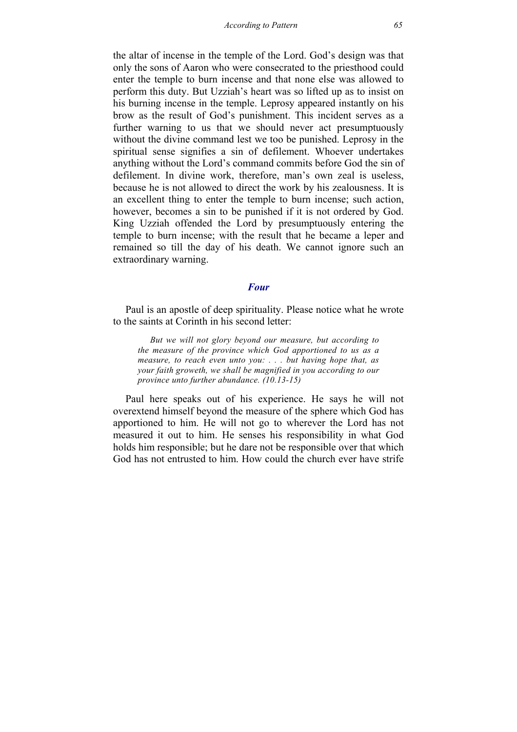the altar of incense in the temple of the Lord. God's design was that only the sons of Aaron who were consecrated to the priesthood could enter the temple to burn incense and that none else was allowed to perform this duty. But Uzziah's heart was so lifted up as to insist on his burning incense in the temple. Leprosy appeared instantly on his brow as the result of God's punishment. This incident serves as a further warning to us that we should never act presumptuously without the divine command lest we too be punished. Leprosy in the spiritual sense signifies a sin of defilement. Whoever undertakes anything without the Lord's command commits before God the sin of defilement. In divine work, therefore, man's own zeal is useless, because he is not allowed to direct the work by his zealousness. It is an excellent thing to enter the temple to burn incense; such action, however, becomes a sin to be punished if it is not ordered by God. King Uzziah offended the Lord by presumptuously entering the temple to burn incense; with the result that he became a leper and remained so till the day of his death. We cannot ignore such an extraordinary warning.

### *Four*

Paul is an apostle of deep spirituality. Please notice what he wrote to the saints at Corinth in his second letter:

> *But we will not glory beyond our measure, but according to the measure of the province which God apportioned to us as a measure, to reach even unto you: . . . but having hope that, as your faith groweth, we shall be magnified in you according to our province unto further abundance. (10.13-15)*

Paul here speaks out of his experience. He says he will not overextend himself beyond the measure of the sphere which God has apportioned to him. He will not go to wherever the Lord has not measured it out to him. He senses his responsibility in what God holds him responsible; but he dare not be responsible over that which God has not entrusted to him. How could the church ever have strife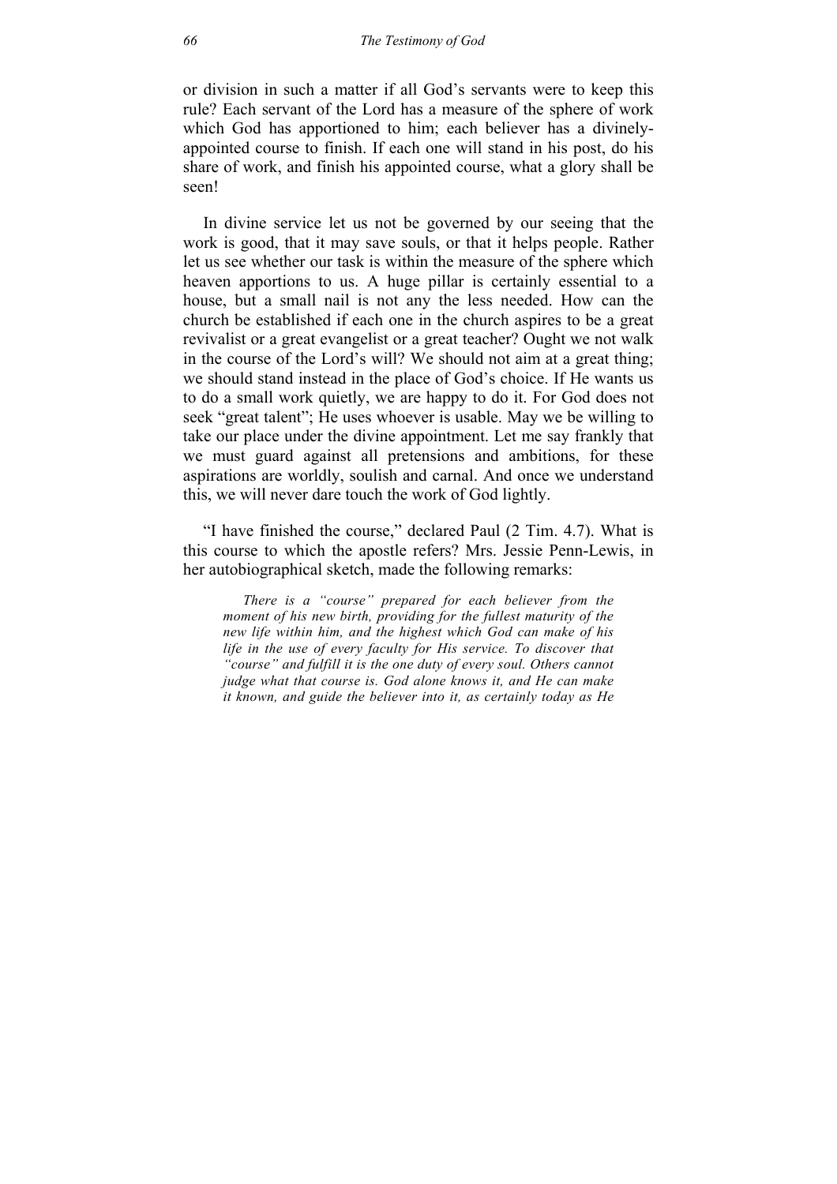or division in such a matter if all God's servants were to keep this rule? Each servant of the Lord has a measure of the sphere of work which God has apportioned to him; each believer has a divinely-appointed course to finish. If each one will stand in his post, do his share of work, and finish his appointed course, what a glory shall be seen!

In divine service let us not be governed by our seeing that the work is good, that it may save souls, or that it helps people. Rather let us see whether our task is within the measure of the sphere which heaven apportions to us. A huge pillar is certainly essential to a house, but a small nail is not any the less needed. How can the church be established if each one in the church aspires to be a great revivalist or a great evangelist or a great teacher? Ought we not walk in the course of the Lord's will? We should not aim at a great thing; we should stand instead in the place of God's choice. If He wants us to do a small work quietly, we are happy to do it. For God does not seek "great talent"; He uses whoever is usable. May we be willing to take our place under the divine appointment. Let me say frankly that we must guard against all pretensions and ambitions, for these aspirations are worldly, soulish and carnal. And once we understand this, we will never dare touch the work of God lightly.

"I have finished the course," declared Paul (2 Tim. 4.7). What is this course to which the apostle refers? Mrs. Jessie Penn-Lewis, in her autobiographical sketch, made the following remarks:

> *There is a "course" prepared for each believer from the moment of his new birth, providing for the fullest maturity of the new life within him, and the highest which God can make of his life in the use of every faculty for His service. To discover that "course" and fulfill it is the one duty of every soul. Others cannot judge what that course is. God alone knows it, and He can make it known, and guide the believer into it, as certainly today as He*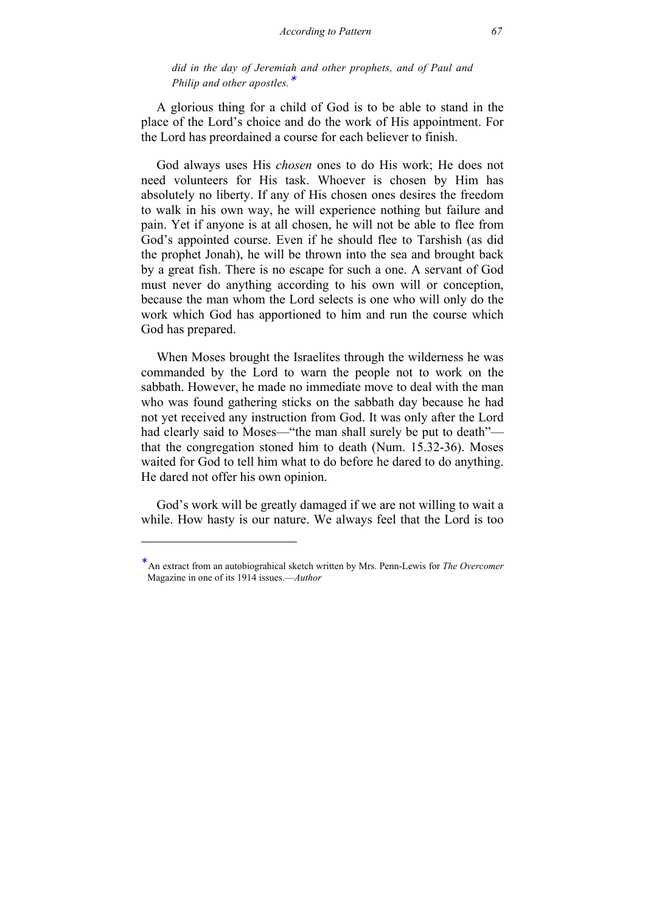*did in the day of Jeremiah and other prophets, and of Paul and Philip and other apostles.*[*]

A glorious thing for a child of God is to be able to stand in the place of the Lord's choice and do the work of His appointment. For the Lord has preordained a course for each believer to finish.

God always uses His *chosen* ones to do His work; He does not need volunteers for His task. Whoever is chosen by Him has absolutely no liberty. If any of His chosen ones desires the freedom to walk in his own way, he will experience nothing but failure and pain. Yet if anyone is at all chosen, he will not be able to flee from God's appointed course. Even if he should flee to Tarshish (as did the prophet Jonah), he will be thrown into the sea and brought back by a great fish. There is no escape for such a one. A servant of God must never do anything according to his own will or conception, because the man whom the Lord selects is one who will only do the work which God has apportioned to him and run the course which God has prepared.

When Moses brought the Israelites through the wilderness he was commanded by the Lord to warn the people not to work on the sabbath. However, he made no immediate move to deal with the man who was found gathering sticks on the sabbath day because he had not yet received any instruction from God. It was only after the Lord had clearly said to Moses—"the man shall surely be put to death"—that the congregation stoned him to death (Num. 15.32-36). Moses waited for God to tell him what to do before he dared to do anything. He dared not offer his own opinion.

God's work will be greatly damaged if we are not willing to wait a while. How hasty is our nature. We always feel that the Lord is too

---

[*] An extract from an autobiograhical sketch written by Mrs. Penn-Lewis for *The Overcomer* Magazine in one of its 1914 issues.—*Author*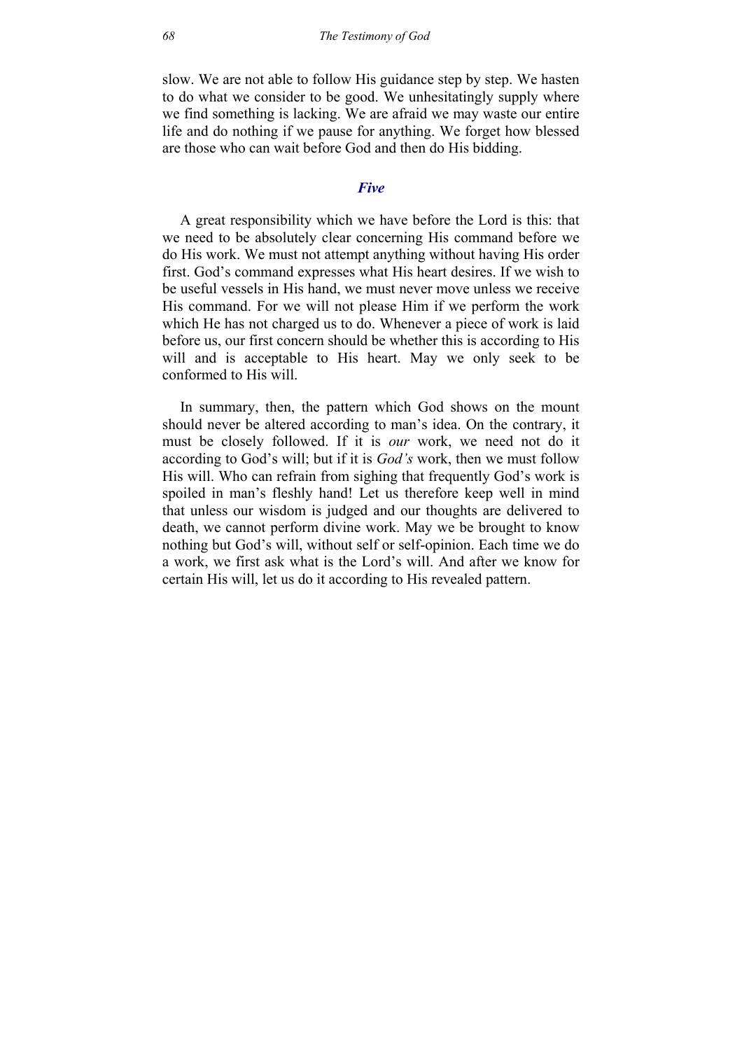slow. We are not able to follow His guidance step by step. We hasten to do what we consider to be good. We unhesitatingly supply where we find something is lacking. We are afraid we may waste our entire life and do nothing if we pause for anything. We forget how blessed are those who can wait before God and then do His bidding.

### *Five*

A great responsibility which we have before the Lord is this: that we need to be absolutely clear concerning His command before we do His work. We must not attempt anything without having His order first. God's command expresses what His heart desires. If we wish to be useful vessels in His hand, we must never move unless we receive His command. For we will not please Him if we perform the work which He has not charged us to do. Whenever a piece of work is laid before us, our first concern should be whether this is according to His will and is acceptable to His heart. May we only seek to be conformed to His will.

In summary, then, the pattern which God shows on the mount should never be altered according to man's idea. On the contrary, it must be closely followed. If it is *our* work, we need not do it according to God's will; but if it is *God's* work, then we must follow His will. Who can refrain from sighing that frequently God's work is spoiled in man's fleshly hand! Let us therefore keep well in mind that unless our wisdom is judged and our thoughts are delivered to death, we cannot perform divine work. May we be brought to know nothing but God's will, without self or self-opinion. Each time we do a work, we first ask what is the Lord's will. And after we know for certain His will, let us do it according to His revealed pattern.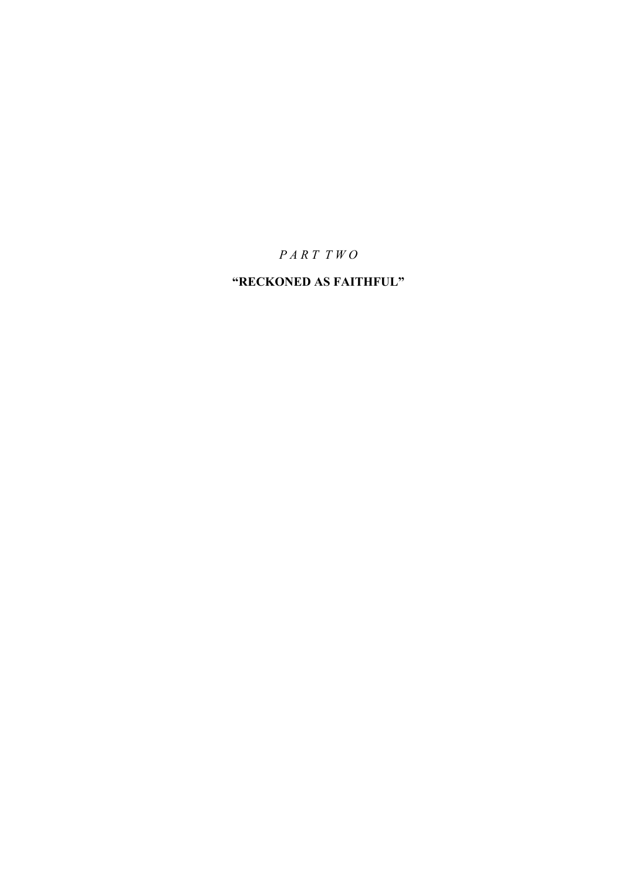# *PART TWO*

# "RECKONED AS FAITHFUL"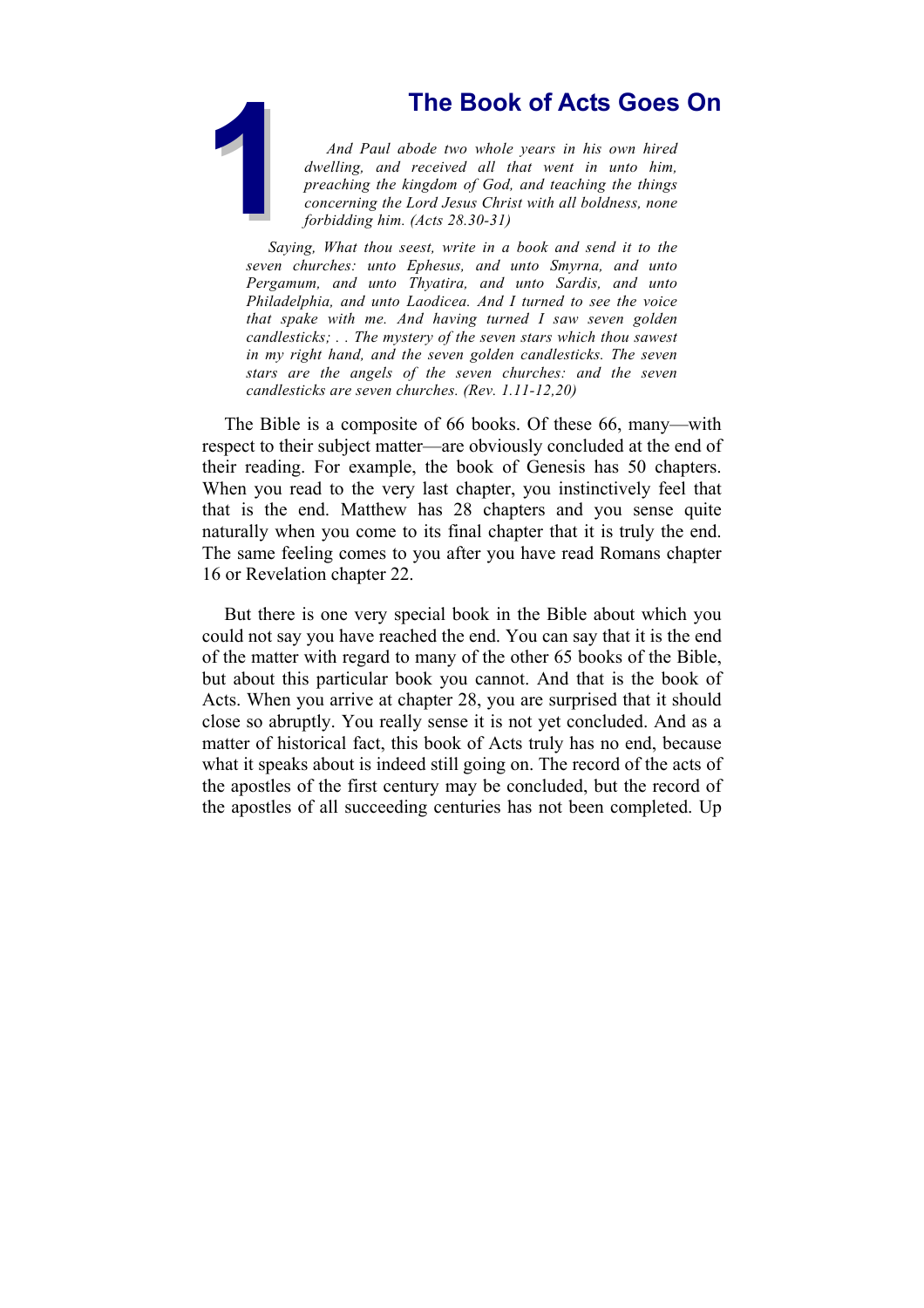# 1 The Book of Acts Goes On

*And Paul abode two whole years in his own hired dwelling, and received all that went in unto him, preaching the kingdom of God, and teaching the things concerning the Lord Jesus Christ with all boldness, none forbidding him. (Acts 28.30-31)*

*Saying, What thou seest, write in a book and send it to the seven churches: unto Ephesus, and unto Smyrna, and unto Pergamum, and unto Thyatira, and unto Sardis, and unto Philadelphia, and unto Laodicea. And I turned to see the voice that spake with me. And having turned I saw seven golden candlesticks; . . The mystery of the seven stars which thou sawest in my right hand, and the seven golden candlesticks. The seven stars are the angels of the seven churches: and the seven candlesticks are seven churches. (Rev. 1.11-12,20)*

The Bible is a composite of 66 books. Of these 66, many—with respect to their subject matter—are obviously concluded at the end of their reading. For example, the book of Genesis has 50 chapters. When you read to the very last chapter, you instinctively feel that that is the end. Matthew has 28 chapters and you sense quite naturally when you come to its final chapter that it is truly the end. The same feeling comes to you after you have read Romans chapter 16 or Revelation chapter 22.

But there is one very special book in the Bible about which you could not say you have reached the end. You can say that it is the end of the matter with regard to many of the other 65 books of the Bible, but about this particular book you cannot. And that is the book of Acts. When you arrive at chapter 28, you are surprised that it should close so abruptly. You really sense it is not yet concluded. And as a matter of historical fact, this book of Acts truly has no end, because what it speaks about is indeed still going on. The record of the acts of the apostles of the first century may be concluded, but the record of the apostles of all succeeding centuries has not been completed. Up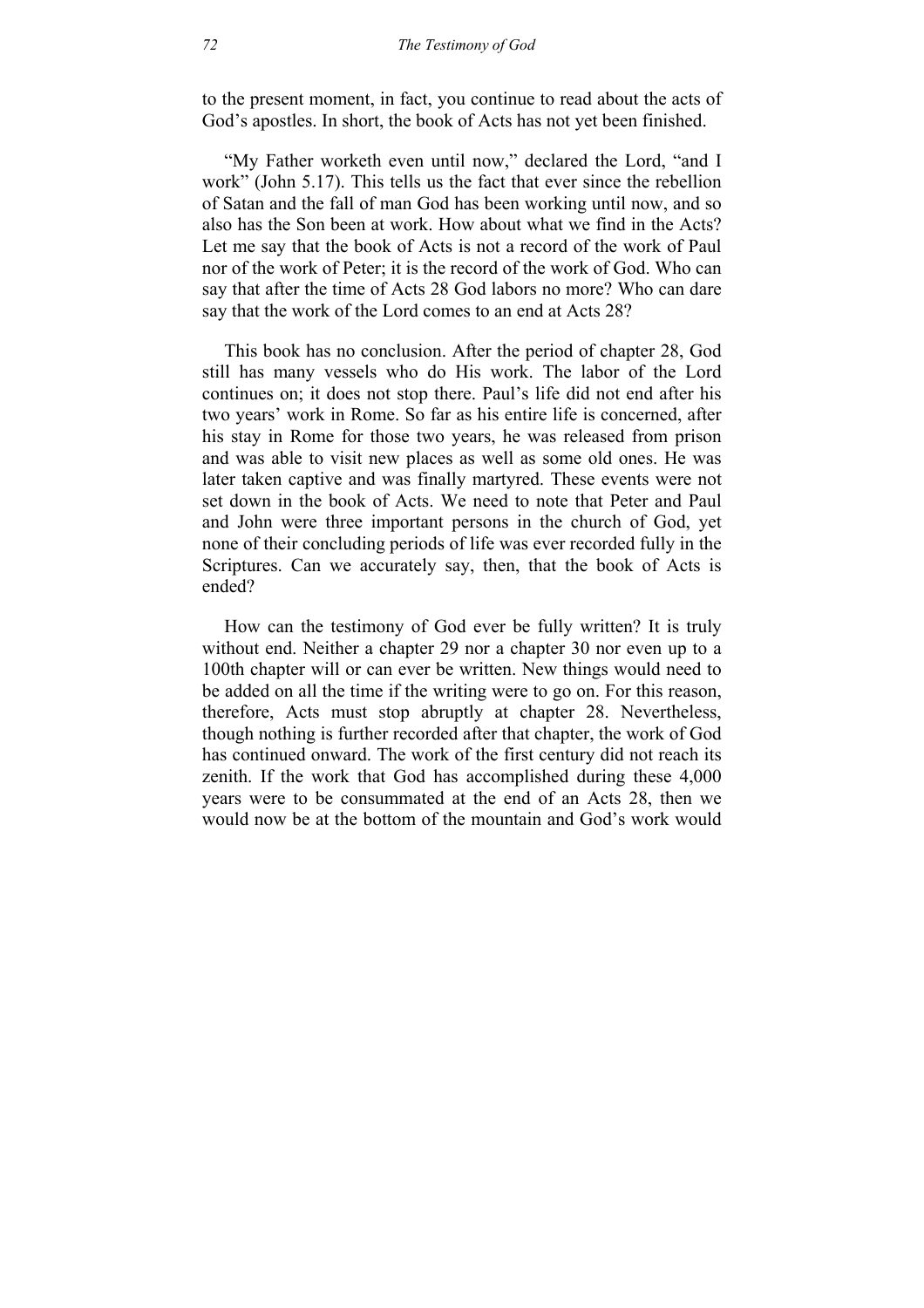to the present moment, in fact, you continue to read about the acts of God's apostles. In short, the book of Acts has not yet been finished.

"My Father worketh even until now," declared the Lord, "and I work" (John 5.17). This tells us the fact that ever since the rebellion of Satan and the fall of man God has been working until now, and so also has the Son been at work. How about what we find in the Acts? Let me say that the book of Acts is not a record of the work of Paul nor of the work of Peter; it is the record of the work of God. Who can say that after the time of Acts 28 God labors no more? Who can dare say that the work of the Lord comes to an end at Acts 28?

This book has no conclusion. After the period of chapter 28, God still has many vessels who do His work. The labor of the Lord continues on; it does not stop there. Paul's life did not end after his two years' work in Rome. So far as his entire life is concerned, after his stay in Rome for those two years, he was released from prison and was able to visit new places as well as some old ones. He was later taken captive and was finally martyred. These events were not set down in the book of Acts. We need to note that Peter and Paul and John were three important persons in the church of God, yet none of their concluding periods of life was ever recorded fully in the Scriptures. Can we accurately say, then, that the book of Acts is ended?

How can the testimony of God ever be fully written? It is truly without end. Neither a chapter 29 nor a chapter 30 nor even up to a 100th chapter will or can ever be written. New things would need to be added on all the time if the writing were to go on. For this reason, therefore, Acts must stop abruptly at chapter 28. Nevertheless, though nothing is further recorded after that chapter, the work of God has continued onward. The work of the first century did not reach its zenith. If the work that God has accomplished during these 4,000 years were to be consummated at the end of an Acts 28, then we would now be at the bottom of the mountain and God's work would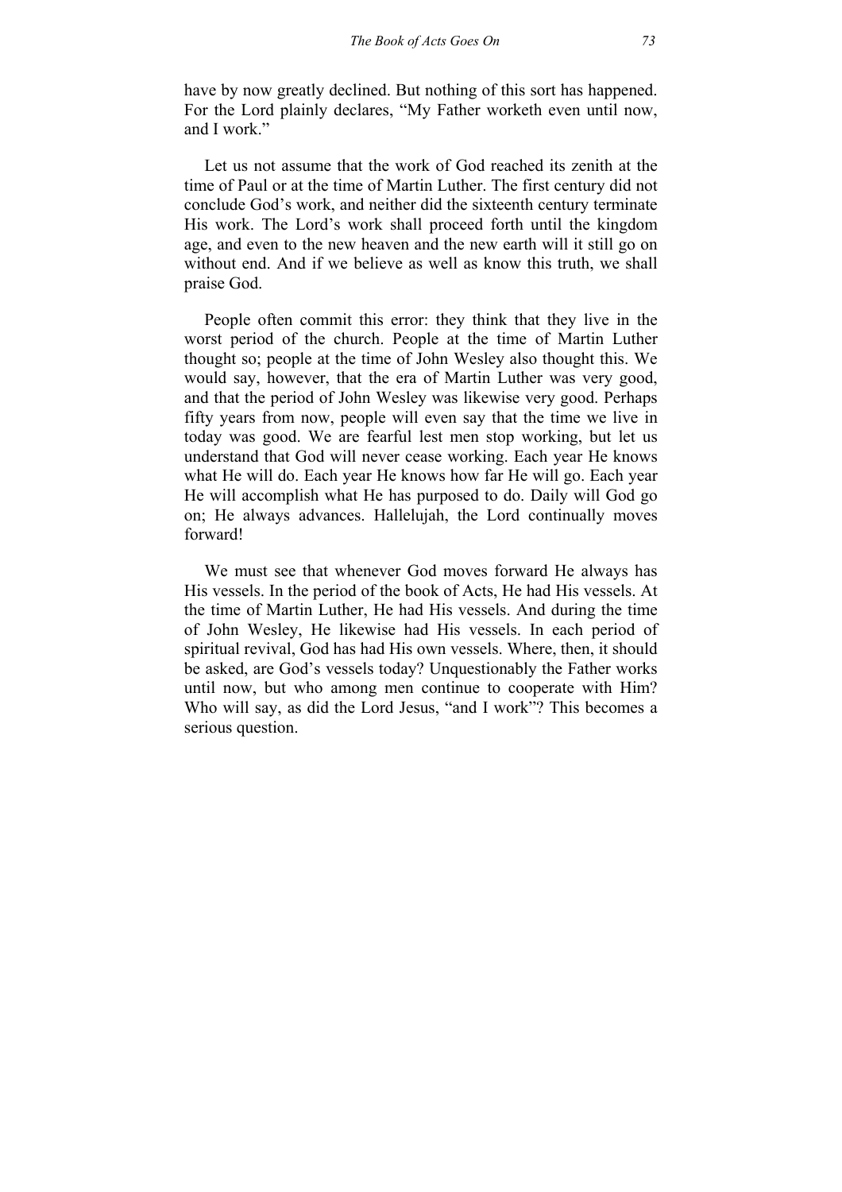have by now greatly declined. But nothing of this sort has happened. For the Lord plainly declares, "My Father worketh even until now, and I work."

Let us not assume that the work of God reached its zenith at the time of Paul or at the time of Martin Luther. The first century did not conclude God's work, and neither did the sixteenth century terminate His work. The Lord's work shall proceed forth until the kingdom age, and even to the new heaven and the new earth will it still go on without end. And if we believe as well as know this truth, we shall praise God.

People often commit this error: they think that they live in the worst period of the church. People at the time of Martin Luther thought so; people at the time of John Wesley also thought this. We would say, however, that the era of Martin Luther was very good, and that the period of John Wesley was likewise very good. Perhaps fifty years from now, people will even say that the time we live in today was good. We are fearful lest men stop working, but let us understand that God will never cease working. Each year He knows what He will do. Each year He knows how far He will go. Each year He will accomplish what He has purposed to do. Daily will God go on; He always advances. Hallelujah, the Lord continually moves forward!

We must see that whenever God moves forward He always has His vessels. In the period of the book of Acts, He had His vessels. At the time of Martin Luther, He had His vessels. And during the time of John Wesley, He likewise had His vessels. In each period of spiritual revival, God has had His own vessels. Where, then, it should be asked, are God's vessels today? Unquestionably the Father works until now, but who among men continue to cooperate with Him? Who will say, as did the Lord Jesus, "and I work"? This becomes a serious question.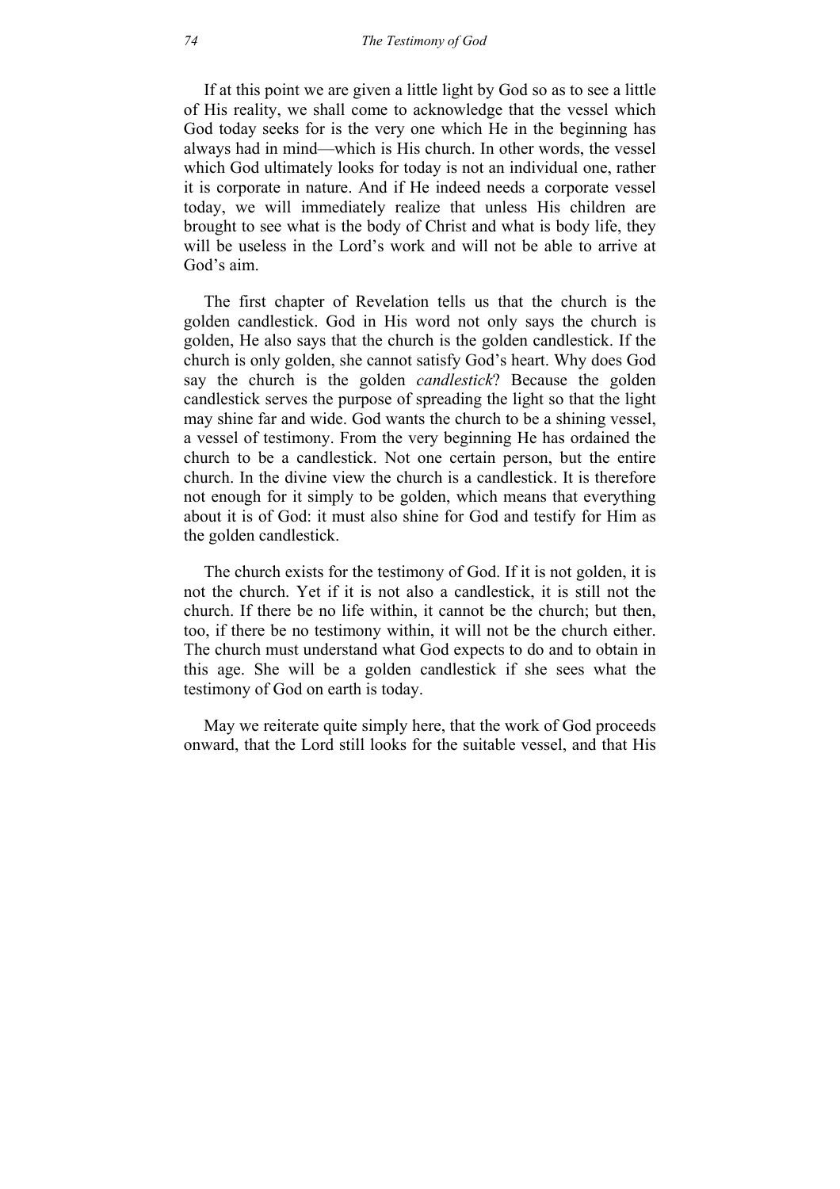If at this point we are given a little light by God so as to see a little of His reality, we shall come to acknowledge that the vessel which God today seeks for is the very one which He in the beginning has always had in mind—which is His church. In other words, the vessel which God ultimately looks for today is not an individual one, rather it is corporate in nature. And if He indeed needs a corporate vessel today, we will immediately realize that unless His children are brought to see what is the body of Christ and what is body life, they will be useless in the Lord's work and will not be able to arrive at God's aim.

The first chapter of Revelation tells us that the church is the golden candlestick. God in His word not only says the church is golden, He also says that the church is the golden candlestick. If the church is only golden, she cannot satisfy God's heart. Why does God say the church is the golden *candlestick*? Because the golden candlestick serves the purpose of spreading the light so that the light may shine far and wide. God wants the church to be a shining vessel, a vessel of testimony. From the very beginning He has ordained the church to be a candlestick. Not one certain person, but the entire church. In the divine view the church is a candlestick. It is therefore not enough for it simply to be golden, which means that everything about it is of God: it must also shine for God and testify for Him as the golden candlestick.

The church exists for the testimony of God. If it is not golden, it is not the church. Yet if it is not also a candlestick, it is still not the church. If there be no life within, it cannot be the church; but then, too, if there be no testimony within, it will not be the church either. The church must understand what God expects to do and to obtain in this age. She will be a golden candlestick if she sees what the testimony of God on earth is today.

May we reiterate quite simply here, that the work of God proceeds onward, that the Lord still looks for the suitable vessel, and that His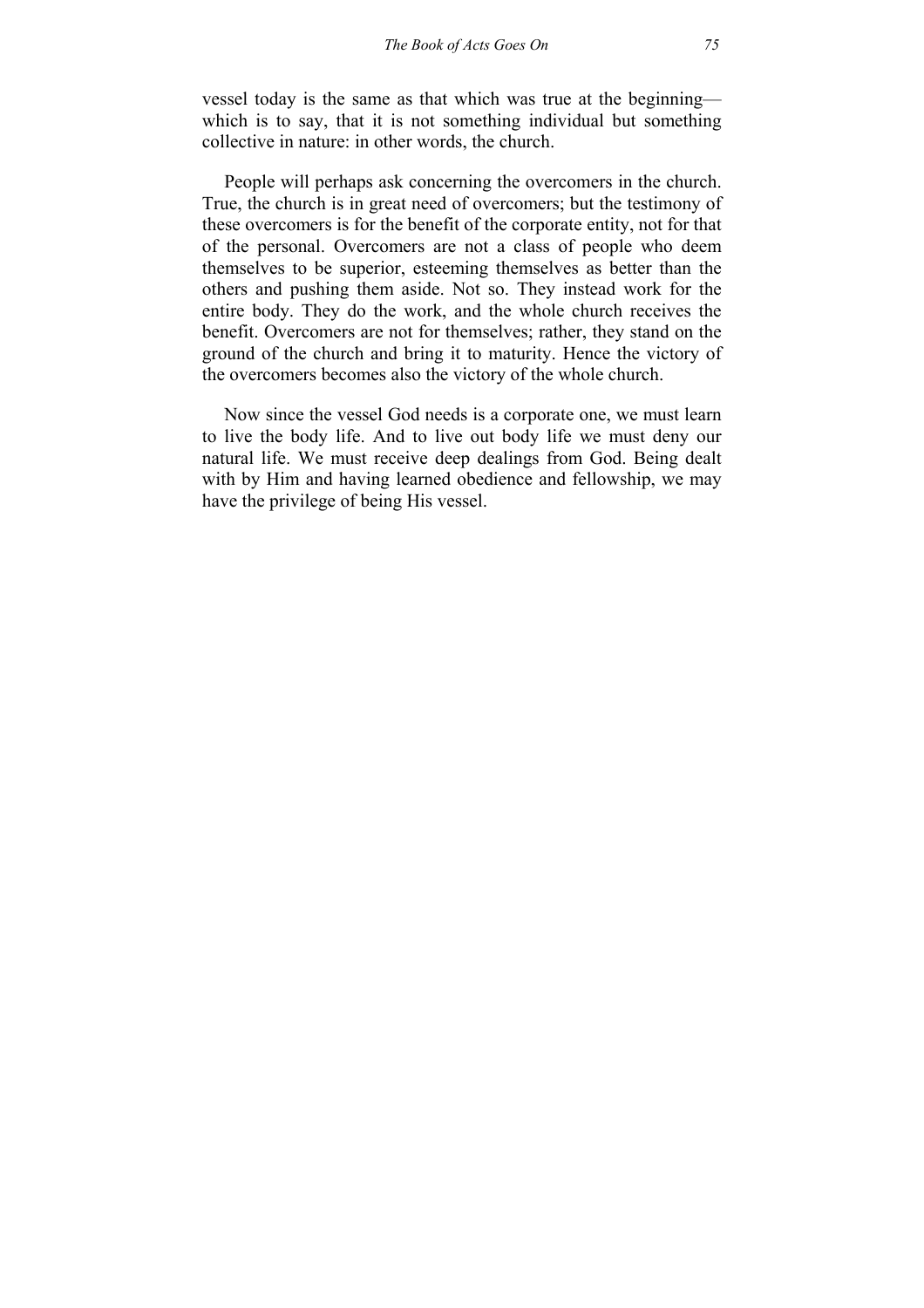vessel today is the same as that which was true at the beginning—which is to say, that it is not something individual but something collective in nature: in other words, the church.

People will perhaps ask concerning the overcomers in the church. True, the church is in great need of overcomers; but the testimony of these overcomers is for the benefit of the corporate entity, not for that of the personal. Overcomers are not a class of people who deem themselves to be superior, esteeming themselves as better than the others and pushing them aside. Not so. They instead work for the entire body. They do the work, and the whole church receives the benefit. Overcomers are not for themselves; rather, they stand on the ground of the church and bring it to maturity. Hence the victory of the overcomers becomes also the victory of the whole church.

Now since the vessel God needs is a corporate one, we must learn to live the body life. And to live out body life we must deny our natural life. We must receive deep dealings from God. Being dealt with by Him and having learned obedience and fellowship, we may have the privilege of being His vessel.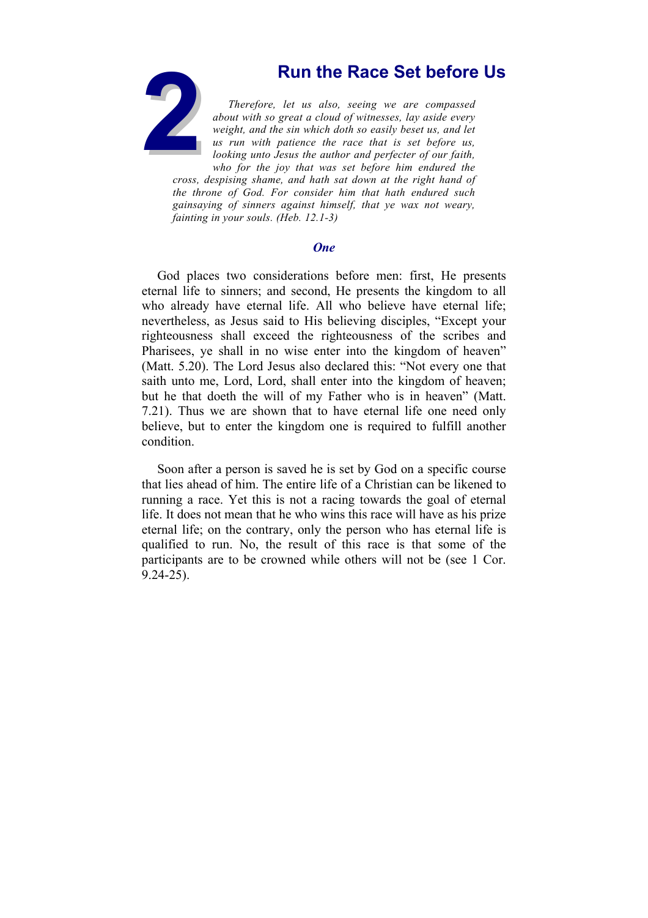# 2 Run the Race Set before Us

*Therefore, let us also, seeing we are compassed about with so great a cloud of witnesses, lay aside every weight, and the sin which doth so easily beset us, and let us run with patience the race that is set before us, looking unto Jesus the author and perfecter of our faith, who for the joy that was set before him endured the cross, despising shame, and hath sat down at the right hand of the throne of God. For consider him that hath endured such gainsaying of sinners against himself, that ye wax not weary, fainting in your souls. (Heb. 12.1-3)*

## *One*

God places two considerations before men: first, He presents eternal life to sinners; and second, He presents the kingdom to all who already have eternal life. All who believe have eternal life; nevertheless, as Jesus said to His believing disciples, "Except your righteousness shall exceed the righteousness of the scribes and Pharisees, ye shall in no wise enter into the kingdom of heaven" (Matt. 5.20). The Lord Jesus also declared this: "Not every one that saith unto me, Lord, Lord, shall enter into the kingdom of heaven; but he that doeth the will of my Father who is in heaven" (Matt. 7.21). Thus we are shown that to have eternal life one need only believe, but to enter the kingdom one is required to fulfill another condition.

Soon after a person is saved he is set by God on a specific course that lies ahead of him. The entire life of a Christian can be likened to running a race. Yet this is not a racing towards the goal of eternal life. It does not mean that he who wins this race will have as his prize eternal life; on the contrary, only the person who has eternal life is qualified to run. No, the result of this race is that some of the participants are to be crowned while others will not be (see 1 Cor. 9.24-25).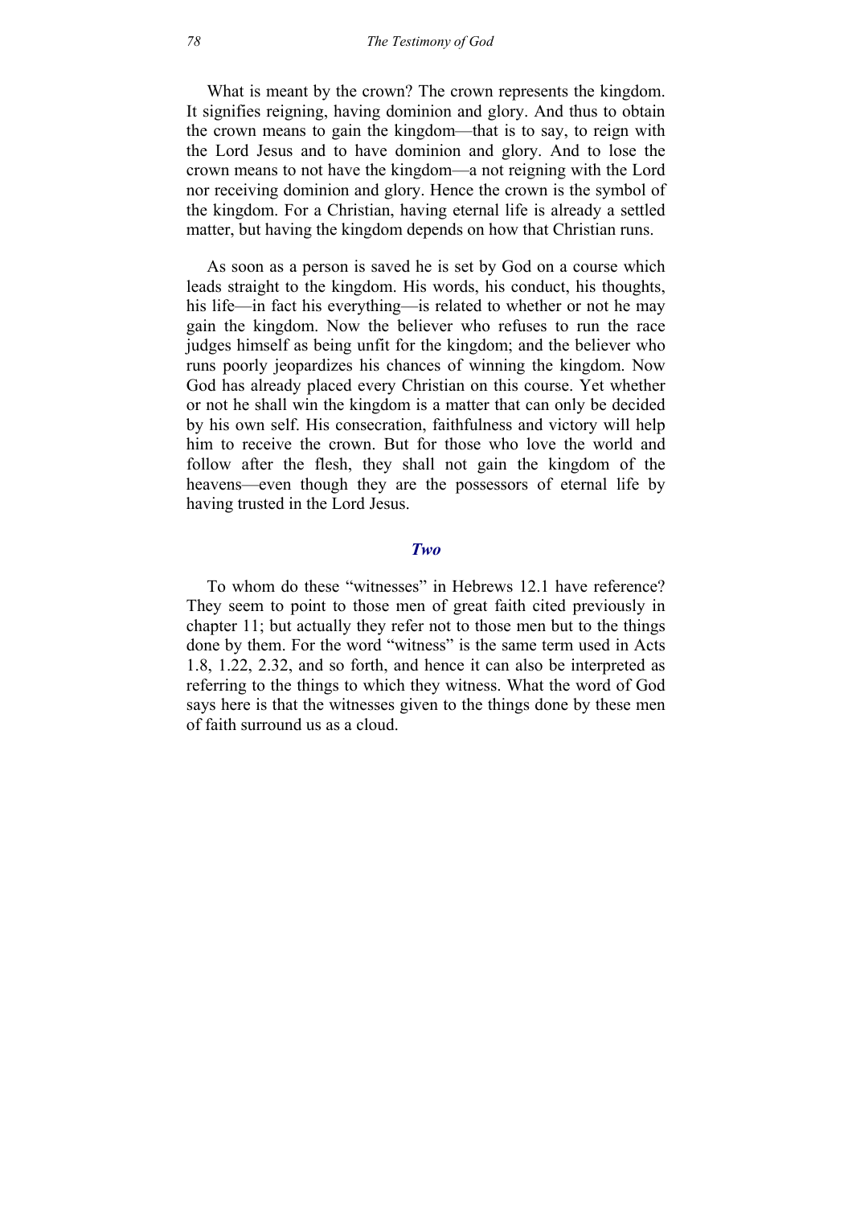What is meant by the crown? The crown represents the kingdom. It signifies reigning, having dominion and glory. And thus to obtain the crown means to gain the kingdom—that is to say, to reign with the Lord Jesus and to have dominion and glory. And to lose the crown means to not have the kingdom—a not reigning with the Lord nor receiving dominion and glory. Hence the crown is the symbol of the kingdom. For a Christian, having eternal life is already a settled matter, but having the kingdom depends on how that Christian runs.

As soon as a person is saved he is set by God on a course which leads straight to the kingdom. His words, his conduct, his thoughts, his life—in fact his everything—is related to whether or not he may gain the kingdom. Now the believer who refuses to run the race judges himself as being unfit for the kingdom; and the believer who runs poorly jeopardizes his chances of winning the kingdom. Now God has already placed every Christian on this course. Yet whether or not he shall win the kingdom is a matter that can only be decided by his own self. His consecration, faithfulness and victory will help him to receive the crown. But for those who love the world and follow after the flesh, they shall not gain the kingdom of the heavens—even though they are the possessors of eternal life by having trusted in the Lord Jesus.

### *Two*

To whom do these "witnesses" in Hebrews 12.1 have reference? They seem to point to those men of great faith cited previously in chapter 11; but actually they refer not to those men but to the things done by them. For the word "witness" is the same term used in Acts 1.8, 1.22, 2.32, and so forth, and hence it can also be interpreted as referring to the things to which they witness. What the word of God says here is that the witnesses given to the things done by these men of faith surround us as a cloud.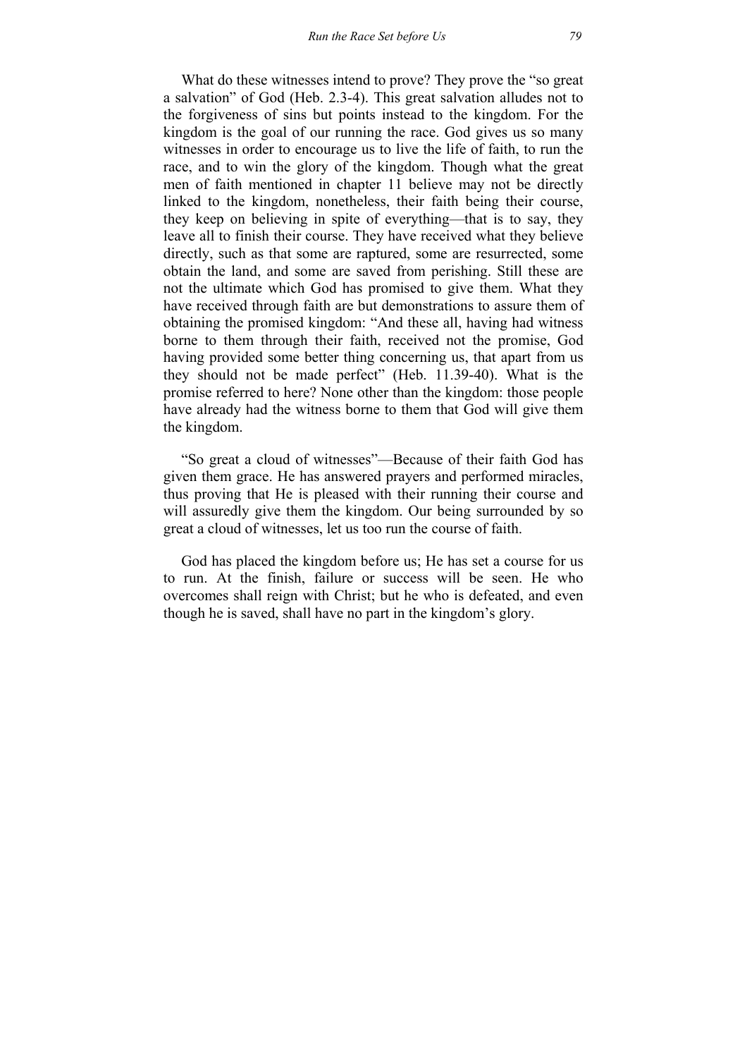What do these witnesses intend to prove? They prove the "so great a salvation" of God (Heb. 2.3-4). This great salvation alludes not to the forgiveness of sins but points instead to the kingdom. For the kingdom is the goal of our running the race. God gives us so many witnesses in order to encourage us to live the life of faith, to run the race, and to win the glory of the kingdom. Though what the great men of faith mentioned in chapter 11 believe may not be directly linked to the kingdom, nonetheless, their faith being their course, they keep on believing in spite of everything—that is to say, they leave all to finish their course. They have received what they believe directly, such as that some are raptured, some are resurrected, some obtain the land, and some are saved from perishing. Still these are not the ultimate which God has promised to give them. What they have received through faith are but demonstrations to assure them of obtaining the promised kingdom: "And these all, having had witness borne to them through their faith, received not the promise, God having provided some better thing concerning us, that apart from us they should not be made perfect" (Heb. 11.39-40). What is the promise referred to here? None other than the kingdom: those people have already had the witness borne to them that God will give them the kingdom.

"So great a cloud of witnesses"—Because of their faith God has given them grace. He has answered prayers and performed miracles, thus proving that He is pleased with their running their course and will assuredly give them the kingdom. Our being surrounded by so great a cloud of witnesses, let us too run the course of faith.

God has placed the kingdom before us; He has set a course for us to run. At the finish, failure or success will be seen. He who overcomes shall reign with Christ; but he who is defeated, and even though he is saved, shall have no part in the kingdom's glory.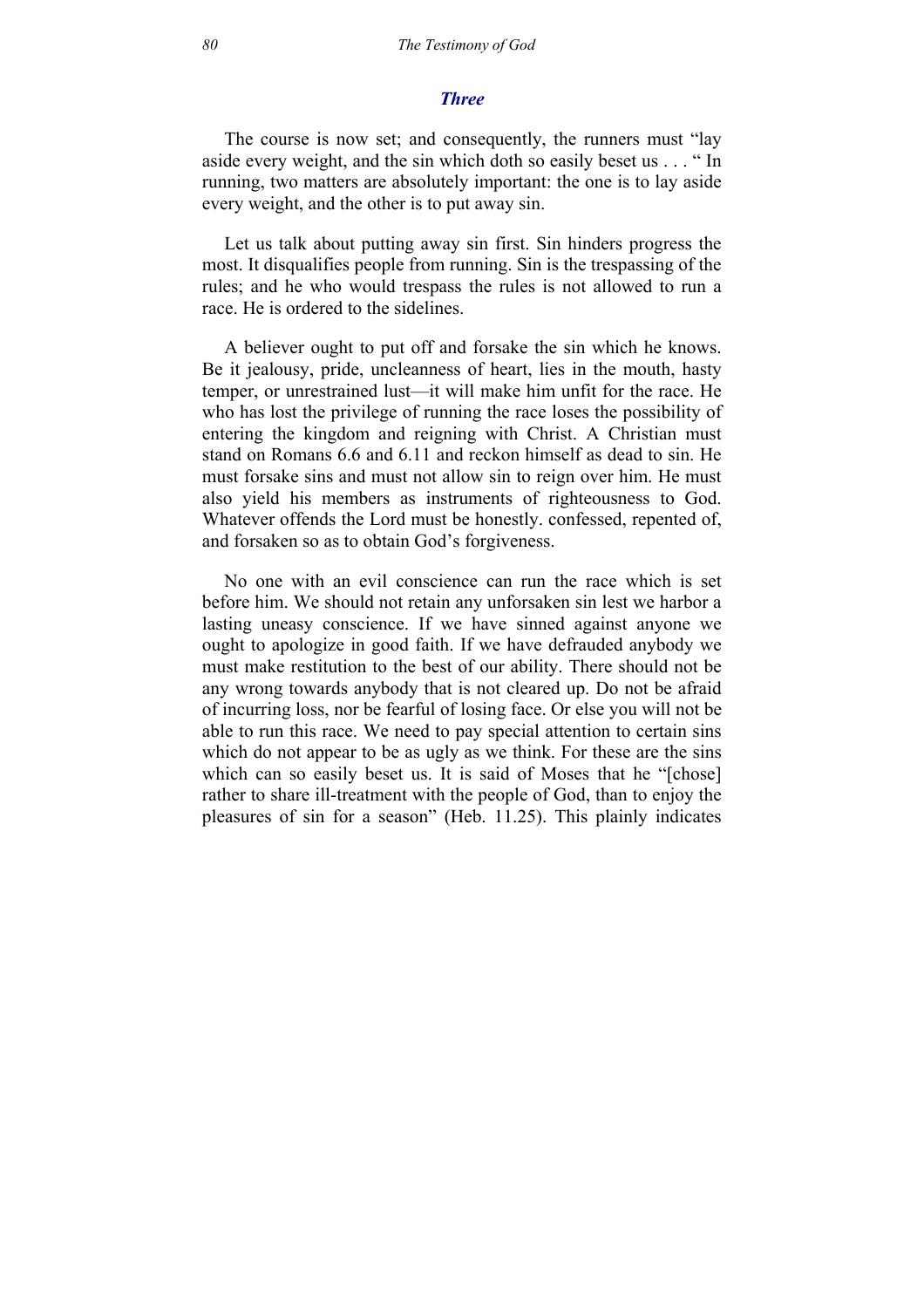### *Three*

The course is now set; and consequently, the runners must "lay aside every weight, and the sin which doth so easily beset us . . . " In running, two matters are absolutely important: the one is to lay aside every weight, and the other is to put away sin.

Let us talk about putting away sin first. Sin hinders progress the most. It disqualifies people from running. Sin is the trespassing of the rules; and he who would trespass the rules is not allowed to run a race. He is ordered to the sidelines.

A believer ought to put off and forsake the sin which he knows. Be it jealousy, pride, uncleanness of heart, lies in the mouth, hasty temper, or unrestrained lust—it will make him unfit for the race. He who has lost the privilege of running the race loses the possibility of entering the kingdom and reigning with Christ. A Christian must stand on Romans 6.6 and 6.11 and reckon himself as dead to sin. He must forsake sins and must not allow sin to reign over him. He must also yield his members as instruments of righteousness to God. Whatever offends the Lord must be honestly. confessed, repented of, and forsaken so as to obtain God's forgiveness.

No one with an evil conscience can run the race which is set before him. We should not retain any unforsaken sin lest we harbor a lasting uneasy conscience. If we have sinned against anyone we ought to apologize in good faith. If we have defrauded anybody we must make restitution to the best of our ability. There should not be any wrong towards anybody that is not cleared up. Do not be afraid of incurring loss, nor be fearful of losing face. Or else you will not be able to run this race. We need to pay special attention to certain sins which do not appear to be as ugly as we think. For these are the sins which can so easily beset us. It is said of Moses that he "[chose] rather to share ill-treatment with the people of God, than to enjoy the pleasures of sin for a season" (Heb. 11.25). This plainly indicates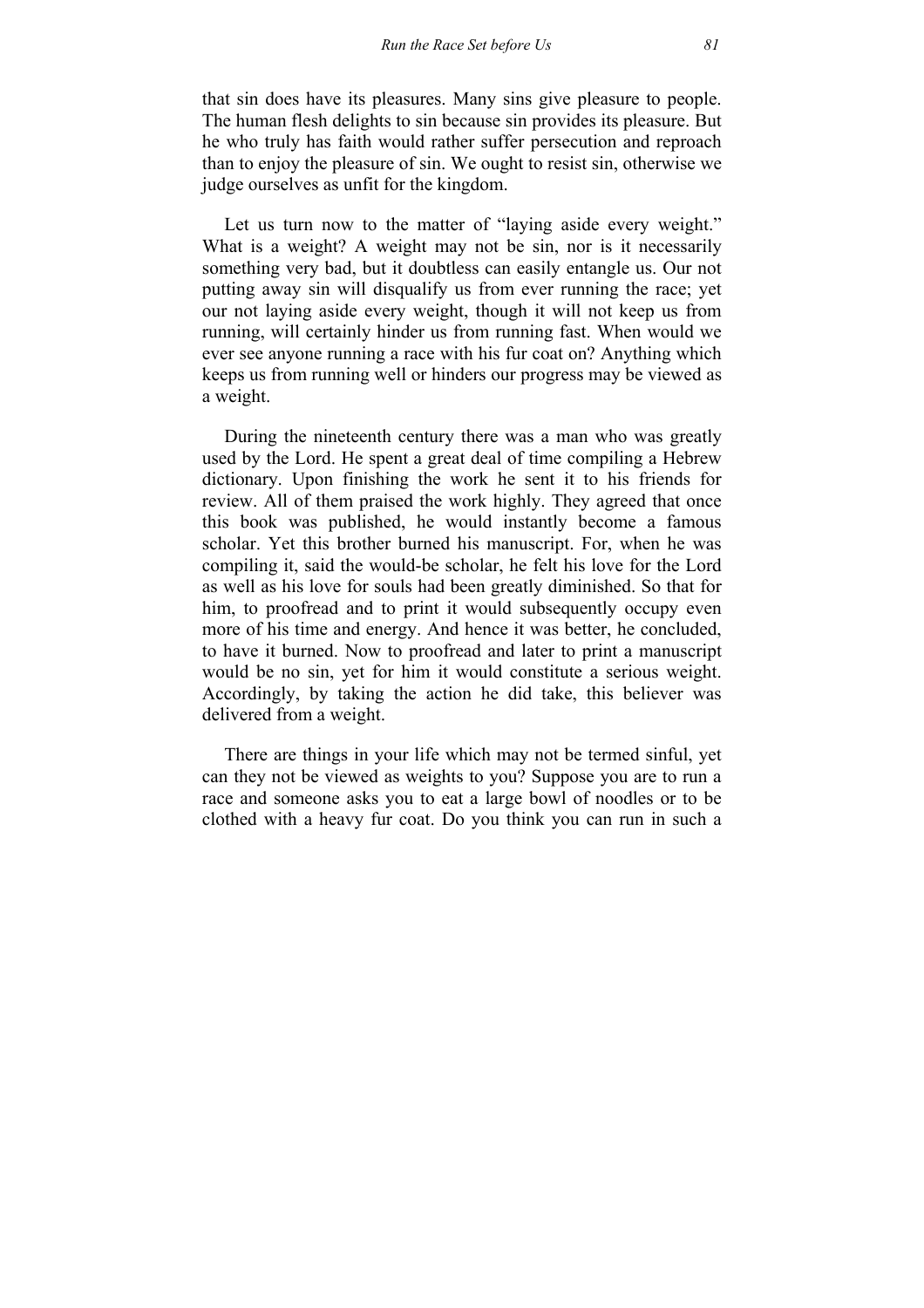that sin does have its pleasures. Many sins give pleasure to people. The human flesh delights to sin because sin provides its pleasure. But he who truly has faith would rather suffer persecution and reproach than to enjoy the pleasure of sin. We ought to resist sin, otherwise we judge ourselves as unfit for the kingdom.

Let us turn now to the matter of "laying aside every weight." What is a weight? A weight may not be sin, nor is it necessarily something very bad, but it doubtless can easily entangle us. Our not putting away sin will disqualify us from ever running the race; yet our not laying aside every weight, though it will not keep us from running, will certainly hinder us from running fast. When would we ever see anyone running a race with his fur coat on? Anything which keeps us from running well or hinders our progress may be viewed as a weight.

During the nineteenth century there was a man who was greatly used by the Lord. He spent a great deal of time compiling a Hebrew dictionary. Upon finishing the work he sent it to his friends for review. All of them praised the work highly. They agreed that once this book was published, he would instantly become a famous scholar. Yet this brother burned his manuscript. For, when he was compiling it, said the would-be scholar, he felt his love for the Lord as well as his love for souls had been greatly diminished. So that for him, to proofread and to print it would subsequently occupy even more of his time and energy. And hence it was better, he concluded, to have it burned. Now to proofread and later to print a manuscript would be no sin, yet for him it would constitute a serious weight. Accordingly, by taking the action he did take, this believer was delivered from a weight.

There are things in your life which may not be termed sinful, yet can they not be viewed as weights to you? Suppose you are to run a race and someone asks you to eat a large bowl of noodles or to be clothed with a heavy fur coat. Do you think you can run in such a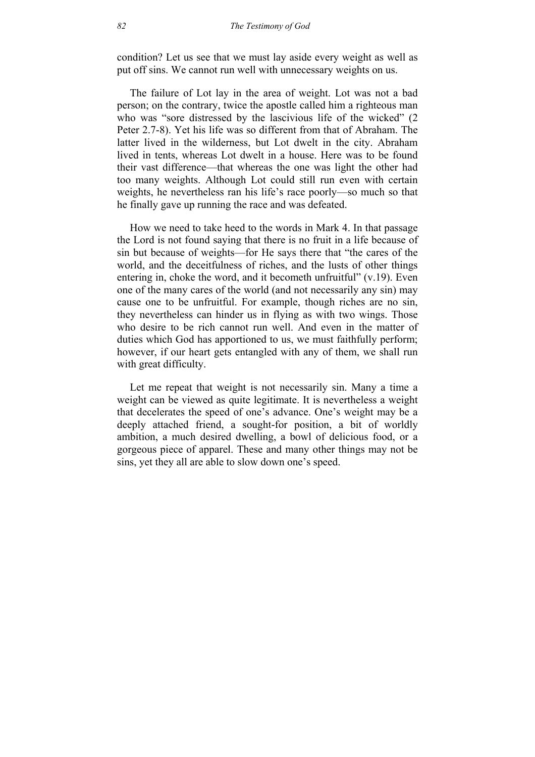condition? Let us see that we must lay aside every weight as well as put off sins. We cannot run well with unnecessary weights on us.

The failure of Lot lay in the area of weight. Lot was not a bad person; on the contrary, twice the apostle called him a righteous man who was "sore distressed by the lascivious life of the wicked" (2 Peter 2.7-8). Yet his life was so different from that of Abraham. The latter lived in the wilderness, but Lot dwelt in the city. Abraham lived in tents, whereas Lot dwelt in a house. Here was to be found their vast difference—that whereas the one was light the other had too many weights. Although Lot could still run even with certain weights, he nevertheless ran his life's race poorly—so much so that he finally gave up running the race and was defeated.

How we need to take heed to the words in Mark 4. In that passage the Lord is not found saying that there is no fruit in a life because of sin but because of weights—for He says there that "the cares of the world, and the deceitfulness of riches, and the lusts of other things entering in, choke the word, and it becometh unfruitful" (v.19). Even one of the many cares of the world (and not necessarily any sin) may cause one to be unfruitful. For example, though riches are no sin, they nevertheless can hinder us in flying as with two wings. Those who desire to be rich cannot run well. And even in the matter of duties which God has apportioned to us, we must faithfully perform; however, if our heart gets entangled with any of them, we shall run with great difficulty.

Let me repeat that weight is not necessarily sin. Many a time a weight can be viewed as quite legitimate. It is nevertheless a weight that decelerates the speed of one's advance. One's weight may be a deeply attached friend, a sought-for position, a bit of worldly ambition, a much desired dwelling, a bowl of delicious food, or a gorgeous piece of apparel. These and many other things may not be sins, yet they all are able to slow down one's speed.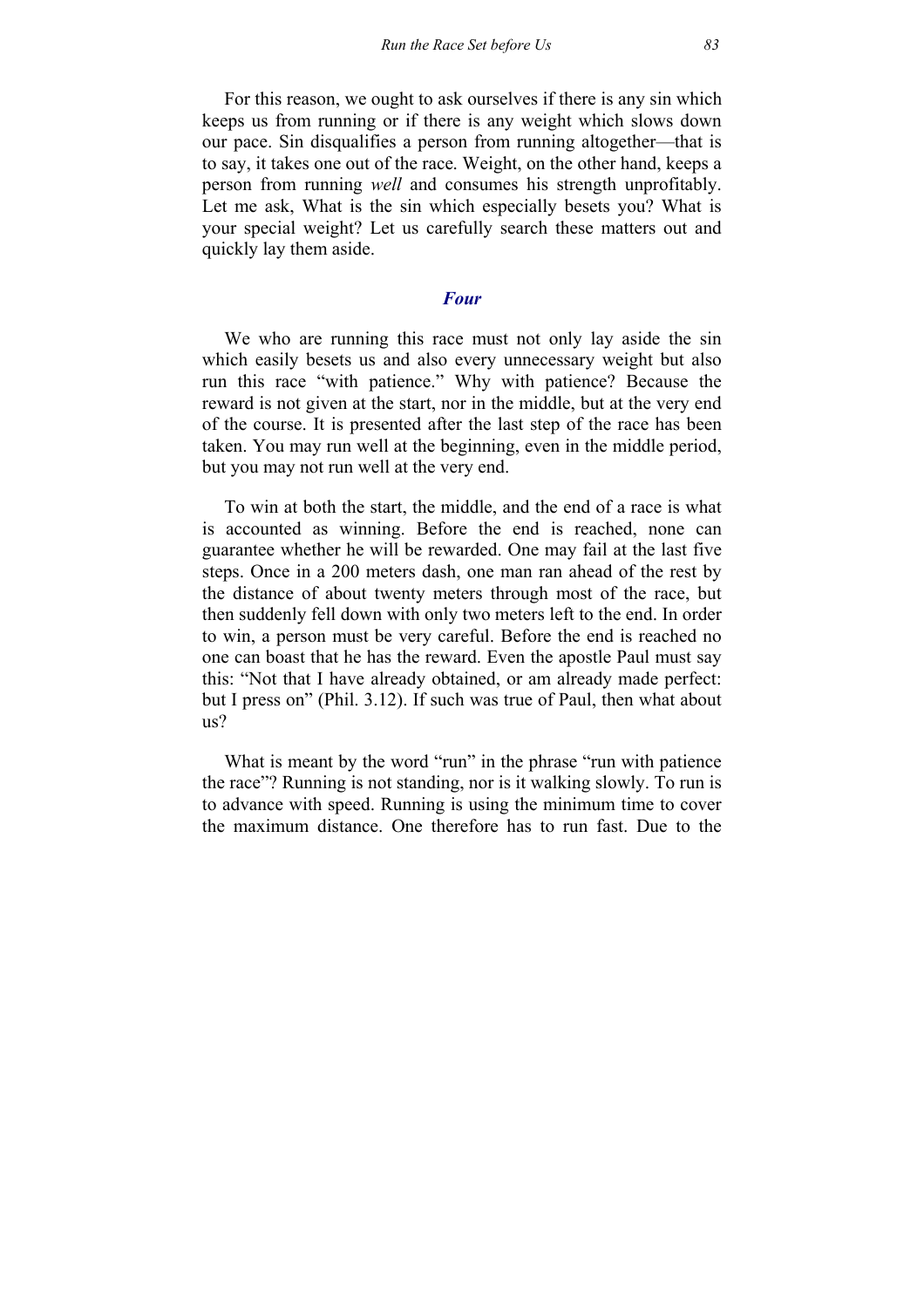For this reason, we ought to ask ourselves if there is any sin which keeps us from running or if there is any weight which slows down our pace. Sin disqualifies a person from running altogether—that is to say, it takes one out of the race. Weight, on the other hand, keeps a person from running *well* and consumes his strength unprofitably. Let me ask, What is the sin which especially besets you? What is your special weight? Let us carefully search these matters out and quickly lay them aside.

### *Four*

We who are running this race must not only lay aside the sin which easily besets us and also every unnecessary weight but also run this race "with patience." Why with patience? Because the reward is not given at the start, nor in the middle, but at the very end of the course. It is presented after the last step of the race has been taken. You may run well at the beginning, even in the middle period, but you may not run well at the very end.

To win at both the start, the middle, and the end of a race is what is accounted as winning. Before the end is reached, none can guarantee whether he will be rewarded. One may fail at the last five steps. Once in a 200 meters dash, one man ran ahead of the rest by the distance of about twenty meters through most of the race, but then suddenly fell down with only two meters left to the end. In order to win, a person must be very careful. Before the end is reached no one can boast that he has the reward. Even the apostle Paul must say this: "Not that I have already obtained, or am already made perfect: but I press on" (Phil. 3.12). If such was true of Paul, then what about us?

What is meant by the word "run" in the phrase "run with patience the race"? Running is not standing, nor is it walking slowly. To run is to advance with speed. Running is using the minimum time to cover the maximum distance. One therefore has to run fast. Due to the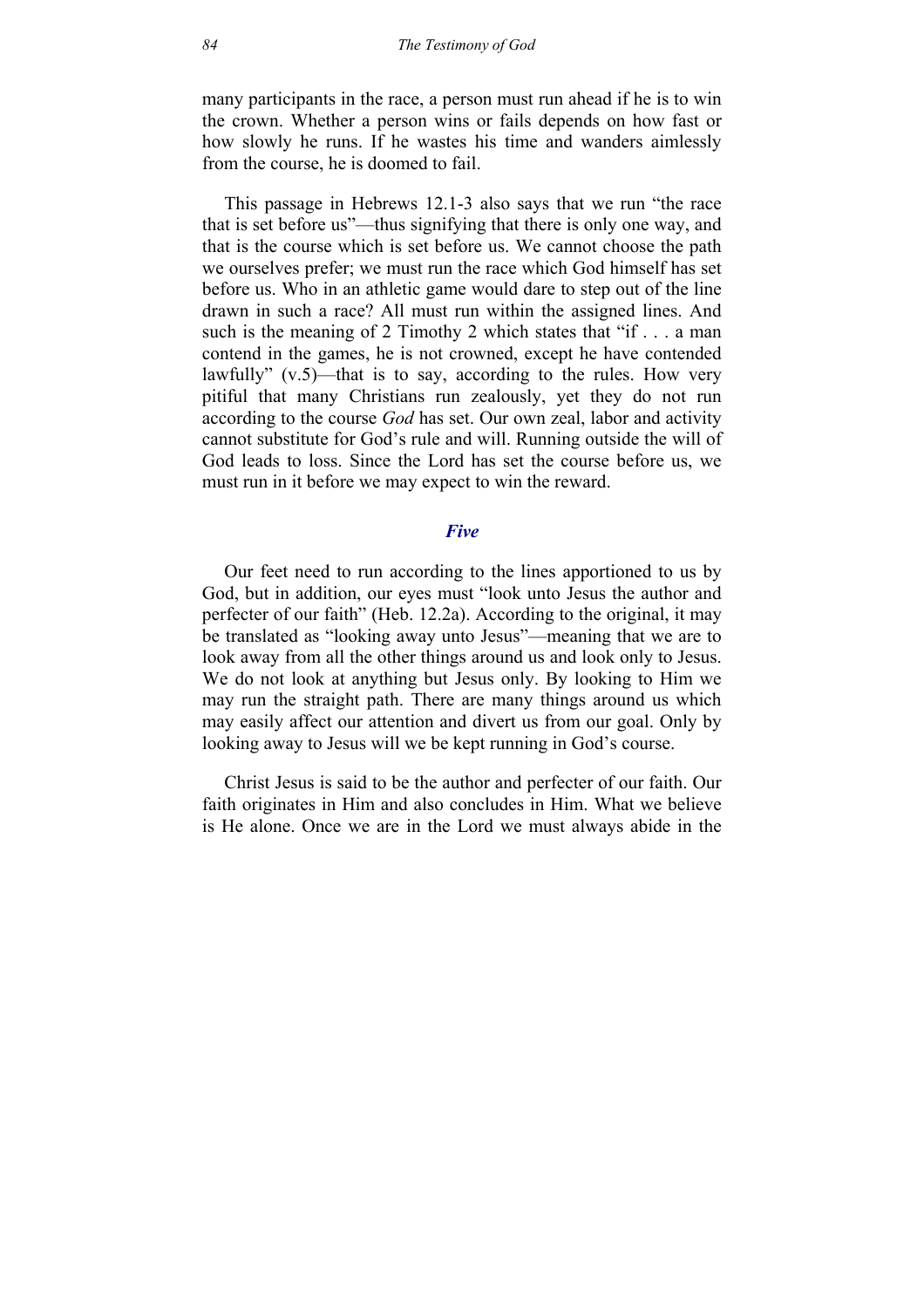many participants in the race, a person must run ahead if he is to win the crown. Whether a person wins or fails depends on how fast or how slowly he runs. If he wastes his time and wanders aimlessly from the course, he is doomed to fail.

This passage in Hebrews 12.1-3 also says that we run "the race that is set before us"—thus signifying that there is only one way, and that is the course which is set before us. We cannot choose the path we ourselves prefer; we must run the race which God himself has set before us. Who in an athletic game would dare to step out of the line drawn in such a race? All must run within the assigned lines. And such is the meaning of 2 Timothy 2 which states that "if . . . a man contend in the games, he is not crowned, except he have contended lawfully" (v.5)—that is to say, according to the rules. How very pitiful that many Christians run zealously, yet they do not run according to the course *God* has set. Our own zeal, labor and activity cannot substitute for God's rule and will. Running outside the will of God leads to loss. Since the Lord has set the course before us, we must run in it before we may expect to win the reward.

### *Five*

Our feet need to run according to the lines apportioned to us by God, but in addition, our eyes must "look unto Jesus the author and perfecter of our faith" (Heb. 12.2a). According to the original, it may be translated as "looking away unto Jesus"—meaning that we are to look away from all the other things around us and look only to Jesus. We do not look at anything but Jesus only. By looking to Him we may run the straight path. There are many things around us which may easily affect our attention and divert us from our goal. Only by looking away to Jesus will we be kept running in God's course.

Christ Jesus is said to be the author and perfecter of our faith. Our faith originates in Him and also concludes in Him. What we believe is He alone. Once we are in the Lord we must always abide in the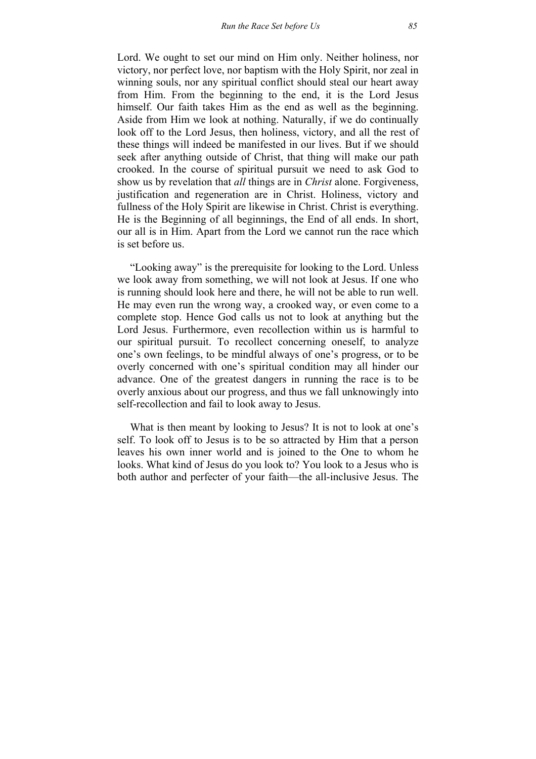Lord. We ought to set our mind on Him only. Neither holiness, nor victory, nor perfect love, nor baptism with the Holy Spirit, nor zeal in winning souls, nor any spiritual conflict should steal our heart away from Him. From the beginning to the end, it is the Lord Jesus himself. Our faith takes Him as the end as well as the beginning. Aside from Him we look at nothing. Naturally, if we do continually look off to the Lord Jesus, then holiness, victory, and all the rest of these things will indeed be manifested in our lives. But if we should seek after anything outside of Christ, that thing will make our path crooked. In the course of spiritual pursuit we need to ask God to show us by revelation that *all* things are in *Christ* alone. Forgiveness, justification and regeneration are in Christ. Holiness, victory and fullness of the Holy Spirit are likewise in Christ. Christ is everything. He is the Beginning of all beginnings, the End of all ends. In short, our all is in Him. Apart from the Lord we cannot run the race which is set before us.

"Looking away" is the prerequisite for looking to the Lord. Unless we look away from something, we will not look at Jesus. If one who is running should look here and there, he will not be able to run well. He may even run the wrong way, a crooked way, or even come to a complete stop. Hence God calls us not to look at anything but the Lord Jesus. Furthermore, even recollection within us is harmful to our spiritual pursuit. To recollect concerning oneself, to analyze one's own feelings, to be mindful always of one's progress, or to be overly concerned with one's spiritual condition may all hinder our advance. One of the greatest dangers in running the race is to be overly anxious about our progress, and thus we fall unknowingly into self-recollection and fail to look away to Jesus.

What is then meant by looking to Jesus? It is not to look at one's self. To look off to Jesus is to be so attracted by Him that a person leaves his own inner world and is joined to the One to whom he looks. What kind of Jesus do you look to? You look to a Jesus who is both author and perfecter of your faith—the all-inclusive Jesus. The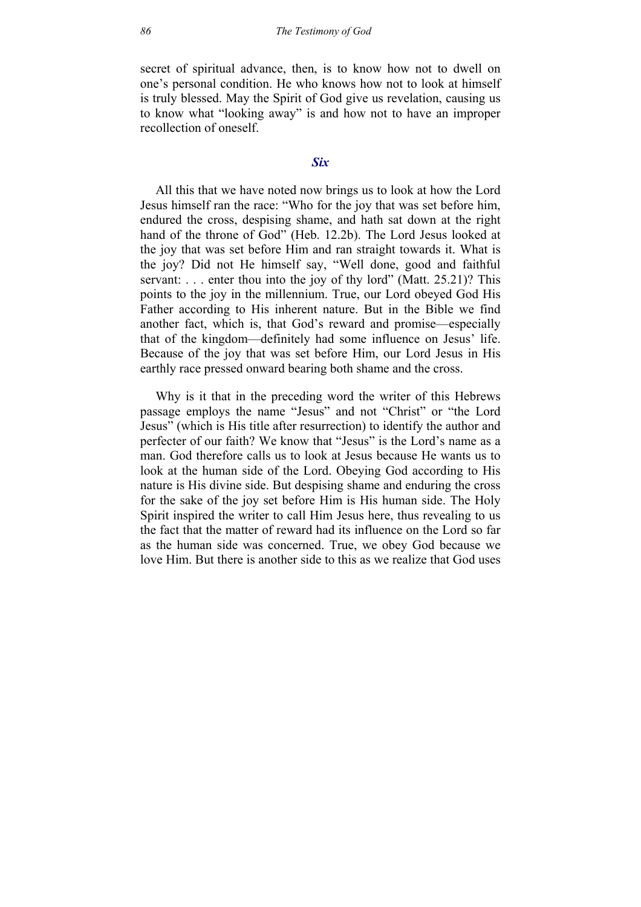secret of spiritual advance, then, is to know how not to dwell on one's personal condition. He who knows how not to look at himself is truly blessed. May the Spirit of God give us revelation, causing us to know what "looking away" is and how not to have an improper recollection of oneself.

### *Six*

All this that we have noted now brings us to look at how the Lord Jesus himself ran the race: "Who for the joy that was set before him, endured the cross, despising shame, and hath sat down at the right hand of the throne of God" (Heb. 12.2b). The Lord Jesus looked at the joy that was set before Him and ran straight towards it. What is the joy? Did not He himself say, "Well done, good and faithful servant: . . . enter thou into the joy of thy lord" (Matt. 25.21)? This points to the joy in the millennium. True, our Lord obeyed God His Father according to His inherent nature. But in the Bible we find another fact, which is, that God's reward and promise—especially that of the kingdom—definitely had some influence on Jesus' life. Because of the joy that was set before Him, our Lord Jesus in His earthly race pressed onward bearing both shame and the cross.

Why is it that in the preceding word the writer of this Hebrews passage employs the name "Jesus" and not "Christ" or "the Lord Jesus" (which is His title after resurrection) to identify the author and perfecter of our faith? We know that "Jesus" is the Lord's name as a man. God therefore calls us to look at Jesus because He wants us to look at the human side of the Lord. Obeying God according to His nature is His divine side. But despising shame and enduring the cross for the sake of the joy set before Him is His human side. The Holy Spirit inspired the writer to call Him Jesus here, thus revealing to us the fact that the matter of reward had its influence on the Lord so far as the human side was concerned. True, we obey God because we love Him. But there is another side to this as we realize that God uses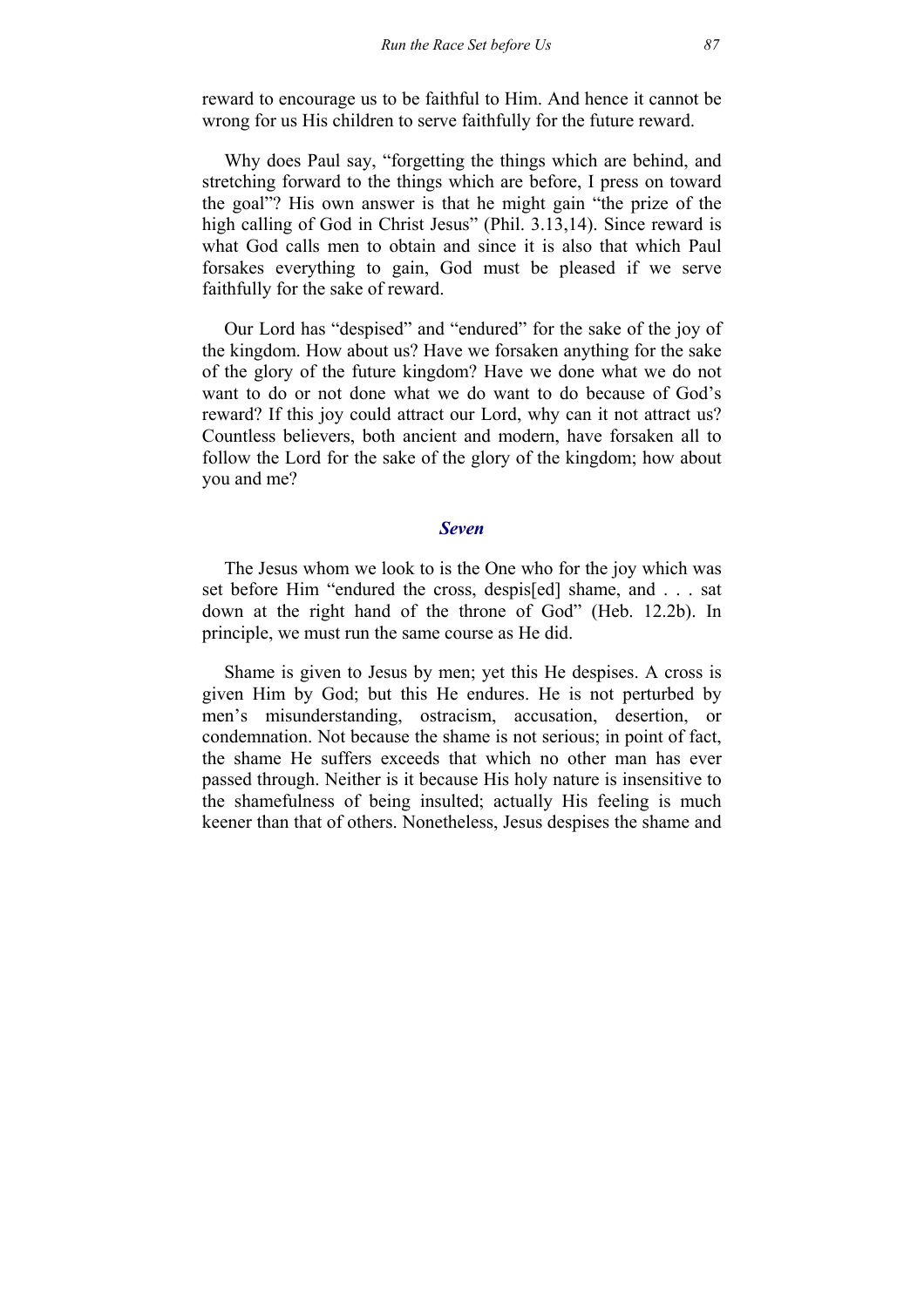reward to encourage us to be faithful to Him. And hence it cannot be wrong for us His children to serve faithfully for the future reward.

Why does Paul say, "forgetting the things which are behind, and stretching forward to the things which are before, I press on toward the goal"? His own answer is that he might gain "the prize of the high calling of God in Christ Jesus" (Phil. 3.13,14). Since reward is what God calls men to obtain and since it is also that which Paul forsakes everything to gain, God must be pleased if we serve faithfully for the sake of reward.

Our Lord has "despised" and "endured" for the sake of the joy of the kingdom. How about us? Have we forsaken anything for the sake of the glory of the future kingdom? Have we done what we do not want to do or not done what we do want to do because of God's reward? If this joy could attract our Lord, why can it not attract us? Countless believers, both ancient and modern, have forsaken all to follow the Lord for the sake of the glory of the kingdom; how about you and me?

## *Seven*

The Jesus whom we look to is the One who for the joy which was set before Him "endured the cross, despis[ed] shame, and . . . sat down at the right hand of the throne of God" (Heb. 12.2b). In principle, we must run the same course as He did.

Shame is given to Jesus by men; yet this He despises. A cross is given Him by God; but this He endures. He is not perturbed by men's misunderstanding, ostracism, accusation, desertion, or condemnation. Not because the shame is not serious; in point of fact, the shame He suffers exceeds that which no other man has ever passed through. Neither is it because His holy nature is insensitive to the shamefulness of being insulted; actually His feeling is much keener than that of others. Nonetheless, Jesus despises the shame and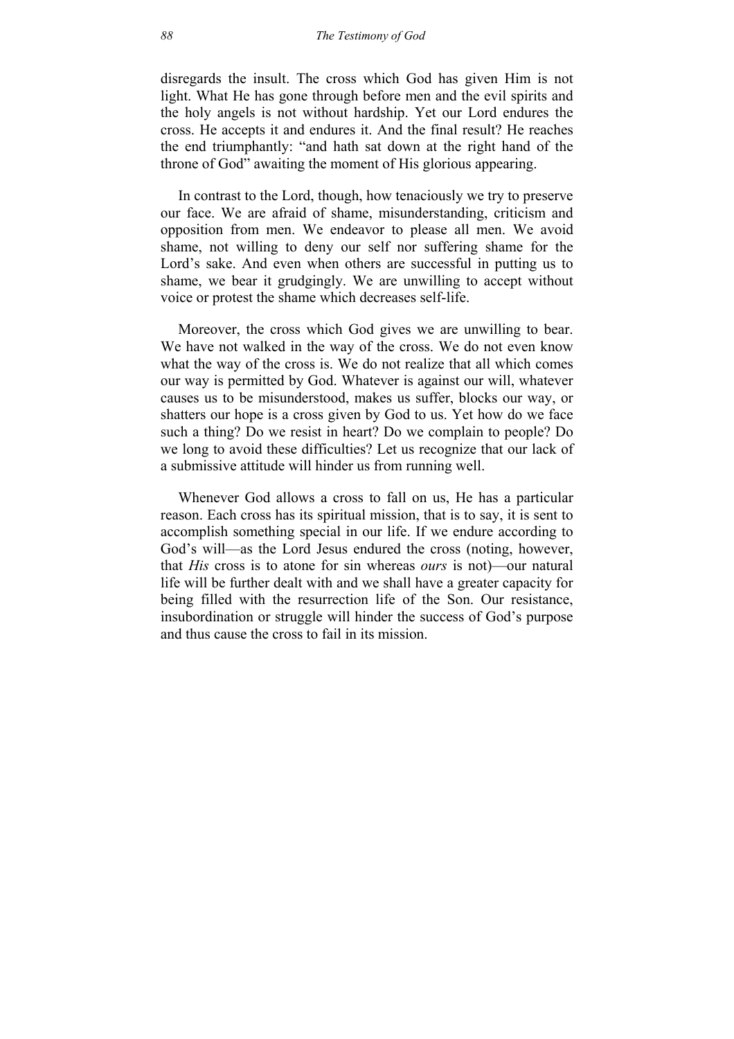disregards the insult. The cross which God has given Him is not light. What He has gone through before men and the evil spirits and the holy angels is not without hardship. Yet our Lord endures the cross. He accepts it and endures it. And the final result? He reaches the end triumphantly: "and hath sat down at the right hand of the throne of God" awaiting the moment of His glorious appearing.

In contrast to the Lord, though, how tenaciously we try to preserve our face. We are afraid of shame, misunderstanding, criticism and opposition from men. We endeavor to please all men. We avoid shame, not willing to deny our self nor suffering shame for the Lord's sake. And even when others are successful in putting us to shame, we bear it grudgingly. We are unwilling to accept without voice or protest the shame which decreases self-life.

Moreover, the cross which God gives we are unwilling to bear. We have not walked in the way of the cross. We do not even know what the way of the cross is. We do not realize that all which comes our way is permitted by God. Whatever is against our will, whatever causes us to be misunderstood, makes us suffer, blocks our way, or shatters our hope is a cross given by God to us. Yet how do we face such a thing? Do we resist in heart? Do we complain to people? Do we long to avoid these difficulties? Let us recognize that our lack of a submissive attitude will hinder us from running well.

Whenever God allows a cross to fall on us, He has a particular reason. Each cross has its spiritual mission, that is to say, it is sent to accomplish something special in our life. If we endure according to God's will—as the Lord Jesus endured the cross (noting, however, that *His* cross is to atone for sin whereas *ours* is not)—our natural life will be further dealt with and we shall have a greater capacity for being filled with the resurrection life of the Son. Our resistance, insubordination or struggle will hinder the success of God's purpose and thus cause the cross to fail in its mission.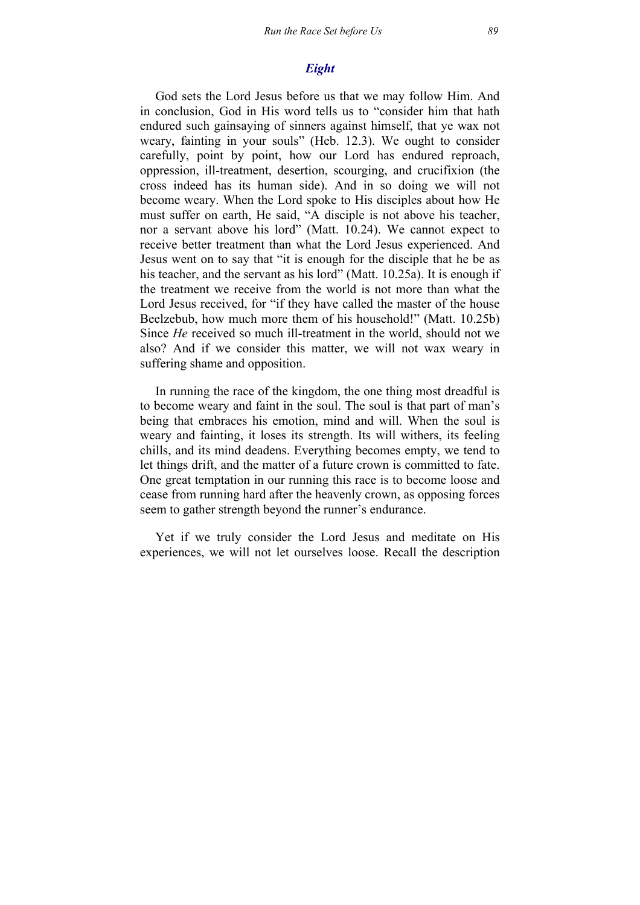## *Eight*

God sets the Lord Jesus before us that we may follow Him. And in conclusion, God in His word tells us to "consider him that hath endured such gainsaying of sinners against himself, that ye wax not weary, fainting in your souls" (Heb. 12.3). We ought to consider carefully, point by point, how our Lord has endured reproach, oppression, ill-treatment, desertion, scourging, and crucifixion (the cross indeed has its human side). And in so doing we will not become weary. When the Lord spoke to His disciples about how He must suffer on earth, He said, "A disciple is not above his teacher, nor a servant above his lord" (Matt. 10.24). We cannot expect to receive better treatment than what the Lord Jesus experienced. And Jesus went on to say that "it is enough for the disciple that he be as his teacher, and the servant as his lord" (Matt. 10.25a). It is enough if the treatment we receive from the world is not more than what the Lord Jesus received, for "if they have called the master of the house Beelzebub, how much more them of his household!" (Matt. 10.25b) Since *He* received so much ill-treatment in the world, should not we also? And if we consider this matter, we will not wax weary in suffering shame and opposition.

In running the race of the kingdom, the one thing most dreadful is to become weary and faint in the soul. The soul is that part of man's being that embraces his emotion, mind and will. When the soul is weary and fainting, it loses its strength. Its will withers, its feeling chills, and its mind deadens. Everything becomes empty, we tend to let things drift, and the matter of a future crown is committed to fate. One great temptation in our running this race is to become loose and cease from running hard after the heavenly crown, as opposing forces seem to gather strength beyond the runner's endurance.

Yet if we truly consider the Lord Jesus and meditate on His experiences, we will not let ourselves loose. Recall the description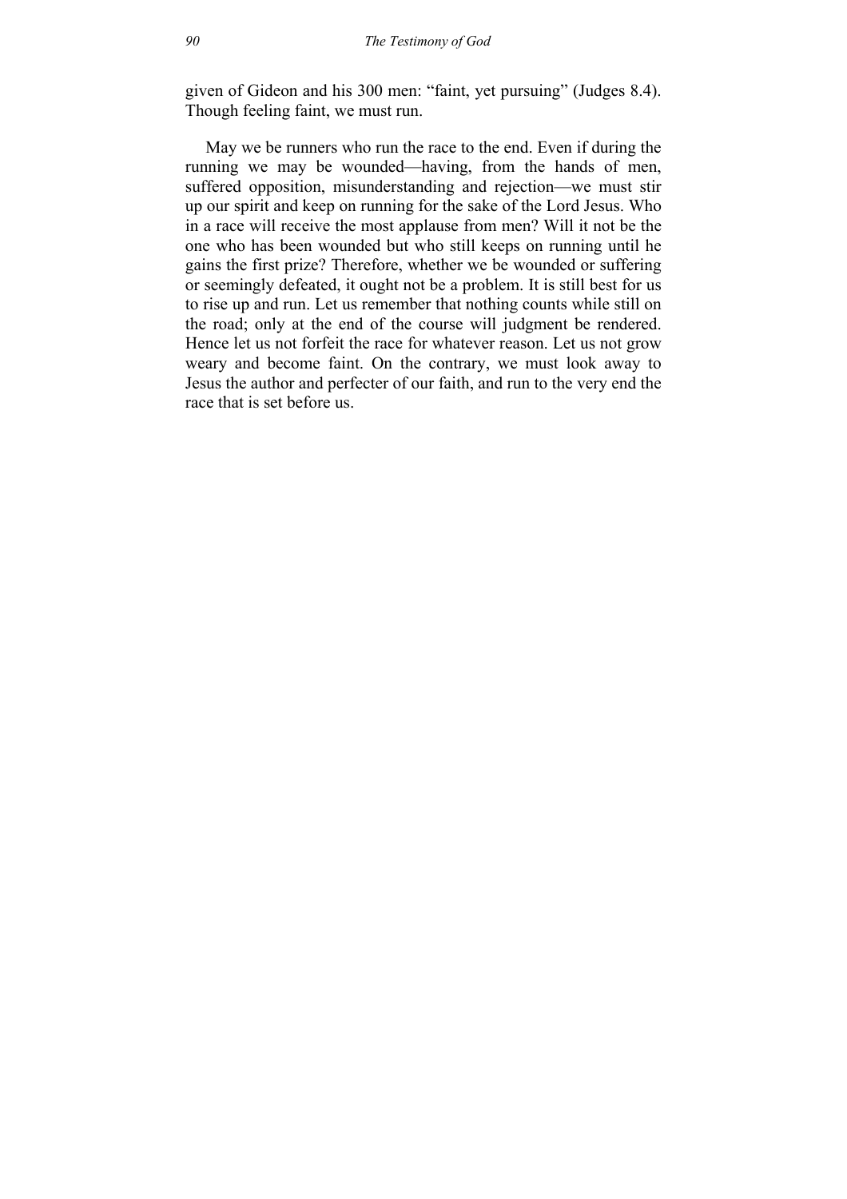given of Gideon and his 300 men: "faint, yet pursuing" (Judges 8.4). Though feeling faint, we must run.

May we be runners who run the race to the end. Even if during the running we may be wounded—having, from the hands of men, suffered opposition, misunderstanding and rejection—we must stir up our spirit and keep on running for the sake of the Lord Jesus. Who in a race will receive the most applause from men? Will it not be the one who has been wounded but who still keeps on running until he gains the first prize? Therefore, whether we be wounded or suffering or seemingly defeated, it ought not be a problem. It is still best for us to rise up and run. Let us remember that nothing counts while still on the road; only at the end of the course will judgment be rendered. Hence let us not forfeit the race for whatever reason. Let us not grow weary and become faint. On the contrary, we must look away to Jesus the author and perfecter of our faith, and run to the very end the race that is set before us.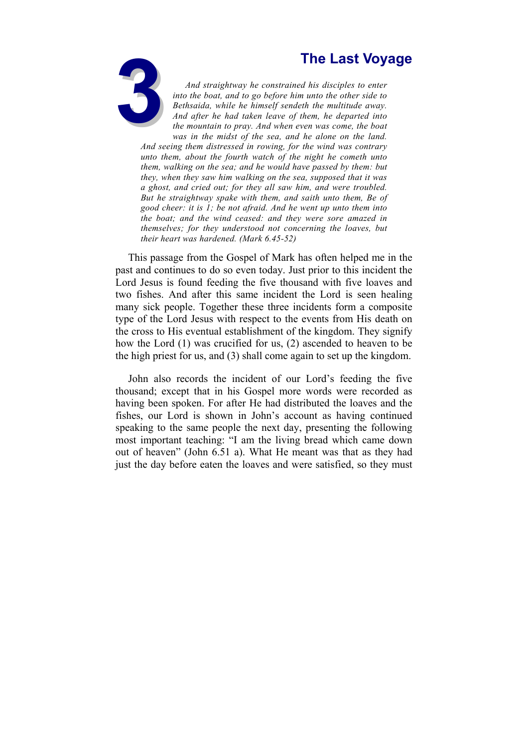# 3 The Last Voyage

*And straightway he constrained his disciples to enter into the boat, and to go before him unto the other side to Bethsaida, while he himself sendeth the multitude away. And after he had taken leave of them, he departed into the mountain to pray. And when even was come, the boat was in the midst of the sea, and he alone on the land. And seeing them distressed in rowing, for the wind was contrary unto them, about the fourth watch of the night he cometh unto them, walking on the sea; and he would have passed by them: but they, when they saw him walking on the sea, supposed that it was a ghost, and cried out; for they all saw him, and were troubled. But he straightway spake with them, and saith unto them, Be of good cheer: it is I; be not afraid. And he went up unto them into the boat; and the wind ceased: and they were sore amazed in themselves; for they understood not concerning the loaves, but their heart was hardened. (Mark 6.45-52)*

This passage from the Gospel of Mark has often helped me in the past and continues to do so even today. Just prior to this incident the Lord Jesus is found feeding the five thousand with five loaves and two fishes. And after this same incident the Lord is seen healing many sick people. Together these three incidents form a composite type of the Lord Jesus with respect to the events from His death on the cross to His eventual establishment of the kingdom. They signify how the Lord (1) was crucified for us, (2) ascended to heaven to be the high priest for us, and (3) shall come again to set up the kingdom.

John also records the incident of our Lord's feeding the five thousand; except that in his Gospel more words were recorded as having been spoken. For after He had distributed the loaves and the fishes, our Lord is shown in John's account as having continued speaking to the same people the next day, presenting the following most important teaching: "I am the living bread which came down out of heaven" (John 6.51 a). What He meant was that as they had just the day before eaten the loaves and were satisfied, so they must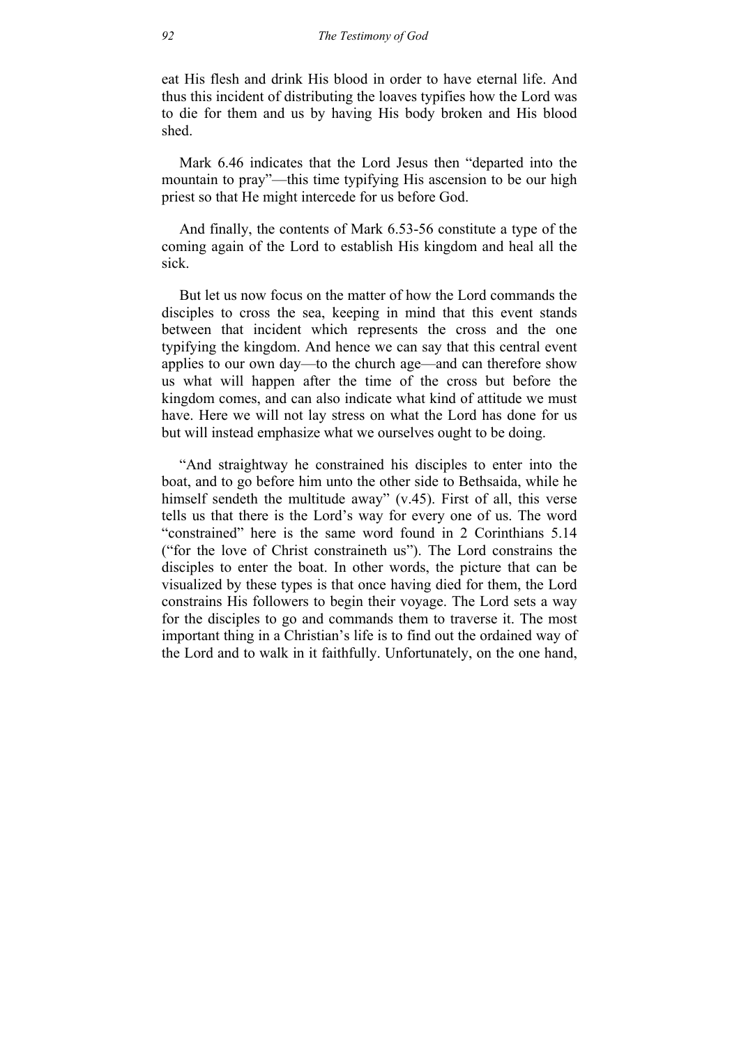eat His flesh and drink His blood in order to have eternal life. And thus this incident of distributing the loaves typifies how the Lord was to die for them and us by having His body broken and His blood shed.

Mark 6.46 indicates that the Lord Jesus then "departed into the mountain to pray"—this time typifying His ascension to be our high priest so that He might intercede for us before God.

And finally, the contents of Mark 6.53-56 constitute a type of the coming again of the Lord to establish His kingdom and heal all the sick.

But let us now focus on the matter of how the Lord commands the disciples to cross the sea, keeping in mind that this event stands between that incident which represents the cross and the one typifying the kingdom. And hence we can say that this central event applies to our own day—to the church age—and can therefore show us what will happen after the time of the cross but before the kingdom comes, and can also indicate what kind of attitude we must have. Here we will not lay stress on what the Lord has done for us but will instead emphasize what we ourselves ought to be doing.

"And straightway he constrained his disciples to enter into the boat, and to go before him unto the other side to Bethsaida, while he himself sendeth the multitude away" (v.45). First of all, this verse tells us that there is the Lord's way for every one of us. The word "constrained" here is the same word found in 2 Corinthians 5.14 ("for the love of Christ constraineth us"). The Lord constrains the disciples to enter the boat. In other words, the picture that can be visualized by these types is that once having died for them, the Lord constrains His followers to begin their voyage. The Lord sets a way for the disciples to go and commands them to traverse it. The most important thing in a Christian's life is to find out the ordained way of the Lord and to walk in it faithfully. Unfortunately, on the one hand,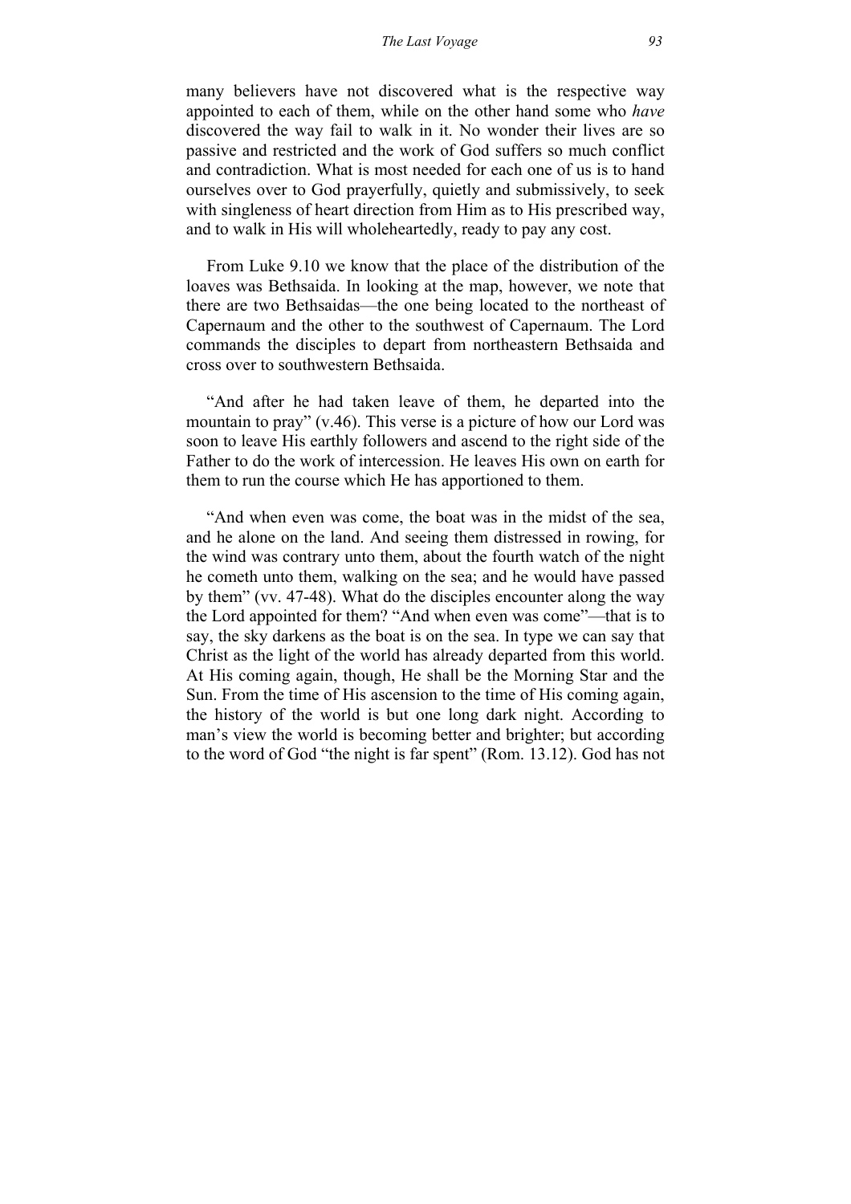many believers have not discovered what is the respective way appointed to each of them, while on the other hand some who *have* discovered the way fail to walk in it. No wonder their lives are so passive and restricted and the work of God suffers so much conflict and contradiction. What is most needed for each one of us is to hand ourselves over to God prayerfully, quietly and submissively, to seek with singleness of heart direction from Him as to His prescribed way, and to walk in His will wholeheartedly, ready to pay any cost.

From Luke 9.10 we know that the place of the distribution of the loaves was Bethsaida. In looking at the map, however, we note that there are two Bethsaidas—the one being located to the northeast of Capernaum and the other to the southwest of Capernaum. The Lord commands the disciples to depart from northeastern Bethsaida and cross over to southwestern Bethsaida.

"And after he had taken leave of them, he departed into the mountain to pray" (v.46). This verse is a picture of how our Lord was soon to leave His earthly followers and ascend to the right side of the Father to do the work of intercession. He leaves His own on earth for them to run the course which He has apportioned to them.

"And when even was come, the boat was in the midst of the sea, and he alone on the land. And seeing them distressed in rowing, for the wind was contrary unto them, about the fourth watch of the night he cometh unto them, walking on the sea; and he would have passed by them" (vv. 47-48). What do the disciples encounter along the way the Lord appointed for them? "And when even was come"—that is to say, the sky darkens as the boat is on the sea. In type we can say that Christ as the light of the world has already departed from this world. At His coming again, though, He shall be the Morning Star and the Sun. From the time of His ascension to the time of His coming again, the history of the world is but one long dark night. According to man's view the world is becoming better and brighter; but according to the word of God "the night is far spent" (Rom. 13.12). God has not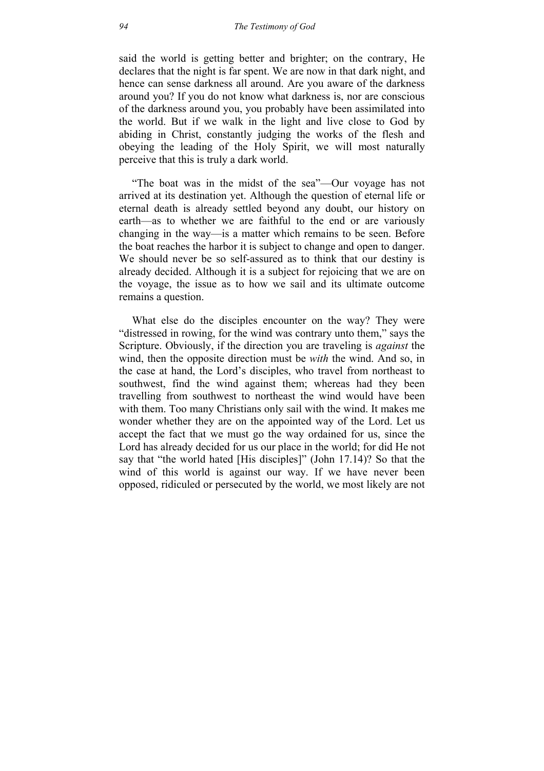said the world is getting better and brighter; on the contrary, He declares that the night is far spent. We are now in that dark night, and hence can sense darkness all around. Are you aware of the darkness around you? If you do not know what darkness is, nor are conscious of the darkness around you, you probably have been assimilated into the world. But if we walk in the light and live close to God by abiding in Christ, constantly judging the works of the flesh and obeying the leading of the Holy Spirit, we will most naturally perceive that this is truly a dark world.

"The boat was in the midst of the sea"—Our voyage has not arrived at its destination yet. Although the question of eternal life or eternal death is already settled beyond any doubt, our history on earth—as to whether we are faithful to the end or are variously changing in the way—is a matter which remains to be seen. Before the boat reaches the harbor it is subject to change and open to danger. We should never be so self-assured as to think that our destiny is already decided. Although it is a subject for rejoicing that we are on the voyage, the issue as to how we sail and its ultimate outcome remains a question.

What else do the disciples encounter on the way? They were "distressed in rowing, for the wind was contrary unto them," says the Scripture. Obviously, if the direction you are traveling is *against* the wind, then the opposite direction must be *with* the wind. And so, in the case at hand, the Lord's disciples, who travel from northeast to southwest, find the wind against them; whereas had they been travelling from southwest to northeast the wind would have been with them. Too many Christians only sail with the wind. It makes me wonder whether they are on the appointed way of the Lord. Let us accept the fact that we must go the way ordained for us, since the Lord has already decided for us our place in the world; for did He not say that "the world hated [His disciples]" (John 17.14)? So that the wind of this world is against our way. If we have never been opposed, ridiculed or persecuted by the world, we most likely are not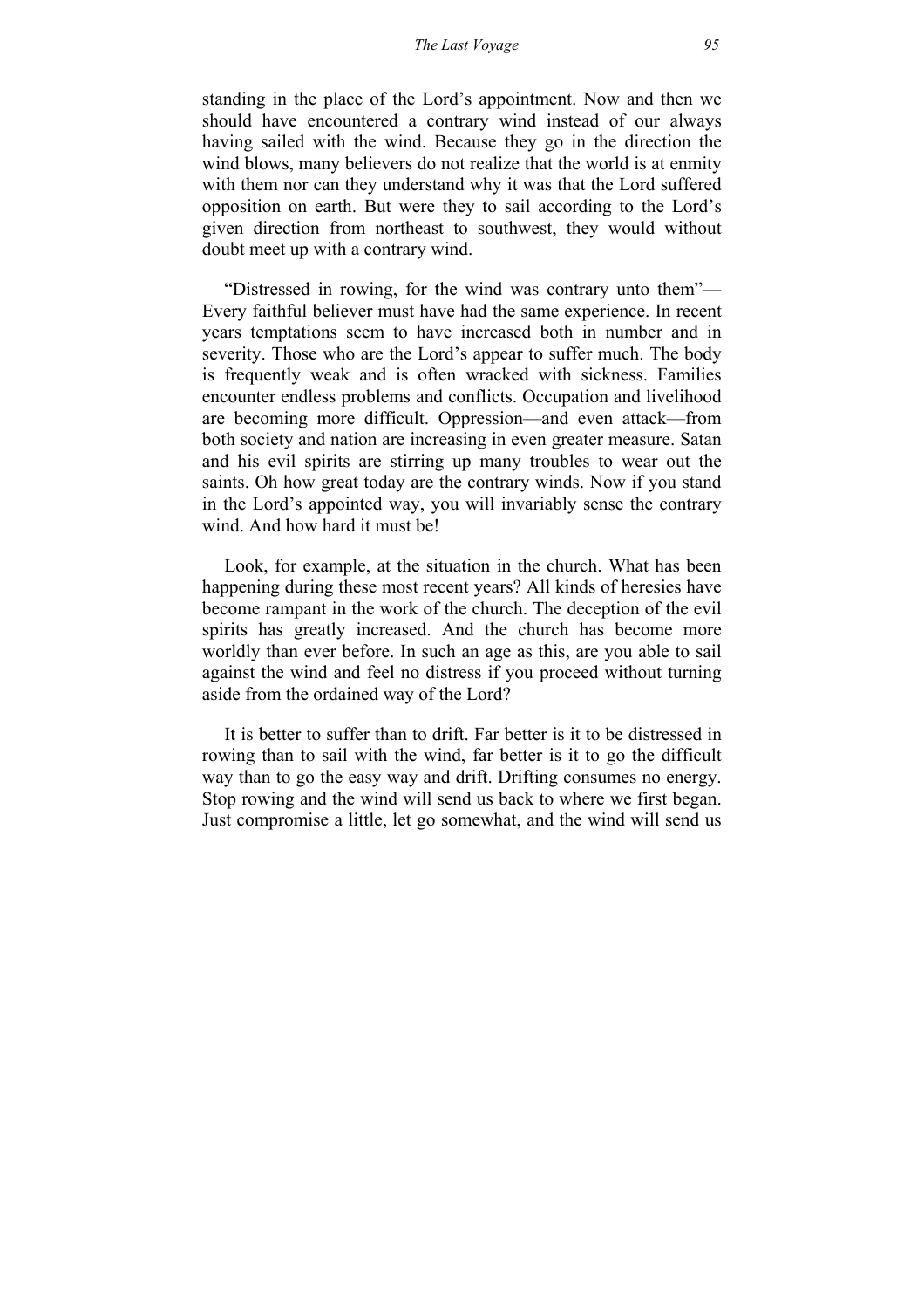standing in the place of the Lord's appointment. Now and then we should have encountered a contrary wind instead of our always having sailed with the wind. Because they go in the direction the wind blows, many believers do not realize that the world is at enmity with them nor can they understand why it was that the Lord suffered opposition on earth. But were they to sail according to the Lord's given direction from northeast to southwest, they would without doubt meet up with a contrary wind.

"Distressed in rowing, for the wind was contrary unto them"—Every faithful believer must have had the same experience. In recent years temptations seem to have increased both in number and in severity. Those who are the Lord's appear to suffer much. The body is frequently weak and is often wracked with sickness. Families encounter endless problems and conflicts. Occupation and livelihood are becoming more difficult. Oppression—and even attack—from both society and nation are increasing in even greater measure. Satan and his evil spirits are stirring up many troubles to wear out the saints. Oh how great today are the contrary winds. Now if you stand in the Lord's appointed way, you will invariably sense the contrary wind. And how hard it must be!

Look, for example, at the situation in the church. What has been happening during these most recent years? All kinds of heresies have become rampant in the work of the church. The deception of the evil spirits has greatly increased. And the church has become more worldly than ever before. In such an age as this, are you able to sail against the wind and feel no distress if you proceed without turning aside from the ordained way of the Lord?

It is better to suffer than to drift. Far better is it to be distressed in rowing than to sail with the wind, far better is it to go the difficult way than to go the easy way and drift. Drifting consumes no energy. Stop rowing and the wind will send us back to where we first began. Just compromise a little, let go somewhat, and the wind will send us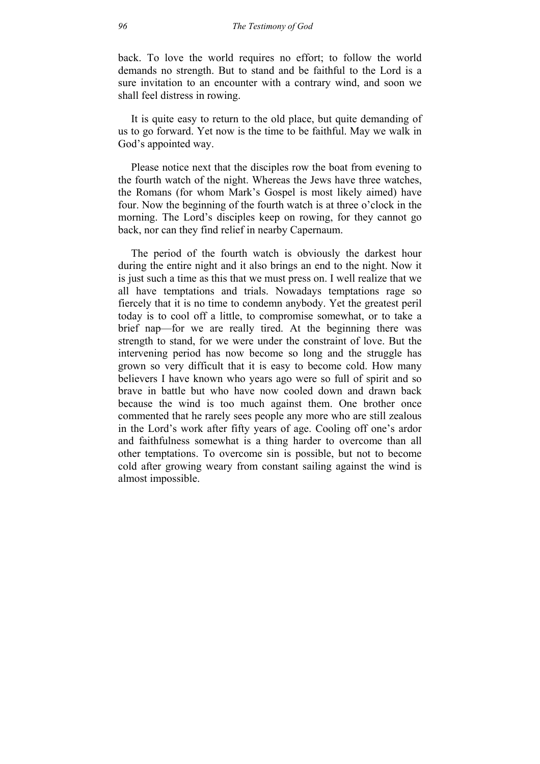back. To love the world requires no effort; to follow the world demands no strength. But to stand and be faithful to the Lord is a sure invitation to an encounter with a contrary wind, and soon we shall feel distress in rowing.

It is quite easy to return to the old place, but quite demanding of us to go forward. Yet now is the time to be faithful. May we walk in God's appointed way.

Please notice next that the disciples row the boat from evening to the fourth watch of the night. Whereas the Jews have three watches, the Romans (for whom Mark's Gospel is most likely aimed) have four. Now the beginning of the fourth watch is at three o'clock in the morning. The Lord's disciples keep on rowing, for they cannot go back, nor can they find relief in nearby Capernaum.

The period of the fourth watch is obviously the darkest hour during the entire night and it also brings an end to the night. Now it is just such a time as this that we must press on. I well realize that we all have temptations and trials. Nowadays temptations rage so fiercely that it is no time to condemn anybody. Yet the greatest peril today is to cool off a little, to compromise somewhat, or to take a brief nap—for we are really tired. At the beginning there was strength to stand, for we were under the constraint of love. But the intervening period has now become so long and the struggle has grown so very difficult that it is easy to become cold. How many believers I have known who years ago were so full of spirit and so brave in battle but who have now cooled down and drawn back because the wind is too much against them. One brother once commented that he rarely sees people any more who are still zealous in the Lord's work after fifty years of age. Cooling off one's ardor and faithfulness somewhat is a thing harder to overcome than all other temptations. To overcome sin is possible, but not to become cold after growing weary from constant sailing against the wind is almost impossible.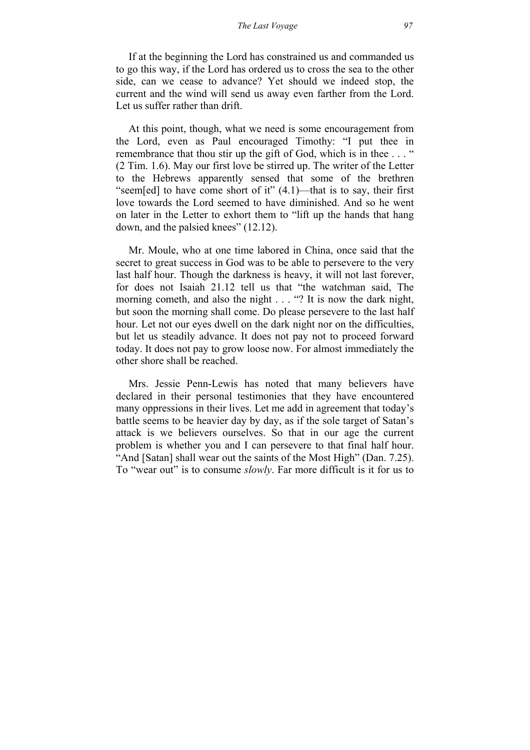If at the beginning the Lord has constrained us and commanded us to go this way, if the Lord has ordered us to cross the sea to the other side, can we cease to advance? Yet should we indeed stop, the current and the wind will send us away even farther from the Lord. Let us suffer rather than drift.

At this point, though, what we need is some encouragement from the Lord, even as Paul encouraged Timothy: "I put thee in remembrance that thou stir up the gift of God, which is in thee . . . " (2 Tim. 1.6). May our first love be stirred up. The writer of the Letter to the Hebrews apparently sensed that some of the brethren "seem[ed] to have come short of it" (4.1)—that is to say, their first love towards the Lord seemed to have diminished. And so he went on later in the Letter to exhort them to "lift up the hands that hang down, and the palsied knees" (12.12).

Mr. Moule, who at one time labored in China, once said that the secret to great success in God was to be able to persevere to the very last half hour. Though the darkness is heavy, it will not last forever, for does not Isaiah 21.12 tell us that "the watchman said, The morning cometh, and also the night . . . "? It is now the dark night, but soon the morning shall come. Do please persevere to the last half hour. Let not our eyes dwell on the dark night nor on the difficulties, but let us steadily advance. It does not pay not to proceed forward today. It does not pay to grow loose now. For almost immediately the other shore shall be reached.

Mrs. Jessie Penn-Lewis has noted that many believers have declared in their personal testimonies that they have encountered many oppressions in their lives. Let me add in agreement that today's battle seems to be heavier day by day, as if the sole target of Satan's attack is we believers ourselves. So that in our age the current problem is whether you and I can persevere to that final half hour. "And [Satan] shall wear out the saints of the Most High" (Dan. 7.25). To "wear out" is to consume *slowly*. Far more difficult is it for us to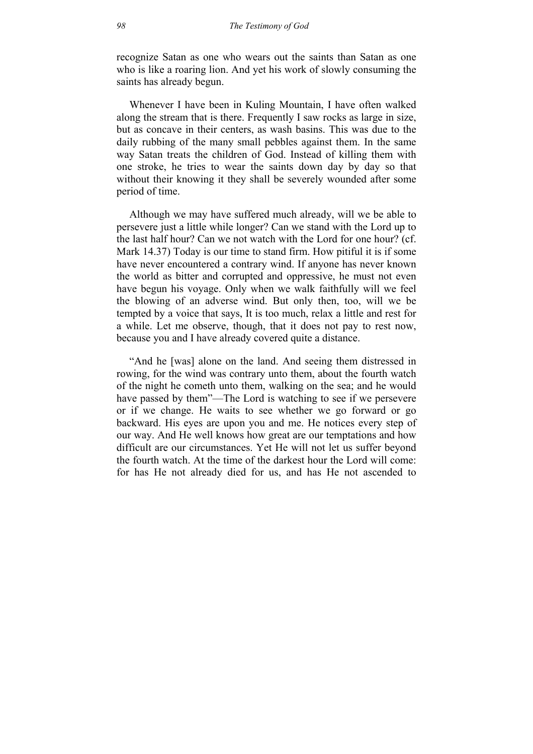recognize Satan as one who wears out the saints than Satan as one who is like a roaring lion. And yet his work of slowly consuming the saints has already begun.

Whenever I have been in Kuling Mountain, I have often walked along the stream that is there. Frequently I saw rocks as large in size, but as concave in their centers, as wash basins. This was due to the daily rubbing of the many small pebbles against them. In the same way Satan treats the children of God. Instead of killing them with one stroke, he tries to wear the saints down day by day so that without their knowing it they shall be severely wounded after some period of time.

Although we may have suffered much already, will we be able to persevere just a little while longer? Can we stand with the Lord up to the last half hour? Can we not watch with the Lord for one hour? (cf. Mark 14.37) Today is our time to stand firm. How pitiful it is if some have never encountered a contrary wind. If anyone has never known the world as bitter and corrupted and oppressive, he must not even have begun his voyage. Only when we walk faithfully will we feel the blowing of an adverse wind. But only then, too, will we be tempted by a voice that says, It is too much, relax a little and rest for a while. Let me observe, though, that it does not pay to rest now, because you and I have already covered quite a distance.

"And he [was] alone on the land. And seeing them distressed in rowing, for the wind was contrary unto them, about the fourth watch of the night he cometh unto them, walking on the sea; and he would have passed by them"—The Lord is watching to see if we persevere or if we change. He waits to see whether we go forward or go backward. His eyes are upon you and me. He notices every step of our way. And He well knows how great are our temptations and how difficult are our circumstances. Yet He will not let us suffer beyond the fourth watch. At the time of the darkest hour the Lord will come: for has He not already died for us, and has He not ascended to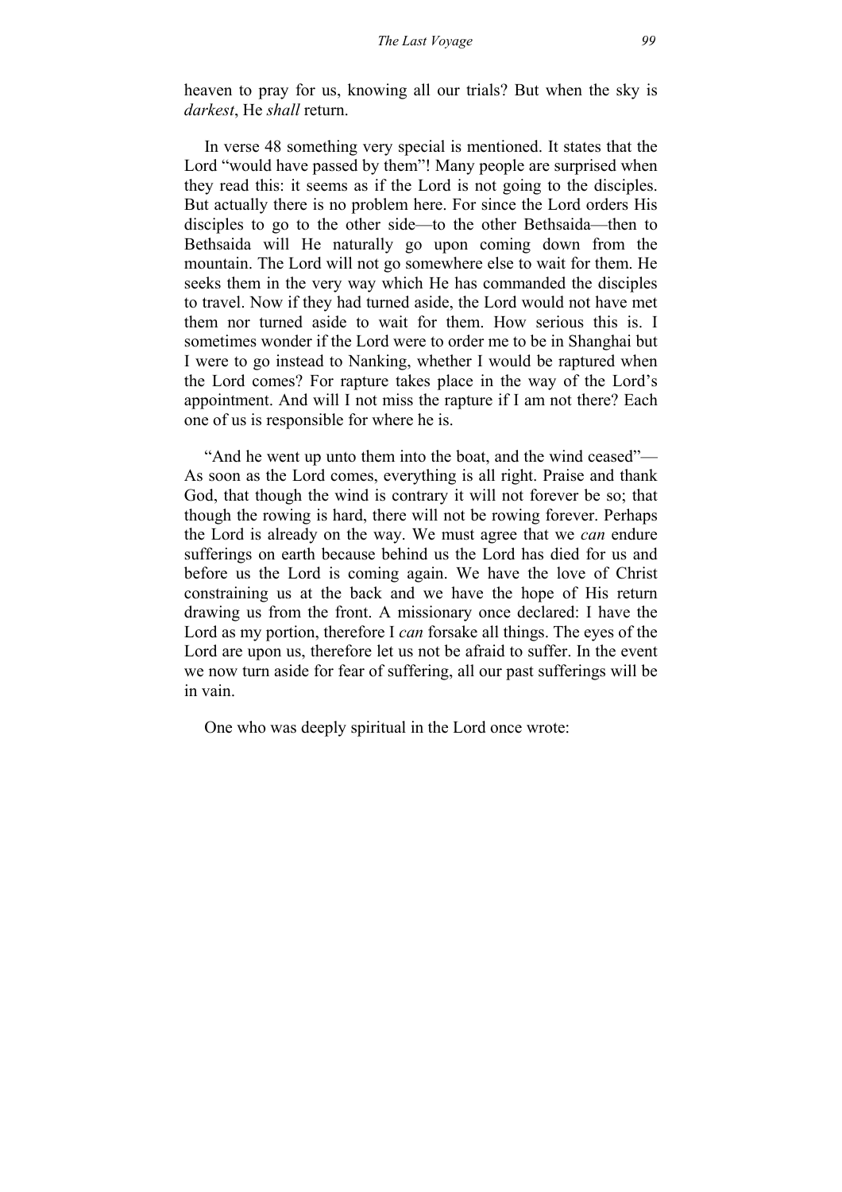heaven to pray for us, knowing all our trials? But when the sky is *darkest*, He *shall* return.

In verse 48 something very special is mentioned. It states that the Lord "would have passed by them"! Many people are surprised when they read this: it seems as if the Lord is not going to the disciples. But actually there is no problem here. For since the Lord orders His disciples to go to the other side—to the other Bethsaida—then to Bethsaida will He naturally go upon coming down from the mountain. The Lord will not go somewhere else to wait for them. He seeks them in the very way which He has commanded the disciples to travel. Now if they had turned aside, the Lord would not have met them nor turned aside to wait for them. How serious this is. I sometimes wonder if the Lord were to order me to be in Shanghai but I were to go instead to Nanking, whether I would be raptured when the Lord comes? For rapture takes place in the way of the Lord's appointment. And will I not miss the rapture if I am not there? Each one of us is responsible for where he is.

"And he went up unto them into the boat, and the wind ceased"—As soon as the Lord comes, everything is all right. Praise and thank God, that though the wind is contrary it will not forever be so; that though the rowing is hard, there will not be rowing forever. Perhaps the Lord is already on the way. We must agree that we *can* endure sufferings on earth because behind us the Lord has died for us and before us the Lord is coming again. We have the love of Christ constraining us at the back and we have the hope of His return drawing us from the front. A missionary once declared: I have the Lord as my portion, therefore I *can* forsake all things. The eyes of the Lord are upon us, therefore let us not be afraid to suffer. In the event we now turn aside for fear of suffering, all our past sufferings will be in vain.

One who was deeply spiritual in the Lord once wrote: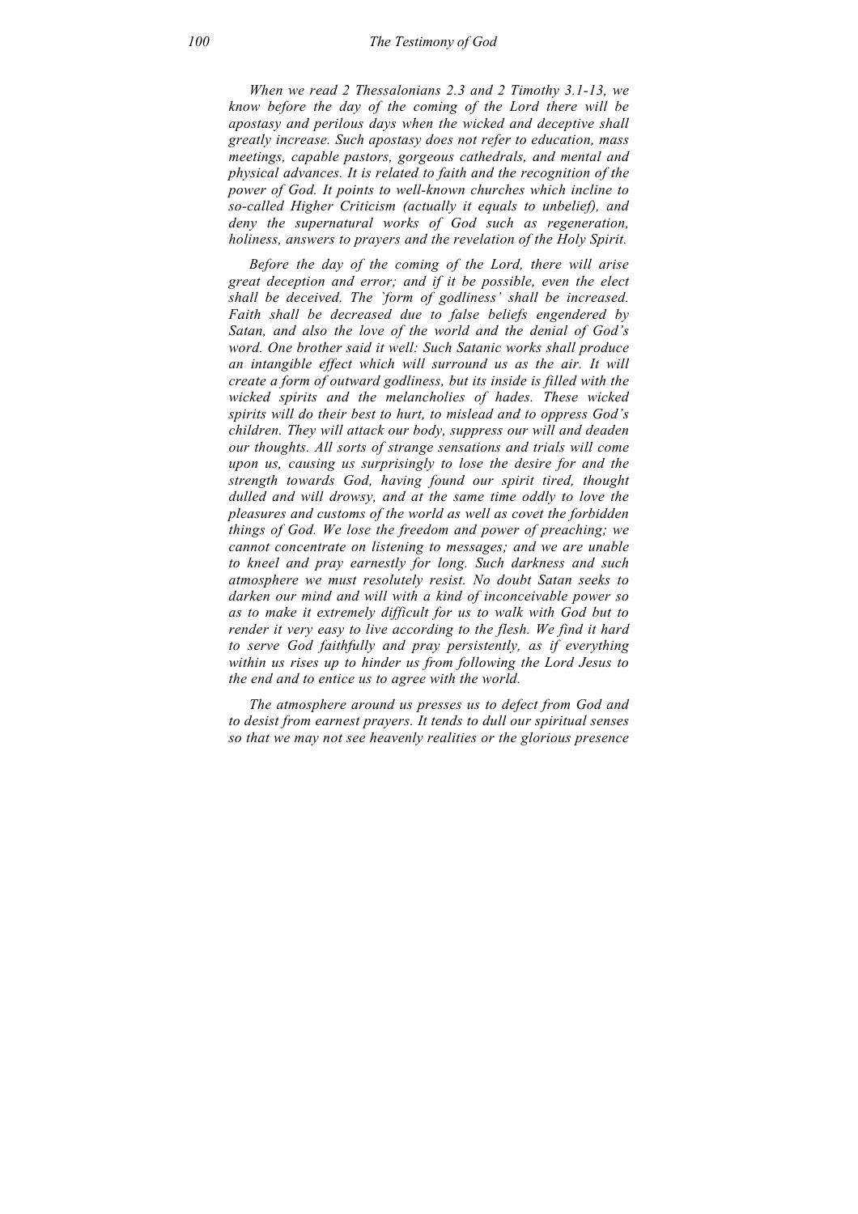*When we read 2 Thessalonians 2.3 and 2 Timothy 3.1-13, we know before the day of the coming of the Lord there will be apostasy and perilous days when the wicked and deceptive shall greatly increase. Such apostasy does not refer to education, mass meetings, capable pastors, gorgeous cathedrals, and mental and physical advances. It is related to faith and the recognition of the power of God. It points to well-known churches which incline to so-called Higher Criticism (actually it equals to unbelief), and deny the supernatural works of God such as regeneration, holiness, answers to prayers and the revelation of the Holy Spirit.*

*Before the day of the coming of the Lord, there will arise great deception and error; and if it be possible, even the elect shall be deceived. The `form of godliness' shall be increased. Faith shall be decreased due to false beliefs engendered by Satan, and also the love of the world and the denial of God's word. One brother said it well: Such Satanic works shall produce an intangible effect which will surround us as the air. It will create a form of outward godliness, but its inside is filled with the wicked spirits and the melancholies of hades. These wicked spirits will do their best to hurt, to mislead and to oppress God's children. They will attack our body, suppress our will and deaden our thoughts. All sorts of strange sensations and trials will come upon us, causing us surprisingly to lose the desire for and the strength towards God, having found our spirit tired, thought dulled and will drowsy, and at the same time oddly to love the pleasures and customs of the world as well as covet the forbidden things of God. We lose the freedom and power of preaching; we cannot concentrate on listening to messages; and we are unable to kneel and pray earnestly for long. Such darkness and such atmosphere we must resolutely resist. No doubt Satan seeks to darken our mind and will with a kind of inconceivable power so as to make it extremely difficult for us to walk with God but to render it very easy to live according to the flesh. We find it hard to serve God faithfully and pray persistently, as if everything within us rises up to hinder us from following the Lord Jesus to the end and to entice us to agree with the world.*

*The atmosphere around us presses us to defect from God and to desist from earnest prayers. It tends to dull our spiritual senses so that we may not see heavenly realities or the glorious presence*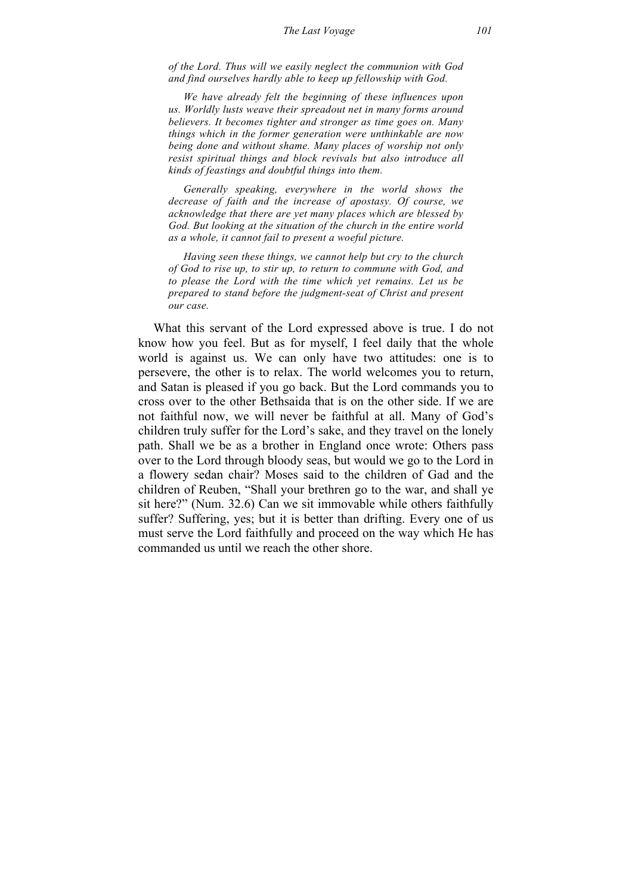*of the Lord. Thus will we easily neglect the communion with God and find ourselves hardly able to keep up fellowship with God.*

*We have already felt the beginning of these influences upon us. Worldly lusts weave their spreadout net in many forms around believers. It becomes tighter and stronger as time goes on. Many things which in the former generation were unthinkable are now being done and without shame. Many places of worship not only resist spiritual things and block revivals but also introduce all kinds of feastings and doubtful things into them.*

*Generally speaking, everywhere in the world shows the decrease of faith and the increase of apostasy. Of course, we acknowledge that there are yet many places which are blessed by God. But looking at the situation of the church in the entire world as a whole, it cannot fail to present a woeful picture.*

*Having seen these things, we cannot help but cry to the church of God to rise up, to stir up, to return to commune with God, and to please the Lord with the time which yet remains. Let us be prepared to stand before the judgment-seat of Christ and present our case.*

What this servant of the Lord expressed above is true. I do not know how you feel. But as for myself, I feel daily that the whole world is against us. We can only have two attitudes: one is to persevere, the other is to relax. The world welcomes you to return, and Satan is pleased if you go back. But the Lord commands you to cross over to the other Bethsaida that is on the other side. If we are not faithful now, we will never be faithful at all. Many of God's children truly suffer for the Lord's sake, and they travel on the lonely path. Shall we be as a brother in England once wrote: Others pass over to the Lord through bloody seas, but would we go to the Lord in a flowery sedan chair? Moses said to the children of Gad and the children of Reuben, "Shall your brethren go to the war, and shall ye sit here?" (Num. 32.6) Can we sit immovable while others faithfully suffer? Suffering, yes; but it is better than drifting. Every one of us must serve the Lord faithfully and proceed on the way which He has commanded us until we reach the other shore.